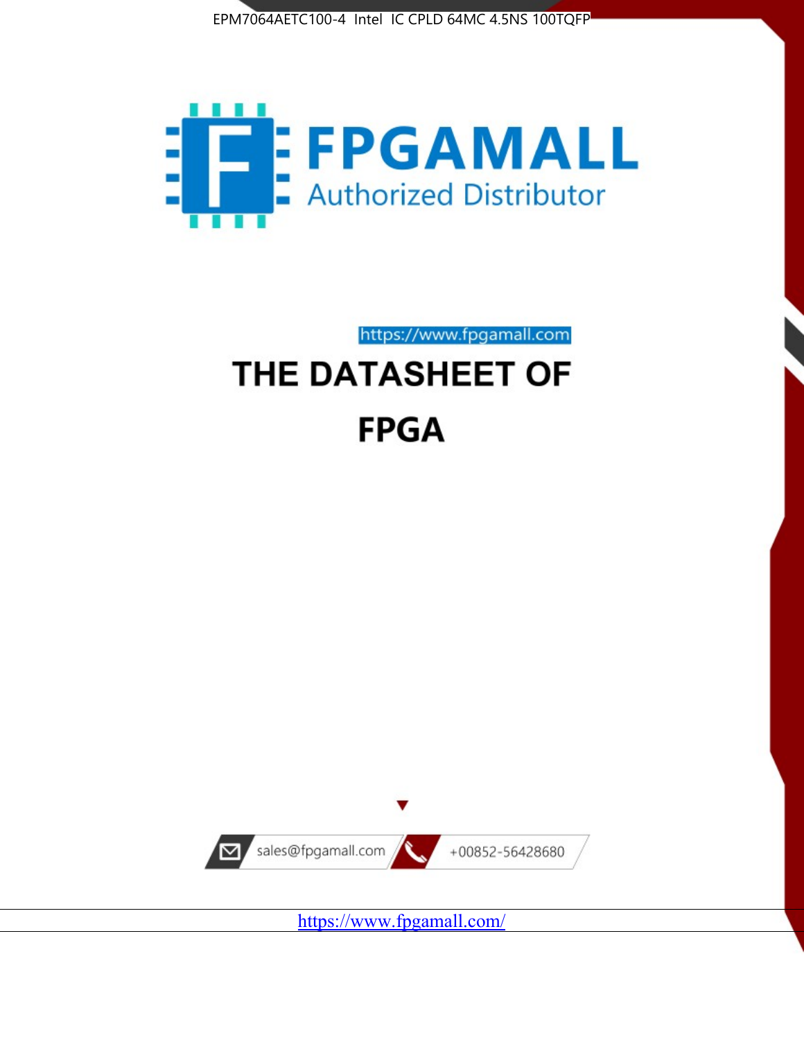EPM7064AETC100-4 Intel IC CPLD 64MC 4.5NS 100TQFP

FPGAMALL

Authorized Distributor

https://www.fpgamall.com

# THE DATASHEET OF

# FPGA

sales@fpgamall.com

+00852-56428680

https://www.fpgamall.com/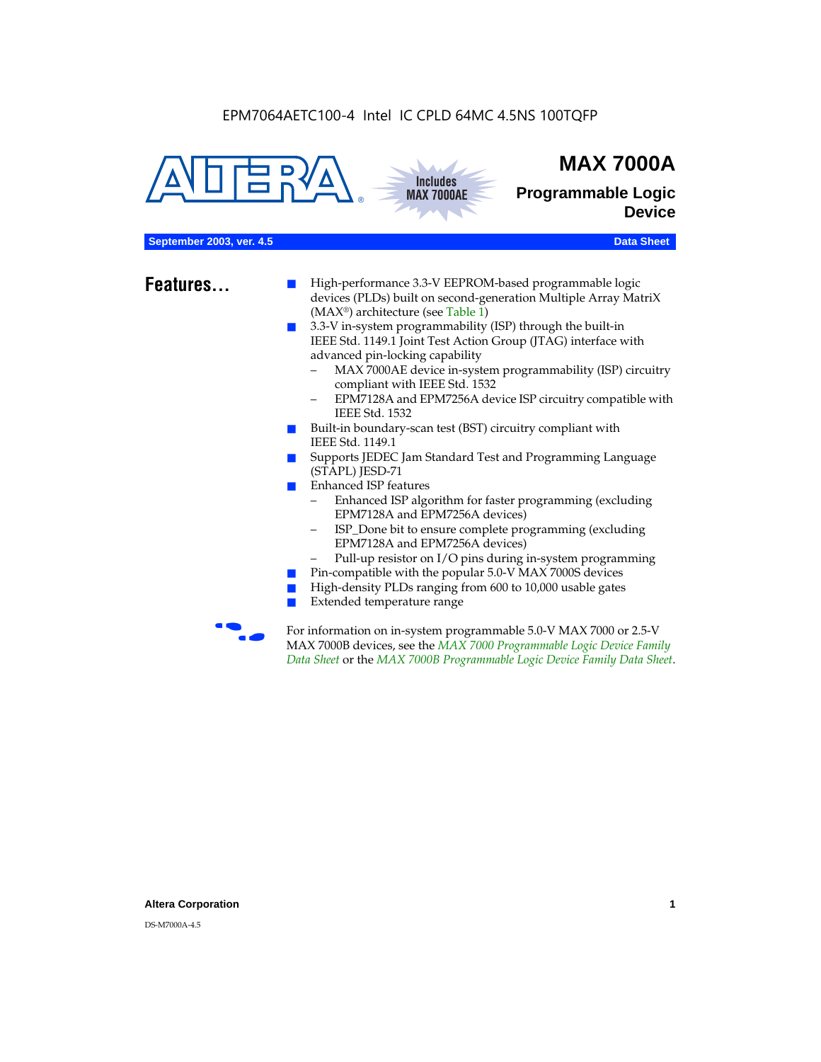EPM7064AETC100-4 Intel IC CPLD 64MC 4.5NS 100TQFP

# MAX 7000A

## Programmable Logic Device

Includes MAX 7000AE

**September 2003, ver. 4.5** — **Data Sheet**

## Features...

- High-performance 3.3-V EEPROM-based programmable logic devices (PLDs) built on second-generation Multiple Array MatriX (MAX®) architecture (see Table 1)
- 3.3-V in-system programmability (ISP) through the built-in IEEE Std. 1149.1 Joint Test Action Group (JTAG) interface with advanced pin-locking capability
  - MAX 7000AE device in-system programmability (ISP) circuitry compliant with IEEE Std. 1532
  - EPM7128A and EPM7256A device ISP circuitry compatible with IEEE Std. 1532
- Built-in boundary-scan test (BST) circuitry compliant with IEEE Std. 1149.1
- Supports JEDEC Jam Standard Test and Programming Language (STAPL) JESD-71
- Enhanced ISP features
  - Enhanced ISP algorithm for faster programming (excluding EPM7128A and EPM7256A devices)
  - ISP_Done bit to ensure complete programming (excluding EPM7128A and EPM7256A devices)
  - Pull-up resistor on I/O pins during in-system programming
- Pin-compatible with the popular 5.0-V MAX 7000S devices
- High-density PLDs ranging from 600 to 10,000 usable gates
- Extended temperature range

For information on in-system programmable 5.0-V MAX 7000 or 2.5-V MAX 7000B devices, see the *MAX 7000 Programmable Logic Device Family Data Sheet* or the *MAX 7000B Programmable Logic Device Family Data Sheet*.

**Altera Corporation**

DS-M7000A-4.5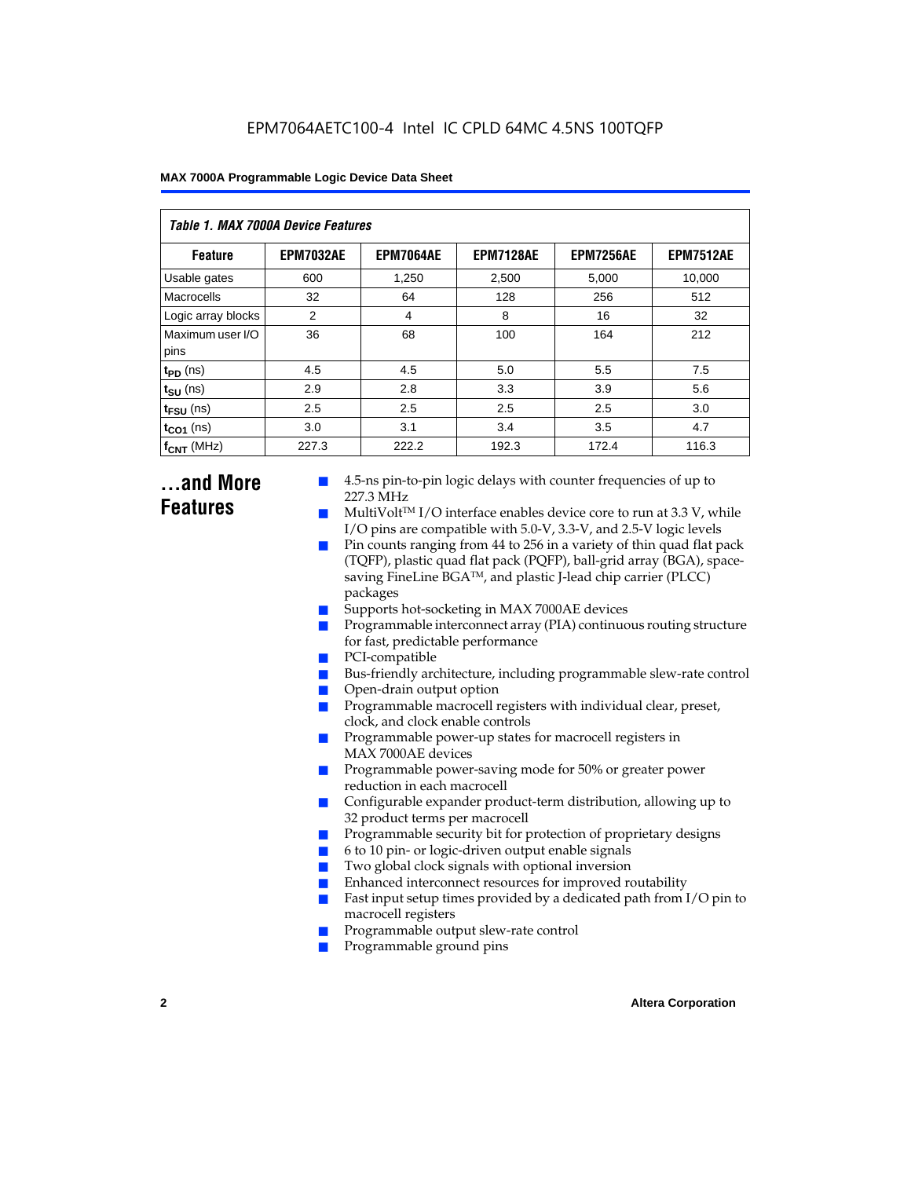*Table 1. MAX 7000A Device Features*

| Feature | EPM7032AE | EPM7064AE | EPM7128AE | EPM7256AE | EPM7512AE |
|---|---|---|---|---|---|
| Usable gates | 600 | 1,250 | 2,500 | 5,000 | 10,000 |
| Macrocells | 32 | 64 | 128 | 256 | 512 |
| Logic array blocks | 2 | 4 | 8 | 16 | 32 |
| Maximum user I/O pins | 36 | 68 | 100 | 164 | 212 |
| $t_{PD}$ (ns) | 4.5 | 4.5 | 5.0 | 5.5 | 7.5 |
| $t_{SU}$ (ns) | 2.9 | 2.8 | 3.3 | 3.9 | 5.6 |
| $t_{FSU}$ (ns) | 2.5 | 2.5 | 2.5 | 2.5 | 3.0 |
| $t_{CO1}$ (ns) | 3.0 | 3.1 | 3.4 | 3.5 | 4.7 |
| $f_{CNT}$ (MHz) | 227.3 | 222.2 | 192.3 | 172.4 | 116.3 |

## ...and More Features

- 4.5-ns pin-to-pin logic delays with counter frequencies of up to 227.3 MHz
- MultiVolt™ I/O interface enables device core to run at 3.3 V, while I/O pins are compatible with 5.0-V, 3.3-V, and 2.5-V logic levels
- Pin counts ranging from 44 to 256 in a variety of thin quad flat pack (TQFP), plastic quad flat pack (PQFP), ball-grid array (BGA), space-saving FineLine BGA™, and plastic J-lead chip carrier (PLCC) packages
- Supports hot-socketing in MAX 7000AE devices
- Programmable interconnect array (PIA) continuous routing structure for fast, predictable performance
- PCI-compatible
- Bus-friendly architecture, including programmable slew-rate control
- Open-drain output option
- Programmable macrocell registers with individual clear, preset, clock, and clock enable controls
- Programmable power-up states for macrocell registers in MAX 7000AE devices
- Programmable power-saving mode for 50% or greater power reduction in each macrocell
- Configurable expander product-term distribution, allowing up to 32 product terms per macrocell
- Programmable security bit for protection of proprietary designs
- 6 to 10 pin- or logic-driven output enable signals
- Two global clock signals with optional inversion
- Enhanced interconnect resources for improved routability
- Fast input setup times provided by a dedicated path from I/O pin to macrocell registers
- Programmable output slew-rate control
- Programmable ground pins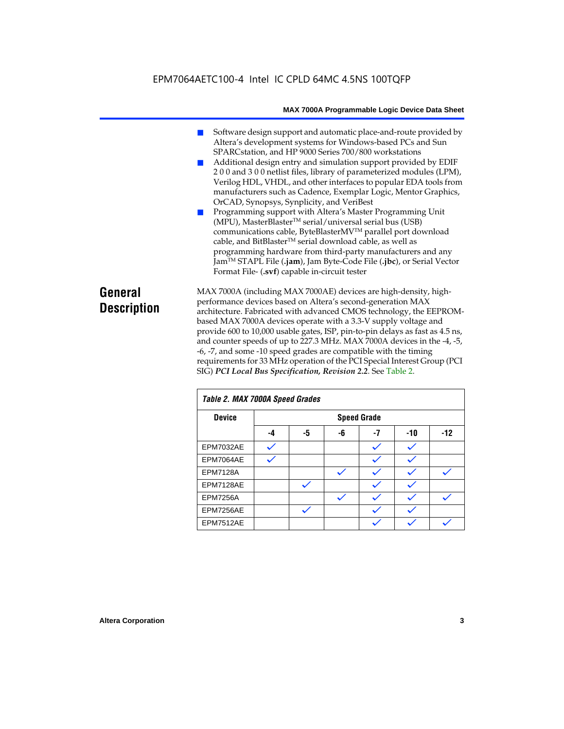- Software design support and automatic place-and-route provided by Altera's development systems for Windows-based PCs and Sun SPARCstation, and HP 9000 Series 700/800 workstations
- Additional design entry and simulation support provided by EDIF 2 0 0 and 3 0 0 netlist files, library of parameterized modules (LPM), Verilog HDL, VHDL, and other interfaces to popular EDA tools from manufacturers such as Cadence, Exemplar Logic, Mentor Graphics, OrCAD, Synopsys, Synplicity, and VeriBest
- Programming support with Altera's Master Programming Unit (MPU), MasterBlaster™ serial/universal serial bus (USB) communications cable, ByteBlasterMV™ parallel port download cable, and BitBlaster™ serial download cable, as well as programming hardware from third-party manufacturers and any Jam™ STAPL File (**.jam**), Jam Byte-Code File (**.jbc**), or Serial Vector Format File- (**.svf**) capable in-circuit tester

## General Description

MAX 7000A (including MAX 7000AE) devices are high-density, high-performance devices based on Altera's second-generation MAX architecture. Fabricated with advanced CMOS technology, the EEPROM-based MAX 7000A devices operate with a 3.3-V supply voltage and provide 600 to 10,000 usable gates, ISP, pin-to-pin delays as fast as 4.5 ns, and counter speeds of up to 227.3 MHz. MAX 7000A devices in the -4, -5, -6, -7, and some -10 speed grades are compatible with the timing requirements for 33 MHz operation of the PCI Special Interest Group (PCI SIG) ***PCI Local Bus Specification, Revision 2.2***. See Table 2.

**Table 2. MAX 7000A Speed Grades**

| Device | Speed Grade | | | | | |
|---|---|---|---|---|---|---|
| | -4 | -5 | -6 | -7 | -10 | -12 |
| EPM7032AE | ✓ | | | ✓ | ✓ | |
| EPM7064AE | ✓ | | | ✓ | ✓ | |
| EPM7128A | | | ✓ | ✓ | ✓ | ✓ |
| EPM7128AE | | ✓ | | ✓ | ✓ | |
| EPM7256A | | | ✓ | ✓ | ✓ | ✓ |
| EPM7256AE | | ✓ | | ✓ | ✓ | |
| EPM7512AE | | | | ✓ | ✓ | ✓ |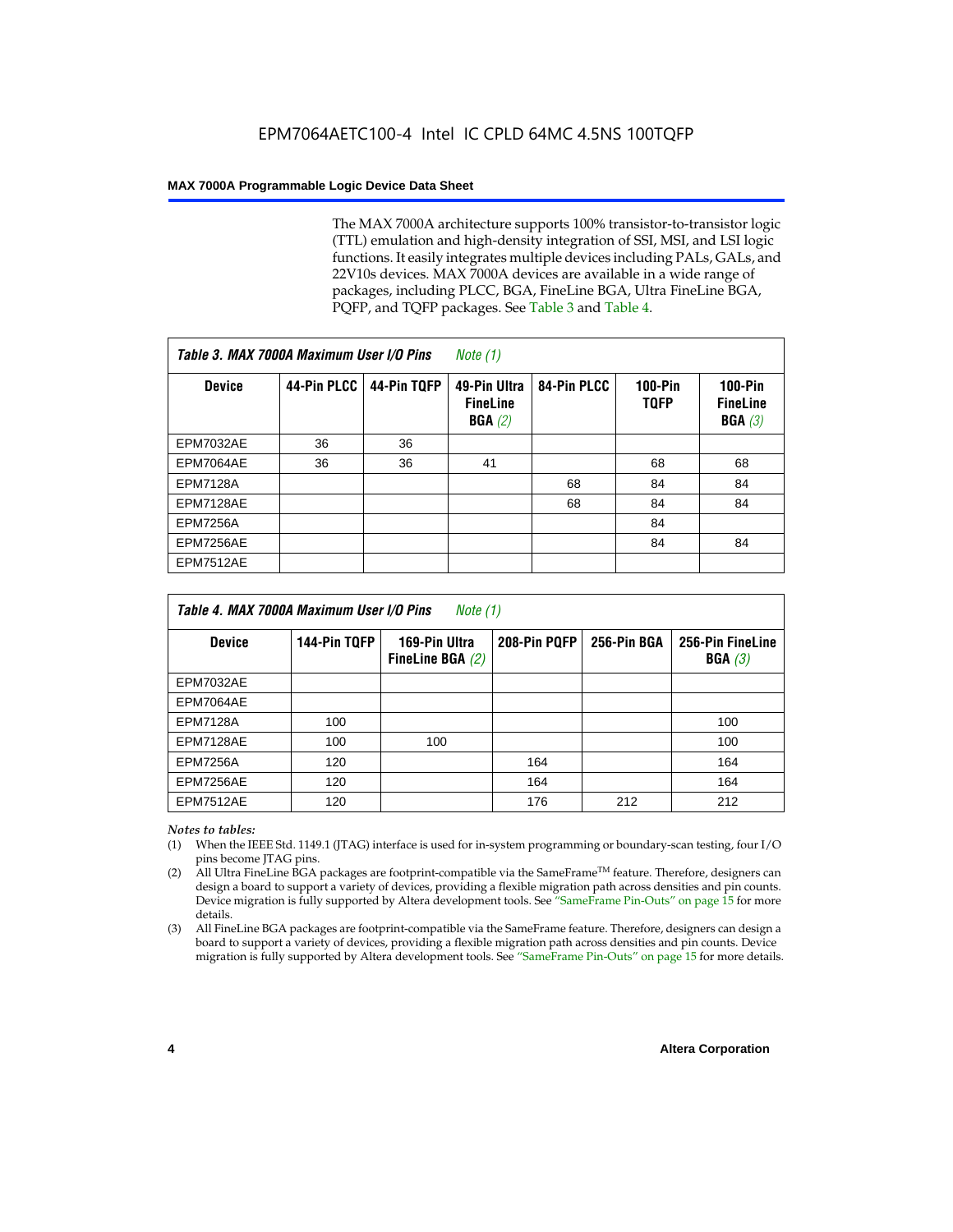The MAX 7000A architecture supports 100% transistor-to-transistor logic (TTL) emulation and high-density integration of SSI, MSI, and LSI logic functions. It easily integrates multiple devices including PALs, GALs, and 22V10s devices. MAX 7000A devices are available in a wide range of packages, including PLCC, BGA, FineLine BGA, Ultra FineLine BGA, PQFP, and TQFP packages. See Table 3 and Table 4.

*Table 3. MAX 7000A Maximum User I/O Pins Note (1)*

| Device | 44-Pin PLCC | 44-Pin TQFP | 49-Pin Ultra FineLine BGA *(2)* | 84-Pin PLCC | 100-Pin TQFP | 100-Pin FineLine BGA *(3)* |
|---|---|---|---|---|---|---|
| EPM7032AE | 36 | 36 | | | | |
| EPM7064AE | 36 | 36 | 41 | | 68 | 68 |
| EPM7128A | | | | 68 | 84 | 84 |
| EPM7128AE | | | | 68 | 84 | 84 |
| EPM7256A | | | | | 84 | |
| EPM7256AE | | | | | 84 | 84 |
| EPM7512AE | | | | | | |

*Table 4. MAX 7000A Maximum User I/O Pins Note (1)*

| Device | 144-Pin TQFP | 169-Pin Ultra FineLine BGA *(2)* | 208-Pin PQFP | 256-Pin BGA | 256-Pin FineLine BGA *(3)* |
|---|---|---|---|---|---|
| EPM7032AE | | | | | |
| EPM7064AE | | | | | |
| EPM7128A | 100 | | | | 100 |
| EPM7128AE | 100 | 100 | | | 100 |
| EPM7256A | 120 | | 164 | | 164 |
| EPM7256AE | 120 | | 164 | | 164 |
| EPM7512AE | 120 | | 176 | 212 | 212 |

*Notes to tables:*

(1) When the IEEE Std. 1149.1 (JTAG) interface is used for in-system programming or boundary-scan testing, four I/O pins become JTAG pins.

(2) All Ultra FineLine BGA packages are footprint-compatible via the SameFrame™ feature. Therefore, designers can design a board to support a variety of devices, providing a flexible migration path across densities and pin counts. Device migration is fully supported by Altera development tools. See "SameFrame Pin-Outs" on page 15 for more details.

(3) All FineLine BGA packages are footprint-compatible via the SameFrame feature. Therefore, designers can design a board to support a variety of devices, providing a flexible migration path across densities and pin counts. Device migration is fully supported by Altera development tools. See "SameFrame Pin-Outs" on page 15 for more details.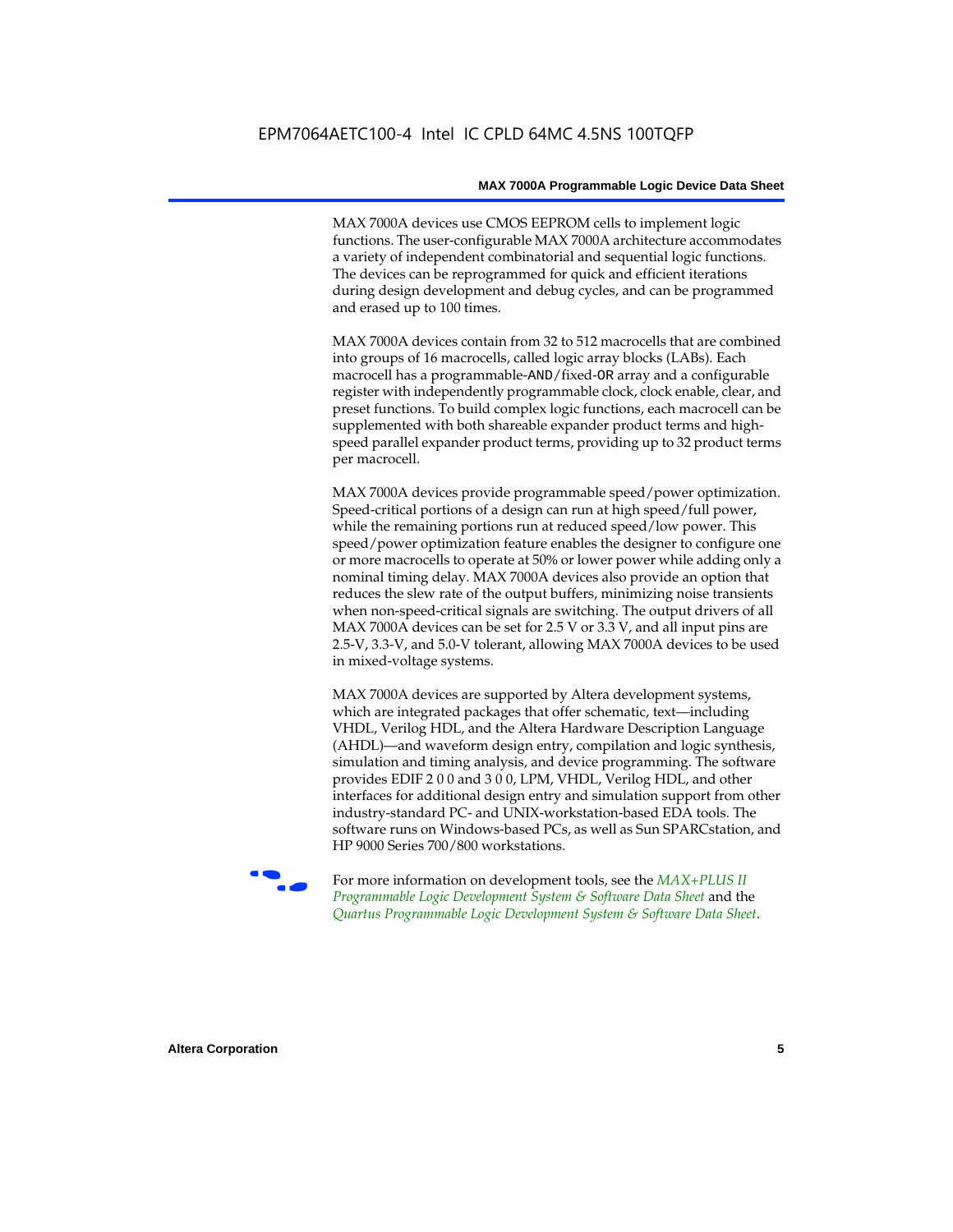MAX 7000A devices use CMOS EEPROM cells to implement logic functions. The user-configurable MAX 7000A architecture accommodates a variety of independent combinatorial and sequential logic functions. The devices can be reprogrammed for quick and efficient iterations during design development and debug cycles, and can be programmed and erased up to 100 times.

MAX 7000A devices contain from 32 to 512 macrocells that are combined into groups of 16 macrocells, called logic array blocks (LABs). Each macrocell has a programmable-AND/fixed-OR array and a configurable register with independently programmable clock, clock enable, clear, and preset functions. To build complex logic functions, each macrocell can be supplemented with both shareable expander product terms and high-speed parallel expander product terms, providing up to 32 product terms per macrocell.

MAX 7000A devices provide programmable speed/power optimization. Speed-critical portions of a design can run at high speed/full power, while the remaining portions run at reduced speed/low power. This speed/power optimization feature enables the designer to configure one or more macrocells to operate at 50% or lower power while adding only a nominal timing delay. MAX 7000A devices also provide an option that reduces the slew rate of the output buffers, minimizing noise transients when non-speed-critical signals are switching. The output drivers of all MAX 7000A devices can be set for 2.5 V or 3.3 V, and all input pins are 2.5-V, 3.3-V, and 5.0-V tolerant, allowing MAX 7000A devices to be used in mixed-voltage systems.

MAX 7000A devices are supported by Altera development systems, which are integrated packages that offer schematic, text—including VHDL, Verilog HDL, and the Altera Hardware Description Language (AHDL)—and waveform design entry, compilation and logic synthesis, simulation and timing analysis, and device programming. The software provides EDIF 2 0 0 and 3 0 0, LPM, VHDL, Verilog HDL, and other interfaces for additional design entry and simulation support from other industry-standard PC- and UNIX-workstation-based EDA tools. The software runs on Windows-based PCs, as well as Sun SPARCstation, and HP 9000 Series 700/800 workstations.

For more information on development tools, see the *MAX+PLUS II Programmable Logic Development System & Software Data Sheet* and the *Quartus Programmable Logic Development System & Software Data Sheet*.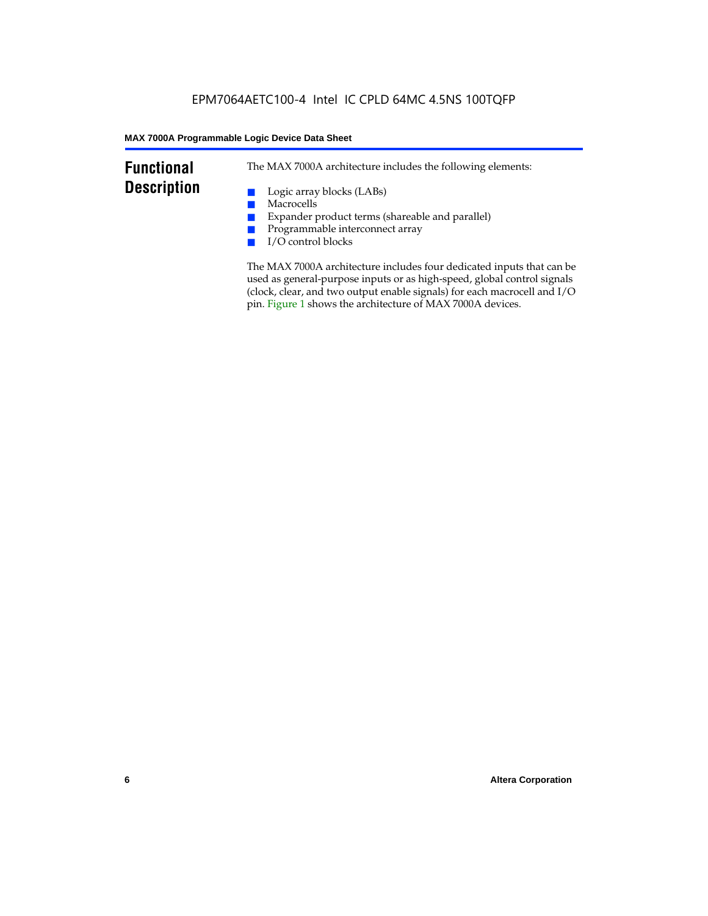## Functional Description

The MAX 7000A architecture includes the following elements:

- Logic array blocks (LABs)
- Macrocells
- Expander product terms (shareable and parallel)
- Programmable interconnect array
- I/O control blocks

The MAX 7000A architecture includes four dedicated inputs that can be used as general-purpose inputs or as high-speed, global control signals (clock, clear, and two output enable signals) for each macrocell and I/O pin. Figure 1 shows the architecture of MAX 7000A devices.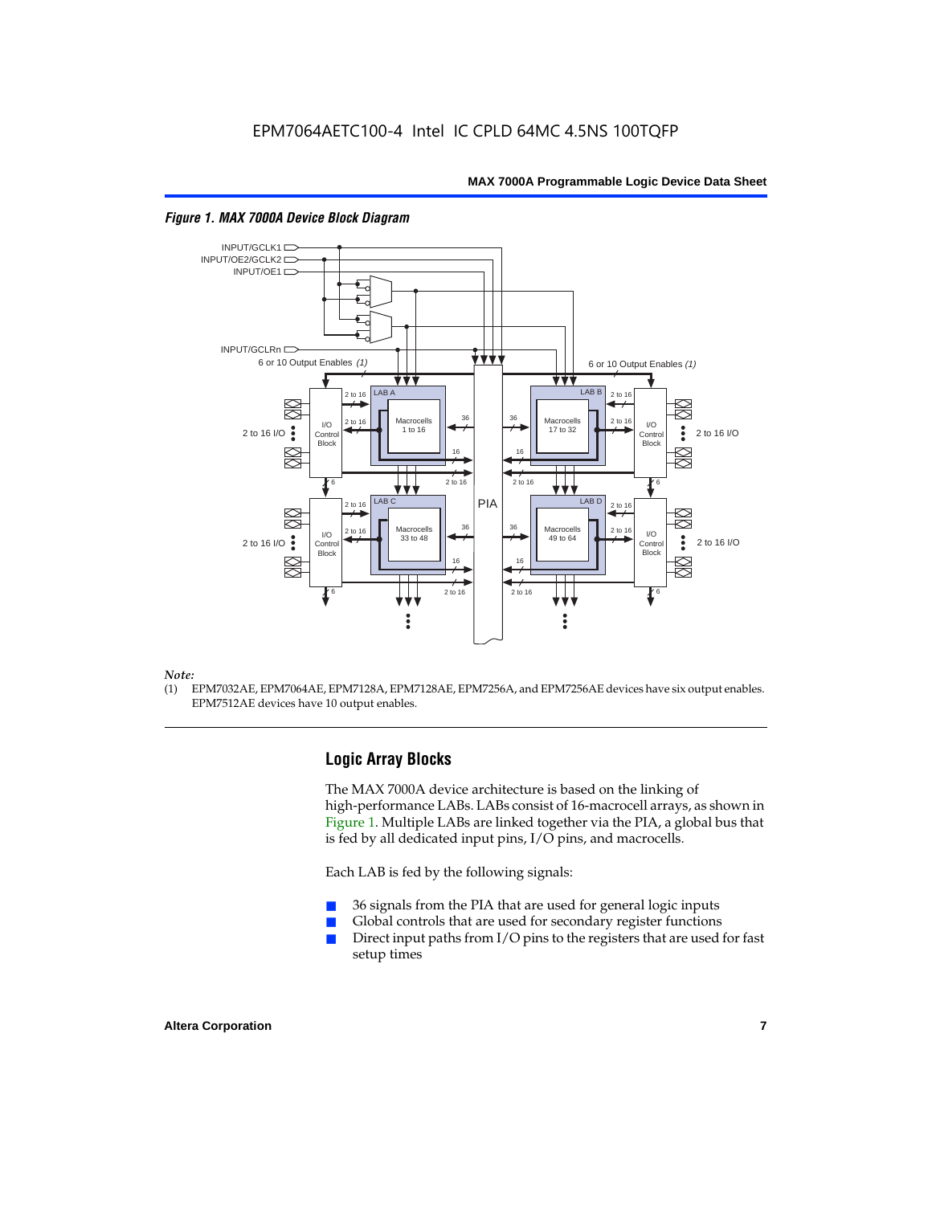*Figure 1. MAX 7000A Device Block Diagram*

*Note:*
(1) EPM7032AE, EPM7064AE, EPM7128A, EPM7128AE, EPM7256A, and EPM7256AE devices have six output enables. EPM7512AE devices have 10 output enables.

## Logic Array Blocks

The MAX 7000A device architecture is based on the linking of high-performance LABs. LABs consist of 16-macrocell arrays, as shown in Figure 1. Multiple LABs are linked together via the PIA, a global bus that is fed by all dedicated input pins, I/O pins, and macrocells.

Each LAB is fed by the following signals:

- 36 signals from the PIA that are used for general logic inputs
- Global controls that are used for secondary register functions
- Direct input paths from I/O pins to the registers that are used for fast setup times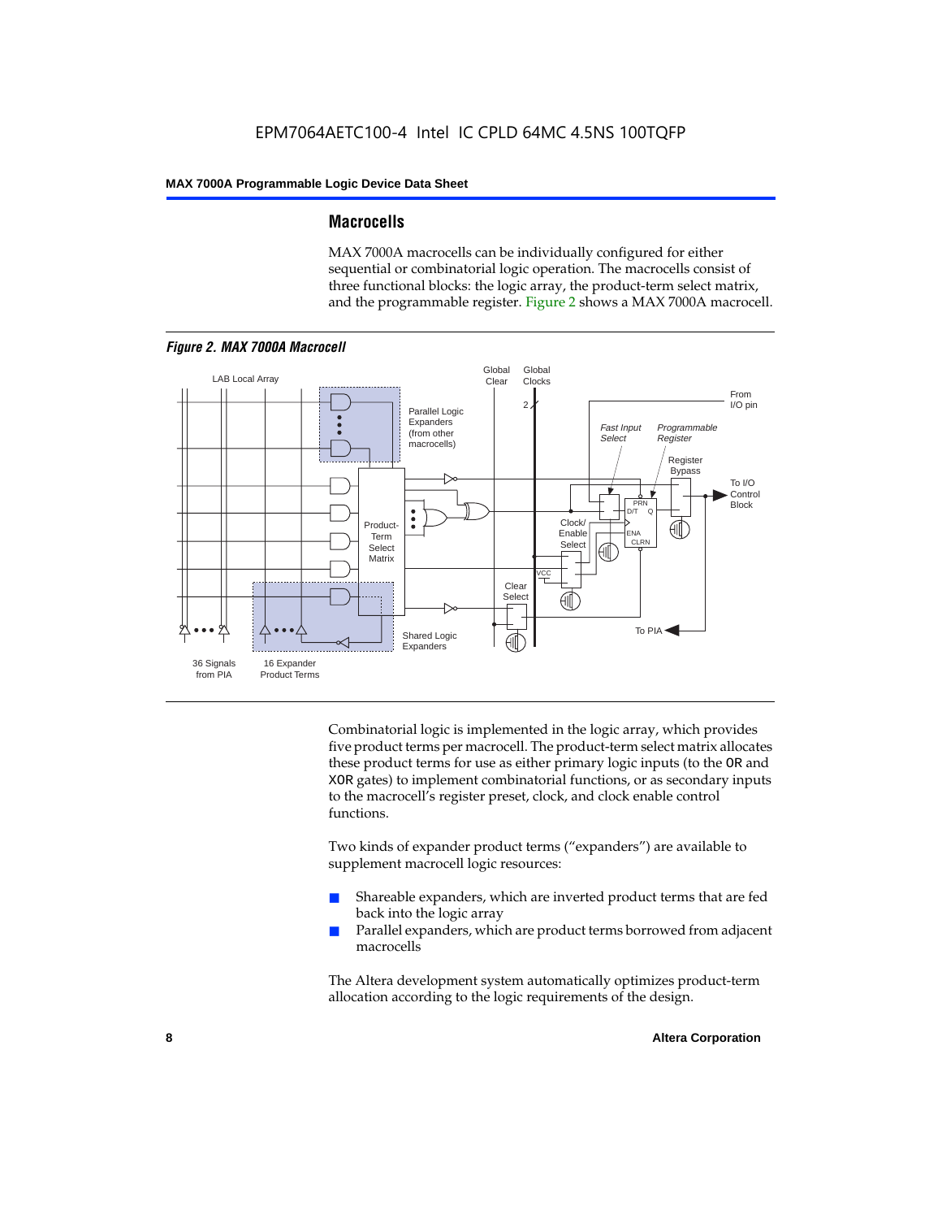## Macrocells

MAX 7000A macrocells can be individually configured for either sequential or combinatorial logic operation. The macrocells consist of three functional blocks: the logic array, the product-term select matrix, and the programmable register. Figure 2 shows a MAX 7000A macrocell.

*Figure 2. MAX 7000A Macrocell*

Combinatorial logic is implemented in the logic array, which provides five product terms per macrocell. The product-term select matrix allocates these product terms for use as either primary logic inputs (to the OR and XOR gates) to implement combinatorial functions, or as secondary inputs to the macrocell's register preset, clock, and clock enable control functions.

Two kinds of expander product terms ("expanders") are available to supplement macrocell logic resources:

- Shareable expanders, which are inverted product terms that are fed back into the logic array
- Parallel expanders, which are product terms borrowed from adjacent macrocells

The Altera development system automatically optimizes product-term allocation according to the logic requirements of the design.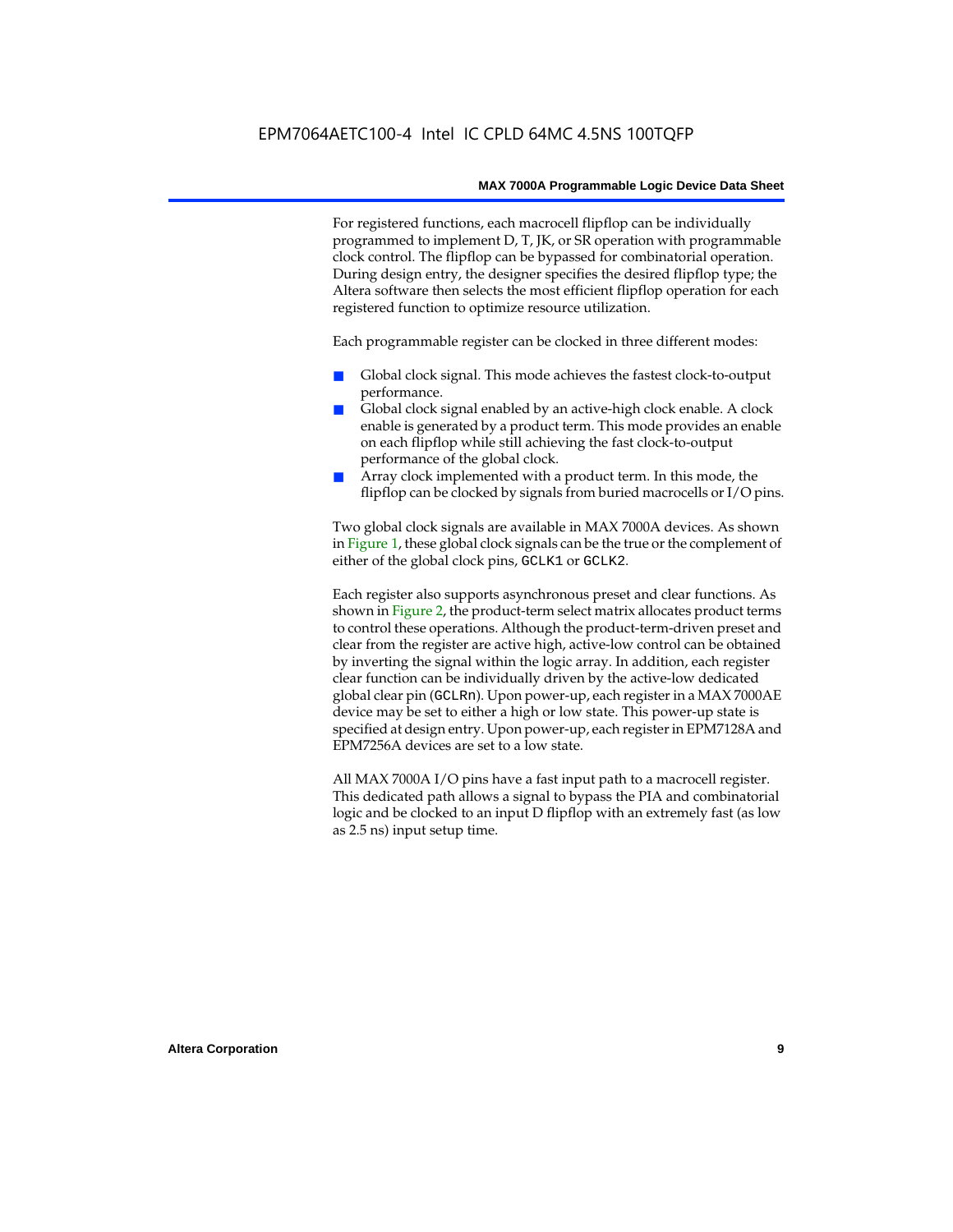For registered functions, each macrocell flipflop can be individually programmed to implement D, T, JK, or SR operation with programmable clock control. The flipflop can be bypassed for combinatorial operation. During design entry, the designer specifies the desired flipflop type; the Altera software then selects the most efficient flipflop operation for each registered function to optimize resource utilization.

Each programmable register can be clocked in three different modes:

- Global clock signal. This mode achieves the fastest clock-to-output performance.
- Global clock signal enabled by an active-high clock enable. A clock enable is generated by a product term. This mode provides an enable on each flipflop while still achieving the fast clock-to-output performance of the global clock.
- Array clock implemented with a product term. In this mode, the flipflop can be clocked by signals from buried macrocells or I/O pins.

Two global clock signals are available in MAX 7000A devices. As shown in Figure 1, these global clock signals can be the true or the complement of either of the global clock pins, `GCLK1` or `GCLK2`.

Each register also supports asynchronous preset and clear functions. As shown in Figure 2, the product-term select matrix allocates product terms to control these operations. Although the product-term-driven preset and clear from the register are active high, active-low control can be obtained by inverting the signal within the logic array. In addition, each register clear function can be individually driven by the active-low dedicated global clear pin (`GCLRn`). Upon power-up, each register in a MAX 7000AE device may be set to either a high or low state. This power-up state is specified at design entry. Upon power-up, each register in EPM7128A and EPM7256A devices are set to a low state.

All MAX 7000A I/O pins have a fast input path to a macrocell register. This dedicated path allows a signal to bypass the PIA and combinatorial logic and be clocked to an input D flipflop with an extremely fast (as low as 2.5 ns) input setup time.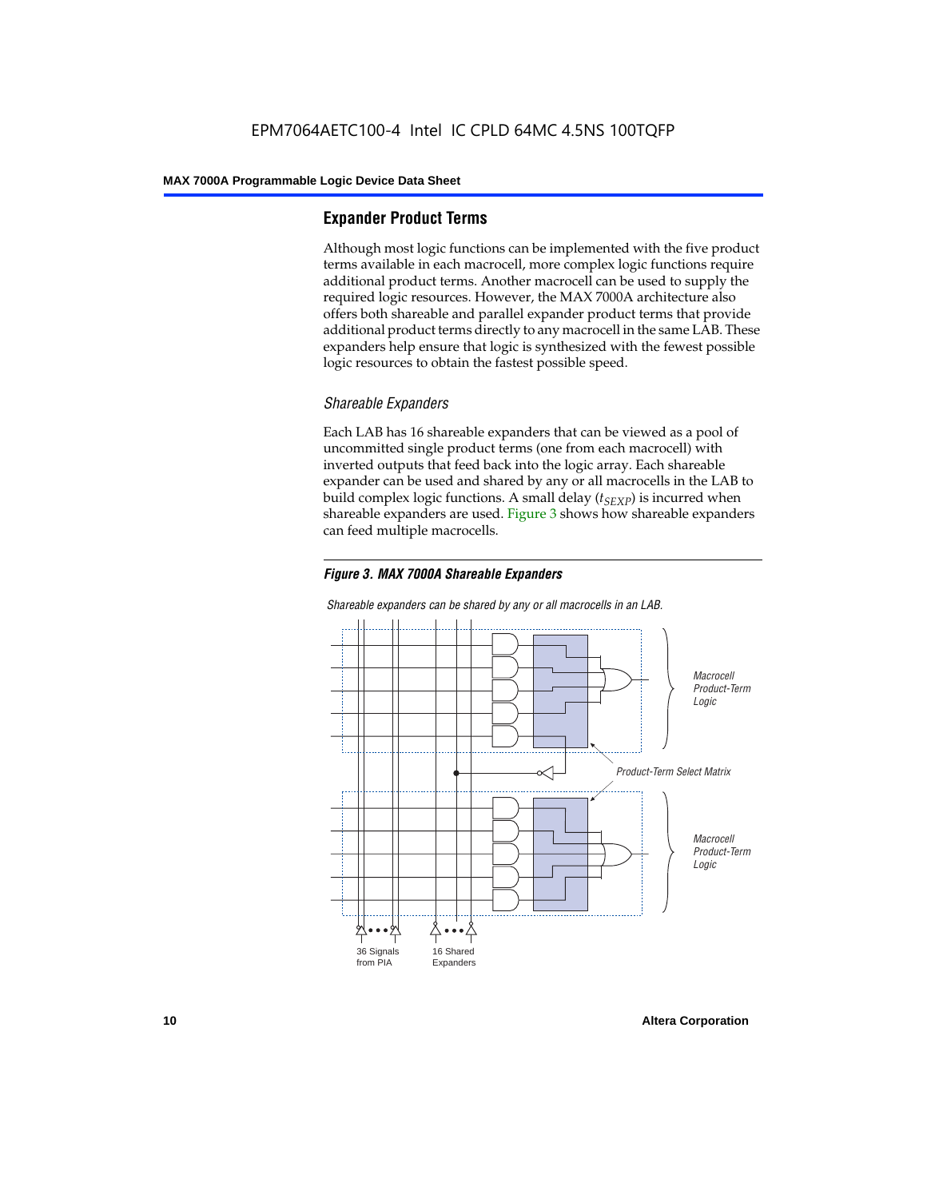## Expander Product Terms

Although most logic functions can be implemented with the five product terms available in each macrocell, more complex logic functions require additional product terms. Another macrocell can be used to supply the required logic resources. However, the MAX 7000A architecture also offers both shareable and parallel expander product terms that provide additional product terms directly to any macrocell in the same LAB. These expanders help ensure that logic is synthesized with the fewest possible logic resources to obtain the fastest possible speed.

### *Shareable Expanders*

Each LAB has 16 shareable expanders that can be viewed as a pool of uncommitted single product terms (one from each macrocell) with inverted outputs that feed back into the logic array. Each shareable expander can be used and shared by any or all macrocells in the LAB to build complex logic functions. A small delay ($t_{SEXP}$) is incurred when shareable expanders are used. Figure 3 shows how shareable expanders can feed multiple macrocells.

***Figure 3. MAX 7000A Shareable Expanders***

*Shareable expanders can be shared by any or all macrocells in an LAB.*

*Macrocell Product-Term Logic*

*Product-Term Select Matrix*

*Macrocell Product-Term Logic*

36 Signals from PIA

16 Shared Expanders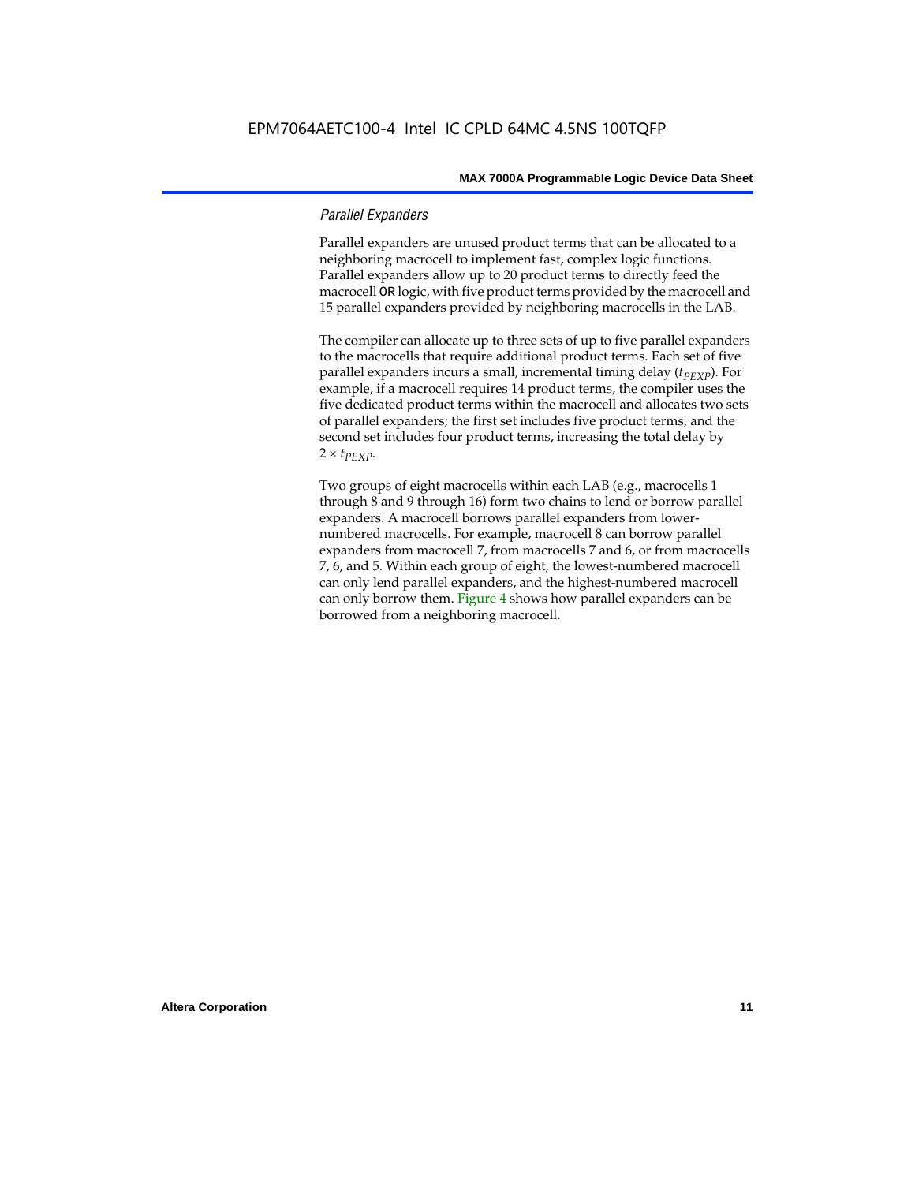### *Parallel Expanders*

Parallel expanders are unused product terms that can be allocated to a neighboring macrocell to implement fast, complex logic functions. Parallel expanders allow up to 20 product terms to directly feed the macrocell OR logic, with five product terms provided by the macrocell and 15 parallel expanders provided by neighboring macrocells in the LAB.

The compiler can allocate up to three sets of up to five parallel expanders to the macrocells that require additional product terms. Each set of five parallel expanders incurs a small, incremental timing delay ($t_{PEXP}$). For example, if a macrocell requires 14 product terms, the compiler uses the five dedicated product terms within the macrocell and allocates two sets of parallel expanders; the first set includes five product terms, and the second set includes four product terms, increasing the total delay by $2 \times t_{PEXP}$.

Two groups of eight macrocells within each LAB (e.g., macrocells 1 through 8 and 9 through 16) form two chains to lend or borrow parallel expanders. A macrocell borrows parallel expanders from lower-numbered macrocells. For example, macrocell 8 can borrow parallel expanders from macrocell 7, from macrocells 7 and 6, or from macrocells 7, 6, and 5. Within each group of eight, the lowest-numbered macrocell can only lend parallel expanders, and the highest-numbered macrocell can only borrow them. Figure 4 shows how parallel expanders can be borrowed from a neighboring macrocell.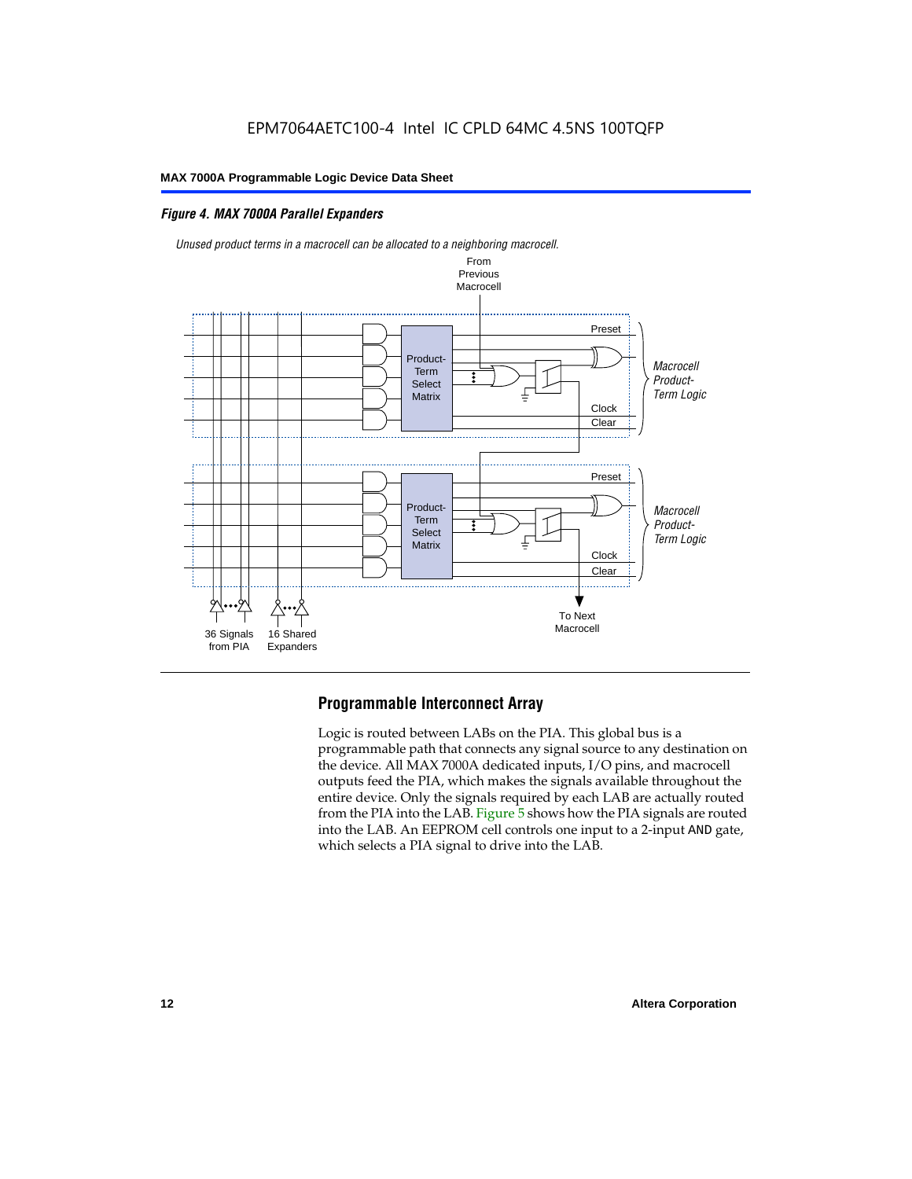#### *Figure 4. MAX 7000A Parallel Expanders*

*Unused product terms in a macrocell can be allocated to a neighboring macrocell.*

From Previous Macrocell

Preset

Product-Term Select Matrix

*Macrocell Product-Term Logic*

Clock

Clear

Preset

Product-Term Select Matrix

*Macrocell Product-Term Logic*

Clock

Clear

To Next Macrocell

36 Signals from PIA

16 Shared Expanders

## Programmable Interconnect Array

Logic is routed between LABs on the PIA. This global bus is a programmable path that connects any signal source to any destination on the device. All MAX 7000A dedicated inputs, I/O pins, and macrocell outputs feed the PIA, which makes the signals available throughout the entire device. Only the signals required by each LAB are actually routed from the PIA into the LAB. Figure 5 shows how the PIA signals are routed into the LAB. An EEPROM cell controls one input to a 2-input AND gate, which selects a PIA signal to drive into the LAB.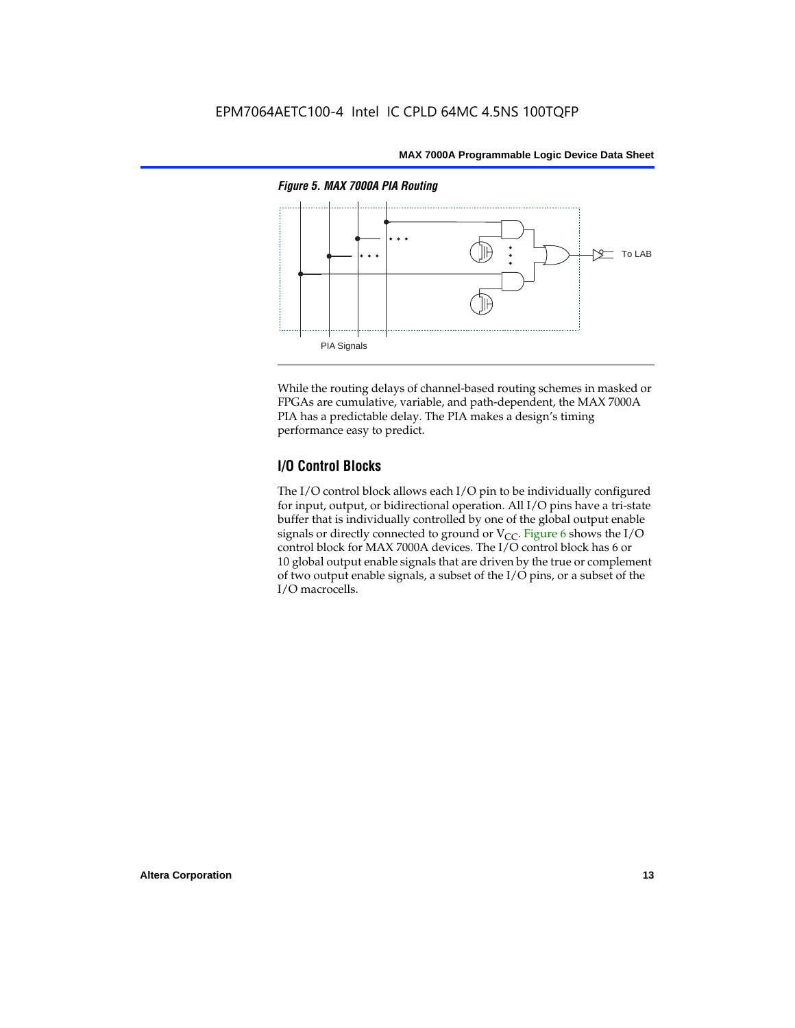*Figure 5. MAX 7000A PIA Routing*

PIA Signals

To LAB

While the routing delays of channel-based routing schemes in masked or FPGAs are cumulative, variable, and path-dependent, the MAX 7000A PIA has a predictable delay. The PIA makes a design's timing performance easy to predict.

## I/O Control Blocks

The I/O control block allows each I/O pin to be individually configured for input, output, or bidirectional operation. All I/O pins have a tri-state buffer that is individually controlled by one of the global output enable signals or directly connected to ground or $V_{CC}$. Figure 6 shows the I/O control block for MAX 7000A devices. The I/O control block has 6 or 10 global output enable signals that are driven by the true or complement of two output enable signals, a subset of the I/O pins, or a subset of the I/O macrocells.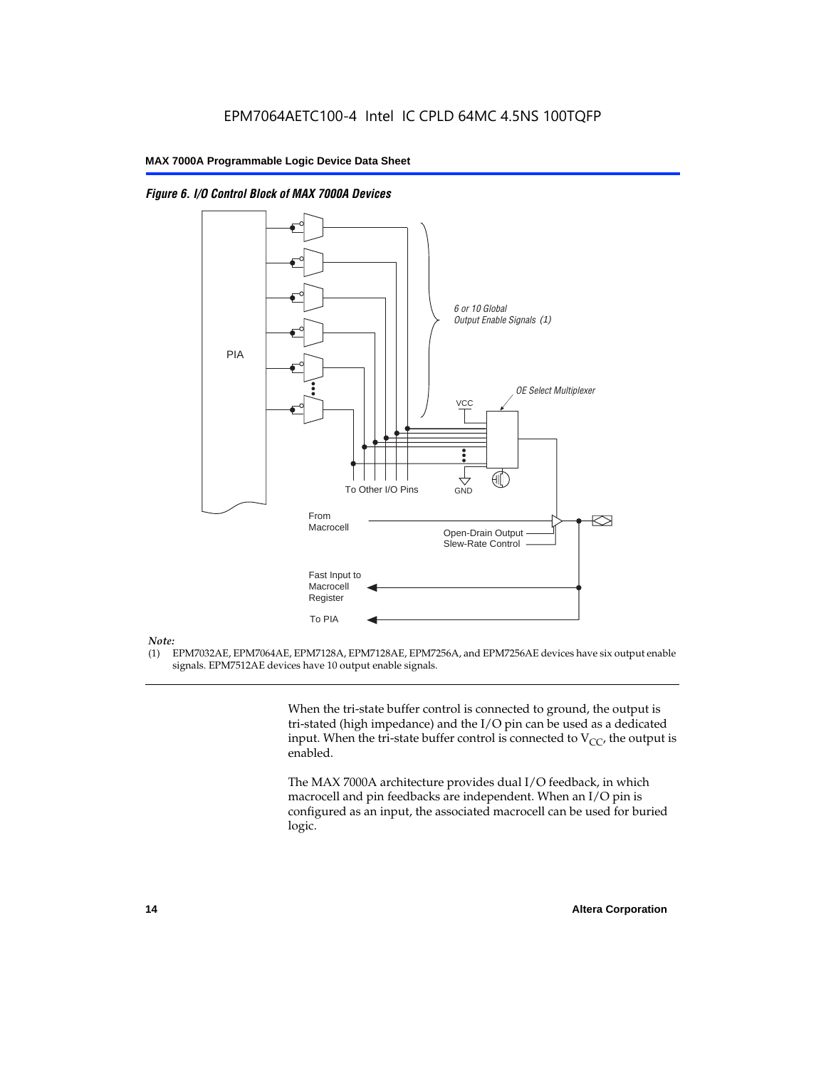*Figure 6. I/O Control Block of MAX 7000A Devices*

PIA

6 or 10 Global Output Enable Signals (1)

OE Select Multiplexer

VCC

GND

To Other I/O Pins

From Macrocell

Open-Drain Output

Slew-Rate Control

Fast Input to Macrocell Register

To PIA

*Note:*

(1) EPM7032AE, EPM7064AE, EPM7128A, EPM7128AE, EPM7256A, and EPM7256AE devices have six output enable signals. EPM7512AE devices have 10 output enable signals.

When the tri-state buffer control is connected to ground, the output is tri-stated (high impedance) and the I/O pin can be used as a dedicated input. When the tri-state buffer control is connected to $V_{CC}$, the output is enabled.

The MAX 7000A architecture provides dual I/O feedback, in which macrocell and pin feedbacks are independent. When an I/O pin is configured as an input, the associated macrocell can be used for buried logic.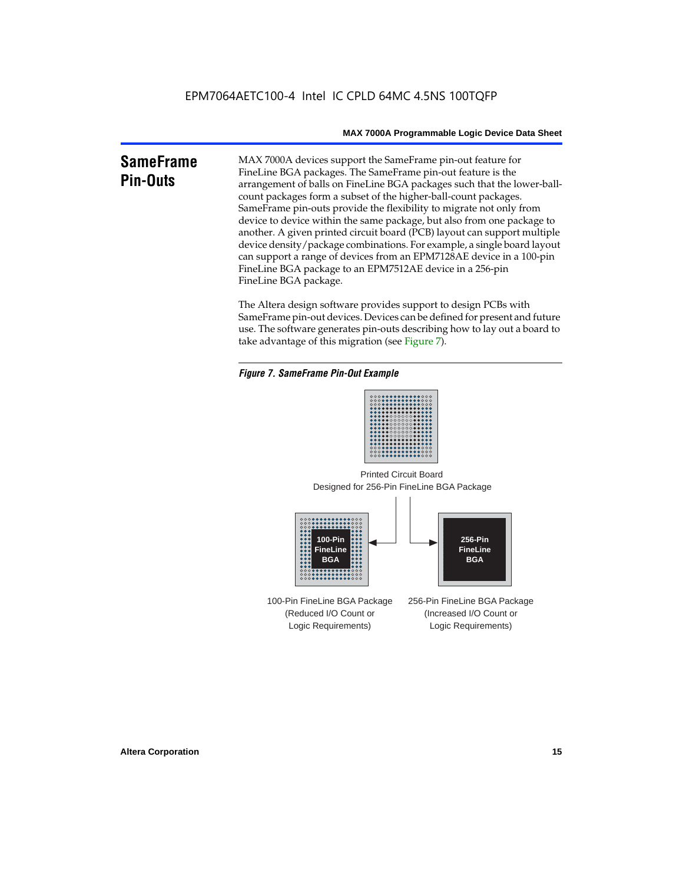## SameFrame Pin-Outs

MAX 7000A devices support the SameFrame pin-out feature for FineLine BGA packages. The SameFrame pin-out feature is the arrangement of balls on FineLine BGA packages such that the lower-ball-count packages form a subset of the higher-ball-count packages. SameFrame pin-outs provide the flexibility to migrate not only from device to device within the same package, but also from one package to another. A given printed circuit board (PCB) layout can support multiple device density/package combinations. For example, a single board layout can support a range of devices from an EPM7128AE device in a 100-pin FineLine BGA package to an EPM7512AE device in a 256-pin FineLine BGA package.

The Altera design software provides support to design PCBs with SameFrame pin-out devices. Devices can be defined for present and future use. The software generates pin-outs describing how to lay out a board to take advantage of this migration (see Figure 7).

*Figure 7. SameFrame Pin-Out Example*

Printed Circuit Board
Designed for 256-Pin FineLine BGA Package

100-Pin FineLine BGA

256-Pin FineLine BGA

100-Pin FineLine BGA Package
(Reduced I/O Count or
Logic Requirements)

256-Pin FineLine BGA Package
(Increased I/O Count or
Logic Requirements)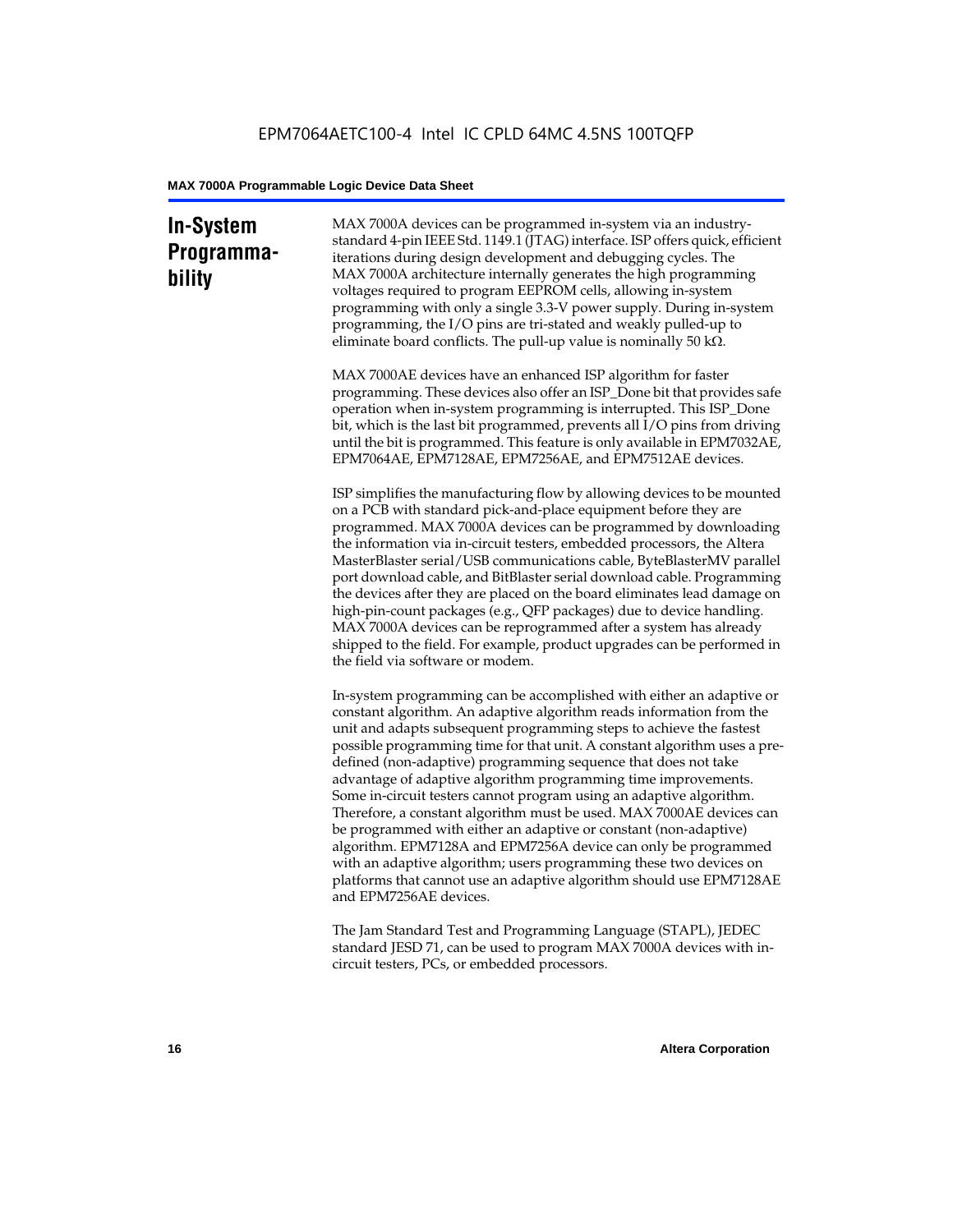## In-System Programmability

MAX 7000A devices can be programmed in-system via an industry-standard 4-pin IEEE Std. 1149.1 (JTAG) interface. ISP offers quick, efficient iterations during design development and debugging cycles. The MAX 7000A architecture internally generates the high programming voltages required to program EEPROM cells, allowing in-system programming with only a single 3.3-V power supply. During in-system programming, the I/O pins are tri-stated and weakly pulled-up to eliminate board conflicts. The pull-up value is nominally 50 kΩ.

MAX 7000AE devices have an enhanced ISP algorithm for faster programming. These devices also offer an ISP_Done bit that provides safe operation when in-system programming is interrupted. This ISP_Done bit, which is the last bit programmed, prevents all I/O pins from driving until the bit is programmed. This feature is only available in EPM7032AE, EPM7064AE, EPM7128AE, EPM7256AE, and EPM7512AE devices.

ISP simplifies the manufacturing flow by allowing devices to be mounted on a PCB with standard pick-and-place equipment before they are programmed. MAX 7000A devices can be programmed by downloading the information via in-circuit testers, embedded processors, the Altera MasterBlaster serial/USB communications cable, ByteBlasterMV parallel port download cable, and BitBlaster serial download cable. Programming the devices after they are placed on the board eliminates lead damage on high-pin-count packages (e.g., QFP packages) due to device handling. MAX 7000A devices can be reprogrammed after a system has already shipped to the field. For example, product upgrades can be performed in the field via software or modem.

In-system programming can be accomplished with either an adaptive or constant algorithm. An adaptive algorithm reads information from the unit and adapts subsequent programming steps to achieve the fastest possible programming time for that unit. A constant algorithm uses a pre-defined (non-adaptive) programming sequence that does not take advantage of adaptive algorithm programming time improvements. Some in-circuit testers cannot program using an adaptive algorithm. Therefore, a constant algorithm must be used. MAX 7000AE devices can be programmed with either an adaptive or constant (non-adaptive) algorithm. EPM7128A and EPM7256A device can only be programmed with an adaptive algorithm; users programming these two devices on platforms that cannot use an adaptive algorithm should use EPM7128AE and EPM7256AE devices.

The Jam Standard Test and Programming Language (STAPL), JEDEC standard JESD 71, can be used to program MAX 7000A devices with in-circuit testers, PCs, or embedded processors.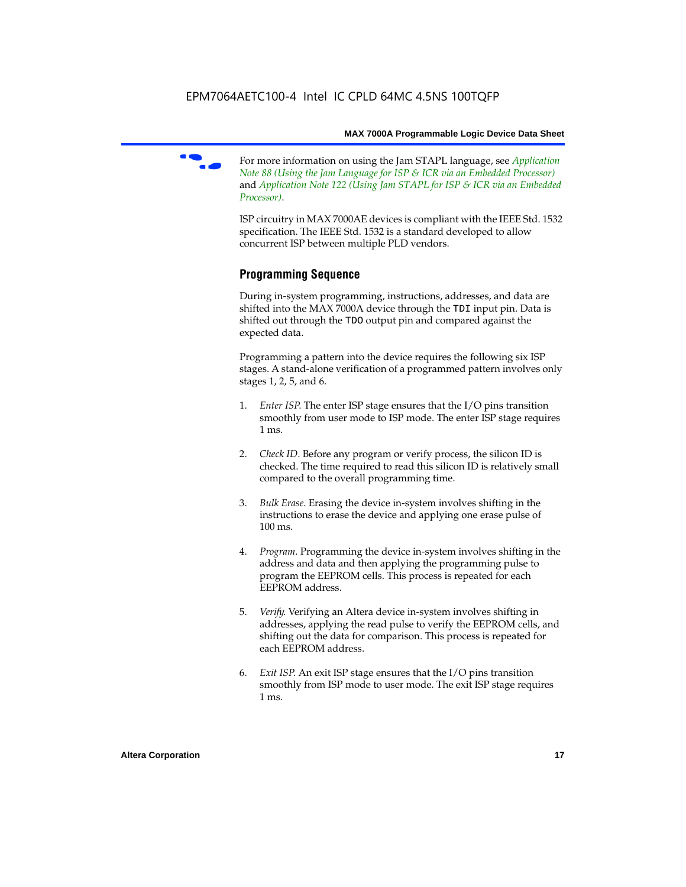For more information on using the Jam STAPL language, see *Application Note 88 (Using the Jam Language for ISP & ICR via an Embedded Processor)* and *Application Note 122 (Using Jam STAPL for ISP & ICR via an Embedded Processor)*.

ISP circuitry in MAX 7000AE devices is compliant with the IEEE Std. 1532 specification. The IEEE Std. 1532 is a standard developed to allow concurrent ISP between multiple PLD vendors.

## Programming Sequence

During in-system programming, instructions, addresses, and data are shifted into the MAX 7000A device through the `TDI` input pin. Data is shifted out through the `TDO` output pin and compared against the expected data.

Programming a pattern into the device requires the following six ISP stages. A stand-alone verification of a programmed pattern involves only stages 1, 2, 5, and 6.

1. *Enter ISP*. The enter ISP stage ensures that the I/O pins transition smoothly from user mode to ISP mode. The enter ISP stage requires 1 ms.

2. *Check ID*. Before any program or verify process, the silicon ID is checked. The time required to read this silicon ID is relatively small compared to the overall programming time.

3. *Bulk Erase*. Erasing the device in-system involves shifting in the instructions to erase the device and applying one erase pulse of 100 ms.

4. *Program*. Programming the device in-system involves shifting in the address and data and then applying the programming pulse to program the EEPROM cells. This process is repeated for each EEPROM address.

5. *Verify*. Verifying an Altera device in-system involves shifting in addresses, applying the read pulse to verify the EEPROM cells, and shifting out the data for comparison. This process is repeated for each EEPROM address.

6. *Exit ISP*. An exit ISP stage ensures that the I/O pins transition smoothly from ISP mode to user mode. The exit ISP stage requires 1 ms.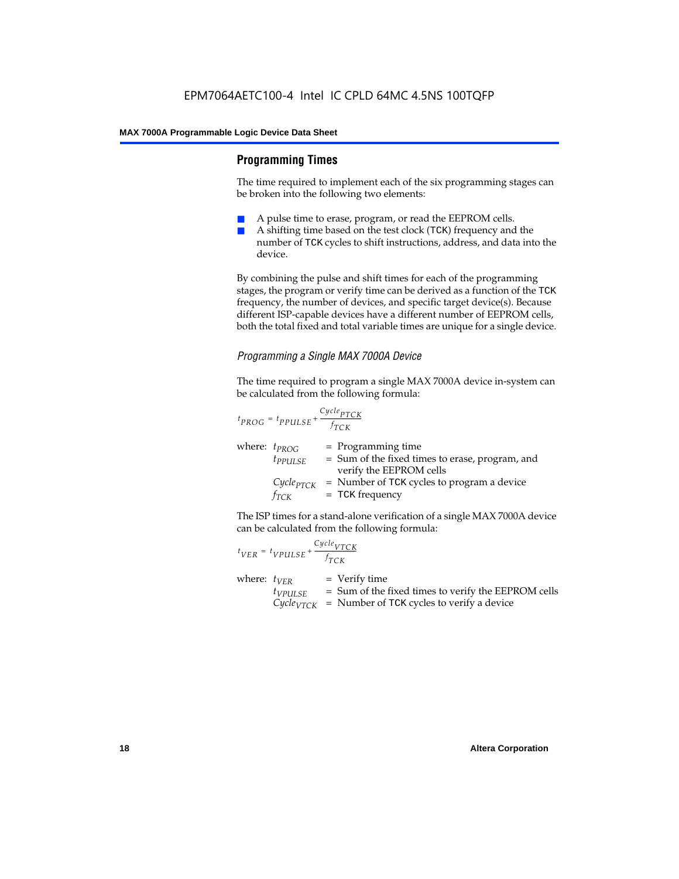## Programming Times

The time required to implement each of the six programming stages can be broken into the following two elements:

- A pulse time to erase, program, or read the EEPROM cells.
- A shifting time based on the test clock (TCK) frequency and the number of TCK cycles to shift instructions, address, and data into the device.

By combining the pulse and shift times for each of the programming stages, the program or verify time can be derived as a function of the TCK frequency, the number of devices, and specific target device(s). Because different ISP-capable devices have a different number of EEPROM cells, both the total fixed and total variable times are unique for a single device.

### *Programming a Single MAX 7000A Device*

The time required to program a single MAX 7000A device in-system can be calculated from the following formula:

$$t_{PROG} = t_{PPULSE} + \frac{Cycle_{PTCK}}{f_{TCK}}$$

where:
- $t_{PROG}$ = Programming time
- $t_{PPULSE}$ = Sum of the fixed times to erase, program, and verify the EEPROM cells
- $Cycle_{PTCK}$ = Number of TCK cycles to program a device
- $f_{TCK}$ = TCK frequency

The ISP times for a stand-alone verification of a single MAX 7000A device can be calculated from the following formula:

$$t_{VER} = t_{VPULSE} + \frac{Cycle_{VTCK}}{f_{TCK}}$$

where:
- $t_{VER}$ = Verify time
- $t_{VPULSE}$ = Sum of the fixed times to verify the EEPROM cells
- $Cycle_{VTCK}$ = Number of TCK cycles to verify a device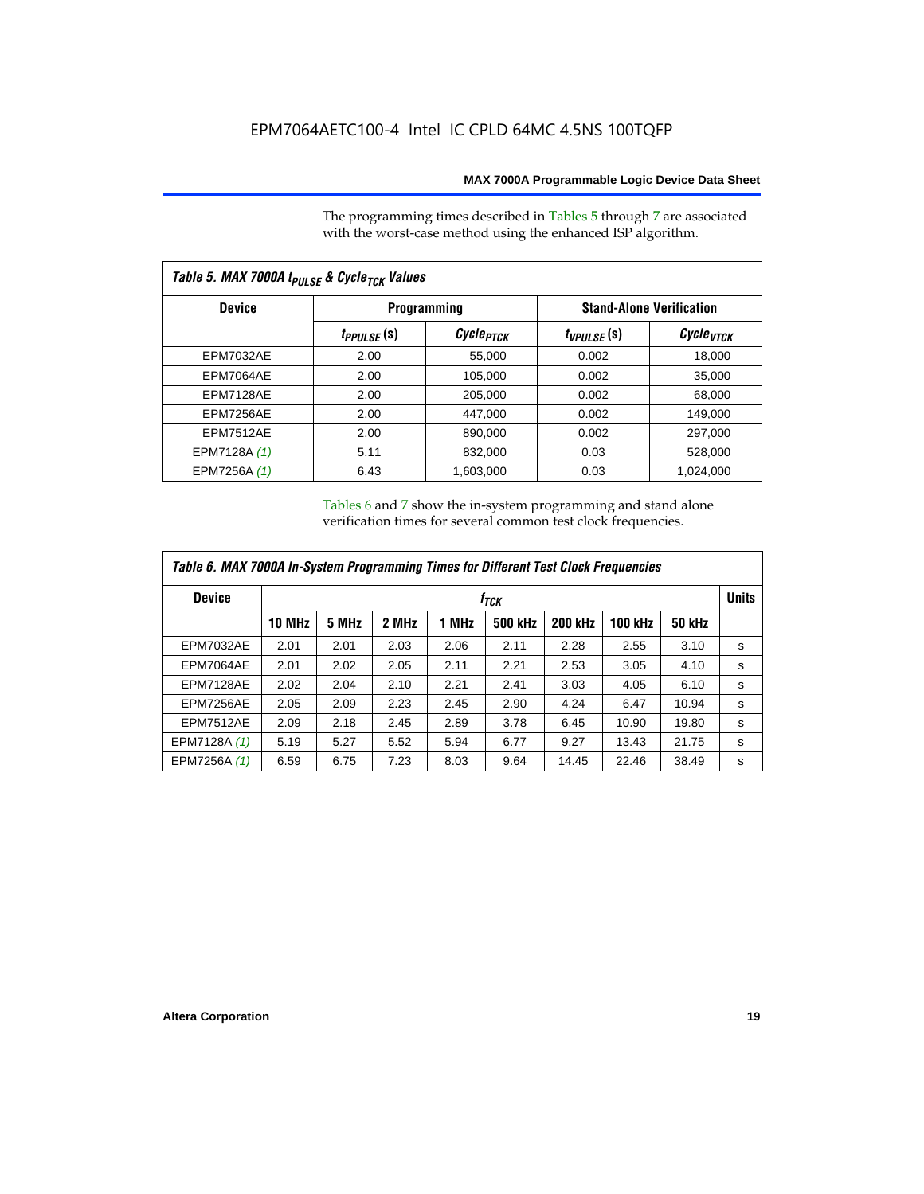The programming times described in Tables 5 through 7 are associated with the worst-case method using the enhanced ISP algorithm.

| *Table 5. MAX 7000A $t_{PULSE}$ & $Cycle_{TCK}$ Values* | | | | |
|---|---|---|---|---|
| **Device** | **Programming** | | **Stand-Alone Verification** | |
| | $t_{PPULSE}$ (s) | $Cycle_{PTCK}$ | $t_{VPULSE}$ (s) | $Cycle_{VTCK}$ |
| EPM7032AE | 2.00 | 55,000 | 0.002 | 18,000 |
| EPM7064AE | 2.00 | 105,000 | 0.002 | 35,000 |
| EPM7128AE | 2.00 | 205,000 | 0.002 | 68,000 |
| EPM7256AE | 2.00 | 447,000 | 0.002 | 149,000 |
| EPM7512AE | 2.00 | 890,000 | 0.002 | 297,000 |
| EPM7128A *(1)* | 5.11 | 832,000 | 0.03 | 528,000 |
| EPM7256A *(1)* | 6.43 | 1,603,000 | 0.03 | 1,024,000 |

Tables 6 and 7 show the in-system programming and stand alone verification times for several common test clock frequencies.

| *Table 6. MAX 7000A In-System Programming Times for Different Test Clock Frequencies* | | | | | | | | | |
|---|---|---|---|---|---|---|---|---|---|
| **Device** | $f_{TCK}$ | | | | | | | | **Units** |
| | **10 MHz** | **5 MHz** | **2 MHz** | **1 MHz** | **500 kHz** | **200 kHz** | **100 kHz** | **50 kHz** | |
| EPM7032AE | 2.01 | 2.01 | 2.03 | 2.06 | 2.11 | 2.28 | 2.55 | 3.10 | s |
| EPM7064AE | 2.01 | 2.02 | 2.05 | 2.11 | 2.21 | 2.53 | 3.05 | 4.10 | s |
| EPM7128AE | 2.02 | 2.04 | 2.10 | 2.21 | 2.41 | 3.03 | 4.05 | 6.10 | s |
| EPM7256AE | 2.05 | 2.09 | 2.23 | 2.45 | 2.90 | 4.24 | 6.47 | 10.94 | s |
| EPM7512AE | 2.09 | 2.18 | 2.45 | 2.89 | 3.78 | 6.45 | 10.90 | 19.80 | s |
| EPM7128A *(1)* | 5.19 | 5.27 | 5.52 | 5.94 | 6.77 | 9.27 | 13.43 | 21.75 | s |
| EPM7256A *(1)* | 6.59 | 6.75 | 7.23 | 8.03 | 9.64 | 14.45 | 22.46 | 38.49 | s |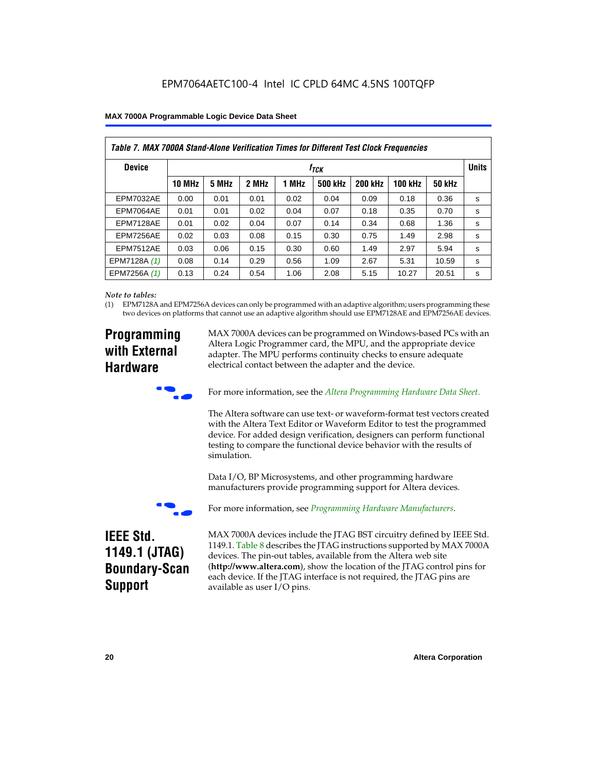**Table 7. MAX 7000A Stand-Alone Verification Times for Different Test Clock Frequencies**

| Device | $f_{TCK}$ | | | | | | | | Units |
|---|---|---|---|---|---|---|---|---|---|
| | 10 MHz | 5 MHz | 2 MHz | 1 MHz | 500 kHz | 200 kHz | 100 kHz | 50 kHz | |
| EPM7032AE | 0.00 | 0.01 | 0.01 | 0.02 | 0.04 | 0.09 | 0.18 | 0.36 | s |
| EPM7064AE | 0.01 | 0.01 | 0.02 | 0.04 | 0.07 | 0.18 | 0.35 | 0.70 | s |
| EPM7128AE | 0.01 | 0.02 | 0.04 | 0.07 | 0.14 | 0.34 | 0.68 | 1.36 | s |
| EPM7256AE | 0.02 | 0.03 | 0.08 | 0.15 | 0.30 | 0.75 | 1.49 | 2.98 | s |
| EPM7512AE | 0.03 | 0.06 | 0.15 | 0.30 | 0.60 | 1.49 | 2.97 | 5.94 | s |
| EPM7128A *(1)* | 0.08 | 0.14 | 0.29 | 0.56 | 1.09 | 2.67 | 5.31 | 10.59 | s |
| EPM7256A *(1)* | 0.13 | 0.24 | 0.54 | 1.06 | 2.08 | 5.15 | 10.27 | 20.51 | s |

*Note to tables:*

(1) EPM7128A and EPM7256A devices can only be programmed with an adaptive algorithm; users programming these two devices on platforms that cannot use an adaptive algorithm should use EPM7128AE and EPM7256AE devices.

## Programming with External Hardware

MAX 7000A devices can be programmed on Windows-based PCs with an Altera Logic Programmer card, the MPU, and the appropriate device adapter. The MPU performs continuity checks to ensure adequate electrical contact between the adapter and the device.

For more information, see the *Altera Programming Hardware Data Sheet*.

The Altera software can use text- or waveform-format test vectors created with the Altera Text Editor or Waveform Editor to test the programmed device. For added design verification, designers can perform functional testing to compare the functional device behavior with the results of simulation.

Data I/O, BP Microsystems, and other programming hardware manufacturers provide programming support for Altera devices.

For more information, see *Programming Hardware Manufacturers*.

## IEEE Std. 1149.1 (JTAG) Boundary-Scan Support

MAX 7000A devices include the JTAG BST circuitry defined by IEEE Std. 1149.1. Table 8 describes the JTAG instructions supported by MAX 7000A devices. The pin-out tables, available from the Altera web site (**http://www.altera.com**), show the location of the JTAG control pins for each device. If the JTAG interface is not required, the JTAG pins are available as user I/O pins.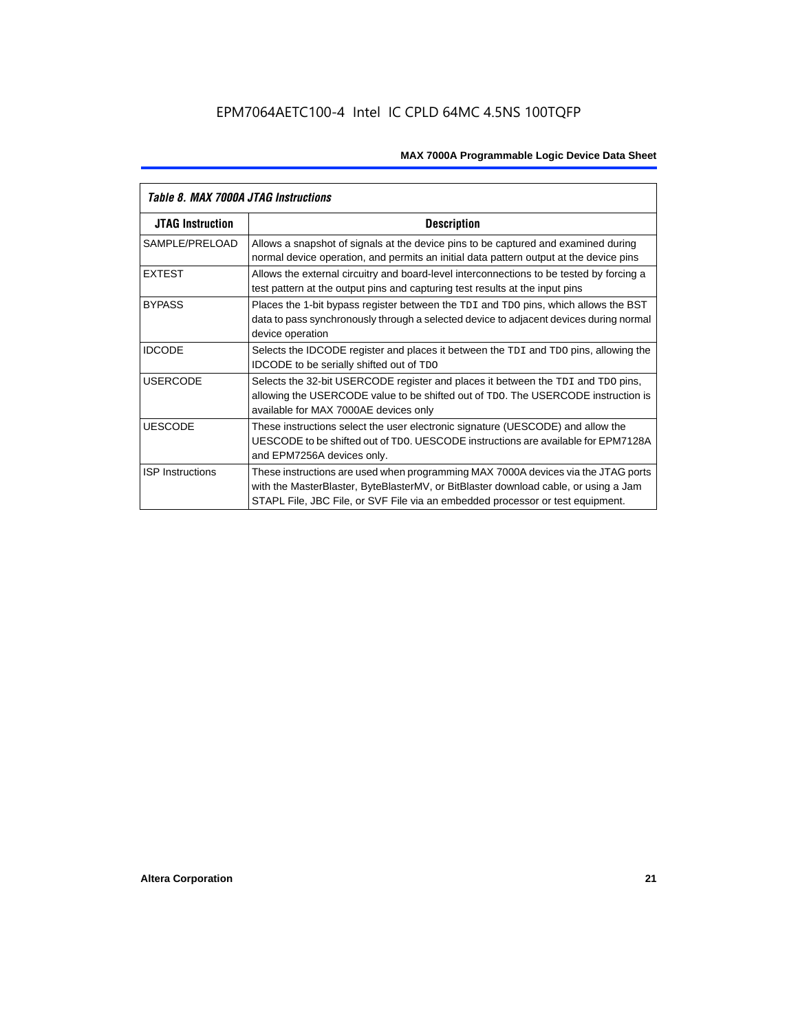| *Table 8. MAX 7000A JTAG Instructions* | |
|---|---|
| **JTAG Instruction** | **Description** |
| SAMPLE/PRELOAD | Allows a snapshot of signals at the device pins to be captured and examined during normal device operation, and permits an initial data pattern output at the device pins |
| EXTEST | Allows the external circuitry and board-level interconnections to be tested by forcing a test pattern at the output pins and capturing test results at the input pins |
| BYPASS | Places the 1-bit bypass register between the `TDI` and `TDO` pins, which allows the BST data to pass synchronously through a selected device to adjacent devices during normal device operation |
| IDCODE | Selects the IDCODE register and places it between the `TDI` and `TDO` pins, allowing the IDCODE to be serially shifted out of `TDO` |
| USERCODE | Selects the 32-bit USERCODE register and places it between the `TDI` and `TDO` pins, allowing the USERCODE value to be shifted out of `TDO`. The USERCODE instruction is available for MAX 7000AE devices only |
| UESCODE | These instructions select the user electronic signature (UESCODE) and allow the UESCODE to be shifted out of `TDO`. UESCODE instructions are available for EPM7128A and EPM7256A devices only. |
| ISP Instructions | These instructions are used when programming MAX 7000A devices via the JTAG ports with the MasterBlaster, ByteBlasterMV, or BitBlaster download cable, or using a Jam STAPL File, JBC File, or SVF File via an embedded processor or test equipment. |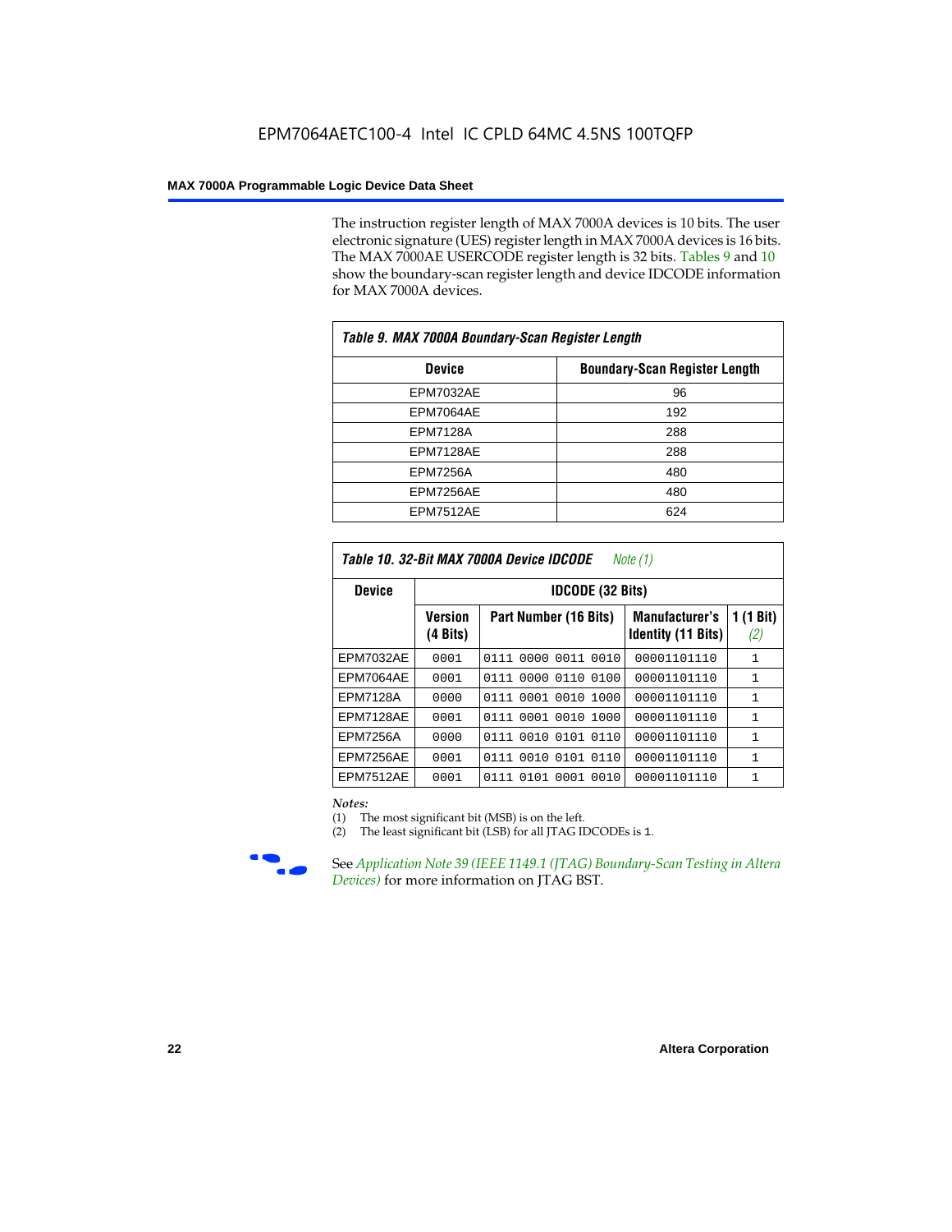The instruction register length of MAX 7000A devices is 10 bits. The user electronic signature (UES) register length in MAX 7000A devices is 16 bits. The MAX 7000AE USERCODE register length is 32 bits. Tables 9 and 10 show the boundary-scan register length and device IDCODE information for MAX 7000A devices.

**Table 9. MAX 7000A Boundary-Scan Register Length**

| Device | Boundary-Scan Register Length |
|---|---|
| EPM7032AE | 96 |
| EPM7064AE | 192 |
| EPM7128A | 288 |
| EPM7128AE | 288 |
| EPM7256A | 480 |
| EPM7256AE | 480 |
| EPM7512AE | 624 |

**Table 10. 32-Bit MAX 7000A Device IDCODE** *Note (1)*

| Device | IDCODE (32 Bits) | | | |
|---|---|---|---|---|
| | Version (4 Bits) | Part Number (16 Bits) | Manufacturer's Identity (11 Bits) | 1 (1 Bit) *(2)* |
| EPM7032AE | 0001 | 0111 0000 0011 0010 | 00001101110 | 1 |
| EPM7064AE | 0001 | 0111 0000 0110 0100 | 00001101110 | 1 |
| EPM7128A | 0000 | 0111 0001 0010 1000 | 00001101110 | 1 |
| EPM7128AE | 0001 | 0111 0001 0010 1000 | 00001101110 | 1 |
| EPM7256A | 0000 | 0111 0010 0101 0110 | 00001101110 | 1 |
| EPM7256AE | 0001 | 0111 0010 0101 0110 | 00001101110 | 1 |
| EPM7512AE | 0001 | 0111 0101 0001 0010 | 00001101110 | 1 |

*Notes:*

(1) The most significant bit (MSB) is on the left.

(2) The least significant bit (LSB) for all JTAG IDCODEs is 1.

See *Application Note 39 (IEEE 1149.1 (JTAG) Boundary-Scan Testing in Altera Devices)* for more information on JTAG BST.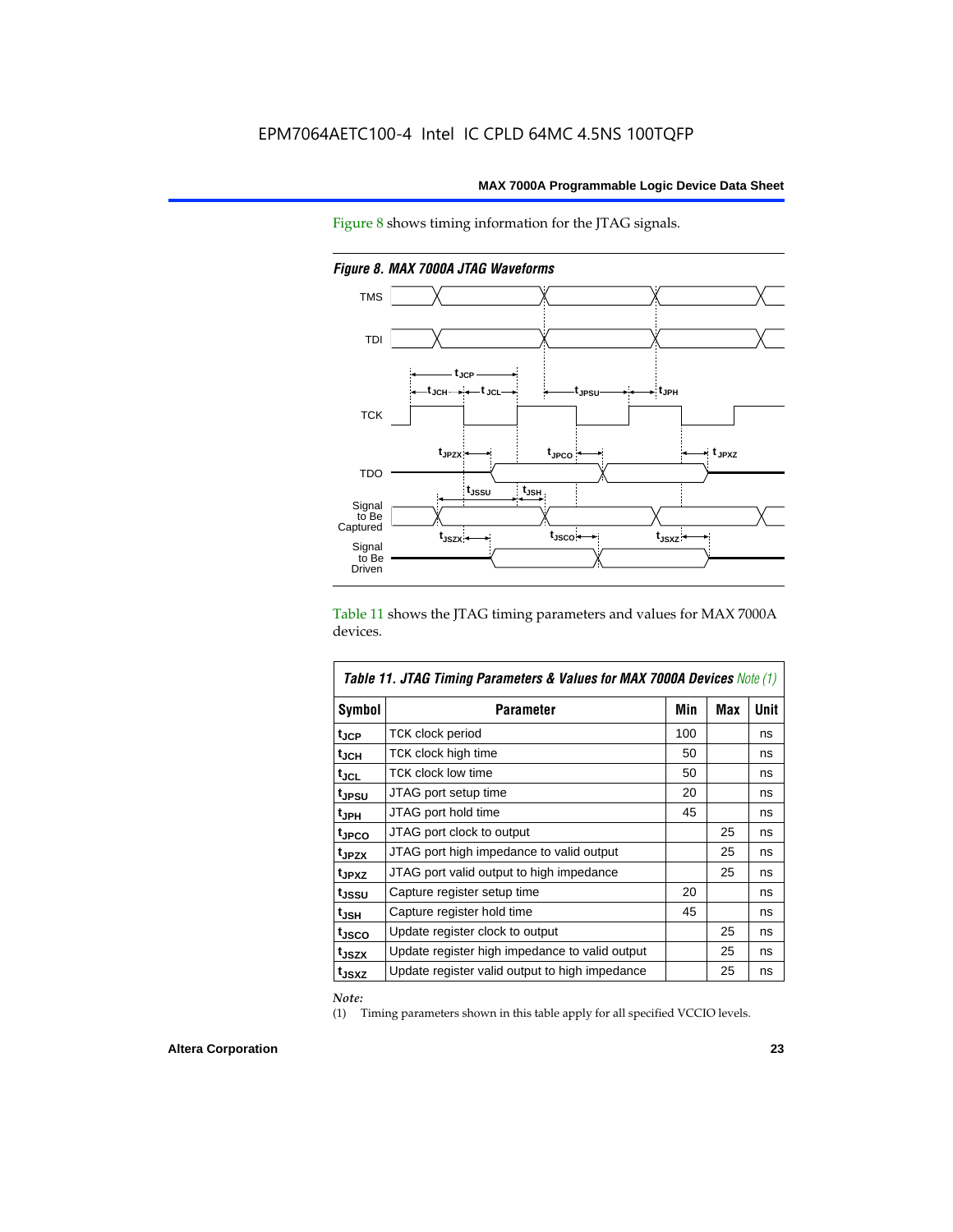EPM7064AETC100-4 Intel IC CPLD 64MC 4.5NS 100TQFP

Figure 8 shows timing information for the JTAG signals.

*Figure 8. MAX 7000A JTAG Waveforms*

Table 11 shows the JTAG timing parameters and values for MAX 7000A devices.

| *Table 11. JTAG Timing Parameters & Values for MAX 7000A Devices Note (1)* | | | | |
|---|---|---|---|---|
| **Symbol** | **Parameter** | **Min** | **Max** | **Unit** |
| $t_{JCP}$ | TCK clock period | 100 | | ns |
| $t_{JCH}$ | TCK clock high time | 50 | | ns |
| $t_{JCL}$ | TCK clock low time | 50 | | ns |
| $t_{JPSU}$ | JTAG port setup time | 20 | | ns |
| $t_{JPH}$ | JTAG port hold time | 45 | | ns |
| $t_{JPCO}$ | JTAG port clock to output | | 25 | ns |
| $t_{JPZX}$ | JTAG port high impedance to valid output | | 25 | ns |
| $t_{JPXZ}$ | JTAG port valid output to high impedance | | 25 | ns |
| $t_{JSSU}$ | Capture register setup time | 20 | | ns |
| $t_{JSH}$ | Capture register hold time | 45 | | ns |
| $t_{JSCO}$ | Update register clock to output | | 25 | ns |
| $t_{JSZX}$ | Update register high impedance to valid output | | 25 | ns |
| $t_{JSXZ}$ | Update register valid output to high impedance | | 25 | ns |

*Note:*

(1) Timing parameters shown in this table apply for all specified VCCIO levels.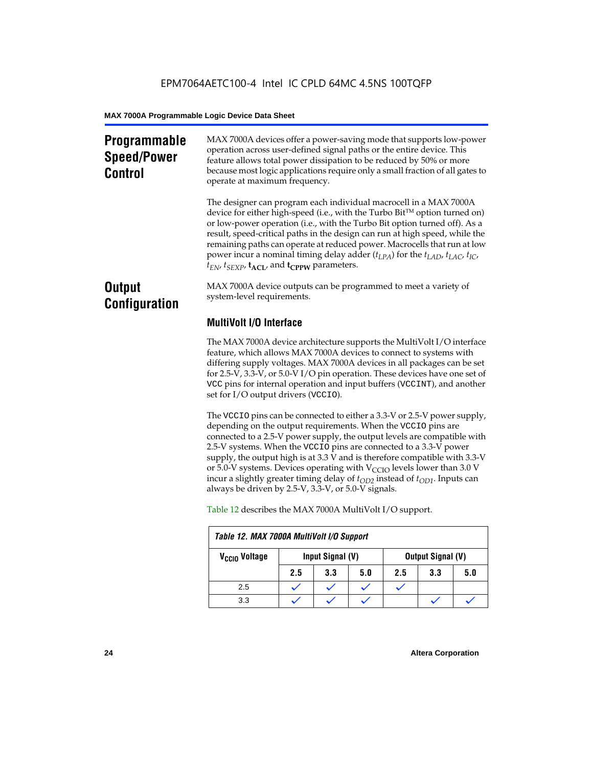## Programmable Speed/Power Control

MAX 7000A devices offer a power-saving mode that supports low-power operation across user-defined signal paths or the entire device. This feature allows total power dissipation to be reduced by 50% or more because most logic applications require only a small fraction of all gates to operate at maximum frequency.

The designer can program each individual macrocell in a MAX 7000A device for either high-speed (i.e., with the Turbo Bit™ option turned on) or low-power operation (i.e., with the Turbo Bit option turned off). As a result, speed-critical paths in the design can run at high speed, while the remaining paths can operate at reduced power. Macrocells that run at low power incur a nominal timing delay adder ($t_{LPA}$) for the $t_{LAD}$, $t_{LAC}$, $t_{IC}$, $t_{EN}$, $t_{SEXP}$, $\mathbf{t_{ACL}}$, and $\mathbf{t_{CPPW}}$ parameters.

## Output Configuration

MAX 7000A device outputs can be programmed to meet a variety of system-level requirements.

### MultiVolt I/O Interface

The MAX 7000A device architecture supports the MultiVolt I/O interface feature, which allows MAX 7000A devices to connect to systems with differing supply voltages. MAX 7000A devices in all packages can be set for 2.5-V, 3.3-V, or 5.0-V I/O pin operation. These devices have one set of VCC pins for internal operation and input buffers (VCCINT), and another set for I/O output drivers (VCCIO).

The VCCIO pins can be connected to either a 3.3-V or 2.5-V power supply, depending on the output requirements. When the VCCIO pins are connected to a 2.5-V power supply, the output levels are compatible with 2.5-V systems. When the VCCIO pins are connected to a 3.3-V power supply, the output high is at 3.3 V and is therefore compatible with 3.3-V or 5.0-V systems. Devices operating with $V_{CCIO}$ levels lower than 3.0 V incur a slightly greater timing delay of $t_{OD2}$ instead of $t_{OD1}$. Inputs can always be driven by 2.5-V, 3.3-V, or 5.0-V signals.

Table 12 describes the MAX 7000A MultiVolt I/O support.

*Table 12. MAX 7000A MultiVolt I/O Support*

| $V_{CCIO}$ Voltage | Input Signal (V) | | | Output Signal (V) | | |
|---|---|---|---|---|---|---|
| | 2.5 | 3.3 | 5.0 | 2.5 | 3.3 | 5.0 |
| 2.5 | ✓ | ✓ | ✓ | ✓ | | |
| 3.3 | ✓ | ✓ | ✓ | | ✓ | ✓ |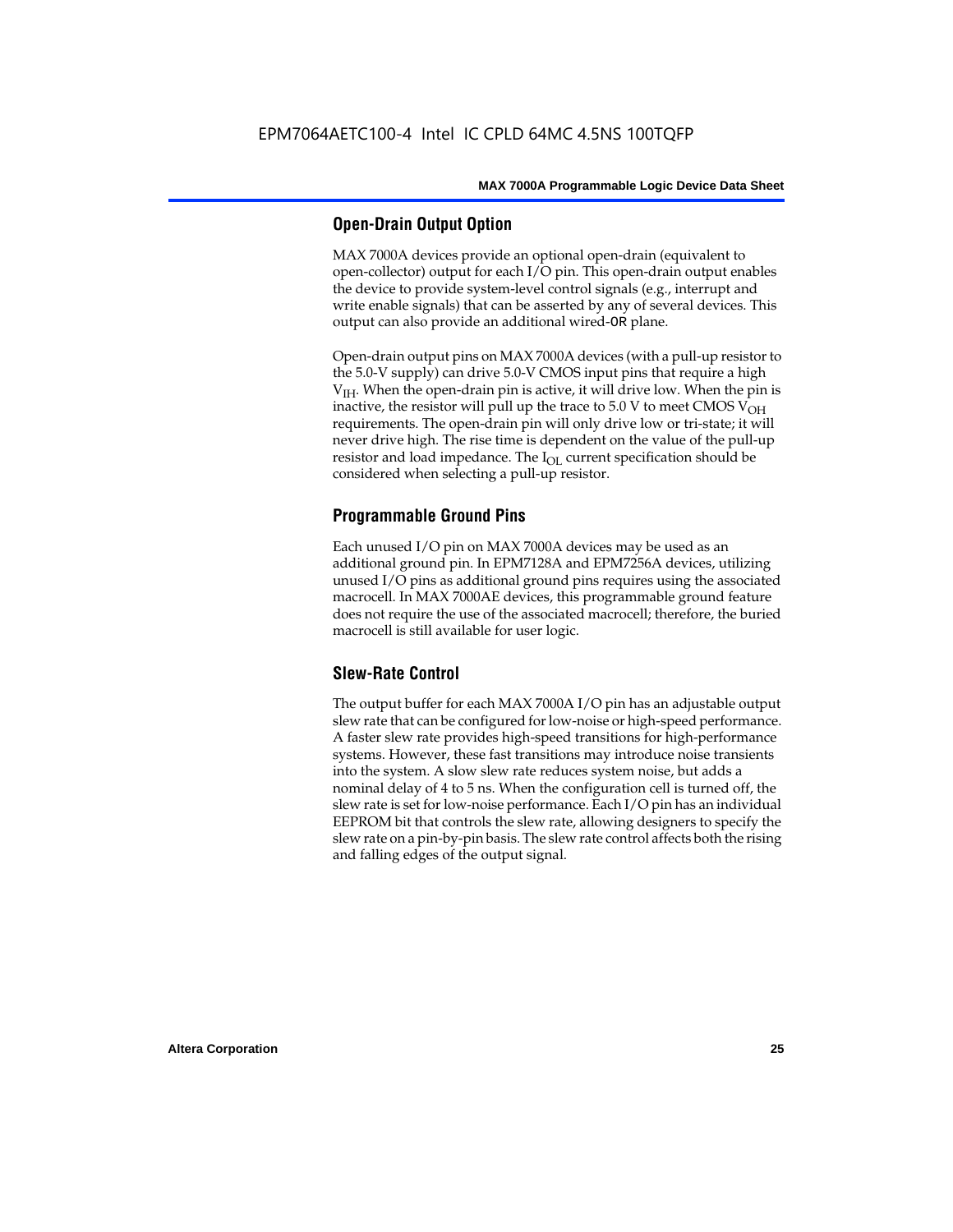## Open-Drain Output Option

MAX 7000A devices provide an optional open-drain (equivalent to open-collector) output for each I/O pin. This open-drain output enables the device to provide system-level control signals (e.g., interrupt and write enable signals) that can be asserted by any of several devices. This output can also provide an additional wired-OR plane.

Open-drain output pins on MAX 7000A devices (with a pull-up resistor to the 5.0-V supply) can drive 5.0-V CMOS input pins that require a high $V_{IH}$. When the open-drain pin is active, it will drive low. When the pin is inactive, the resistor will pull up the trace to 5.0 V to meet CMOS $V_{OH}$ requirements. The open-drain pin will only drive low or tri-state; it will never drive high. The rise time is dependent on the value of the pull-up resistor and load impedance. The $I_{OL}$ current specification should be considered when selecting a pull-up resistor.

## Programmable Ground Pins

Each unused I/O pin on MAX 7000A devices may be used as an additional ground pin. In EPM7128A and EPM7256A devices, utilizing unused I/O pins as additional ground pins requires using the associated macrocell. In MAX 7000AE devices, this programmable ground feature does not require the use of the associated macrocell; therefore, the buried macrocell is still available for user logic.

## Slew-Rate Control

The output buffer for each MAX 7000A I/O pin has an adjustable output slew rate that can be configured for low-noise or high-speed performance. A faster slew rate provides high-speed transitions for high-performance systems. However, these fast transitions may introduce noise transients into the system. A slow slew rate reduces system noise, but adds a nominal delay of 4 to 5 ns. When the configuration cell is turned off, the slew rate is set for low-noise performance. Each I/O pin has an individual EEPROM bit that controls the slew rate, allowing designers to specify the slew rate on a pin-by-pin basis. The slew rate control affects both the rising and falling edges of the output signal.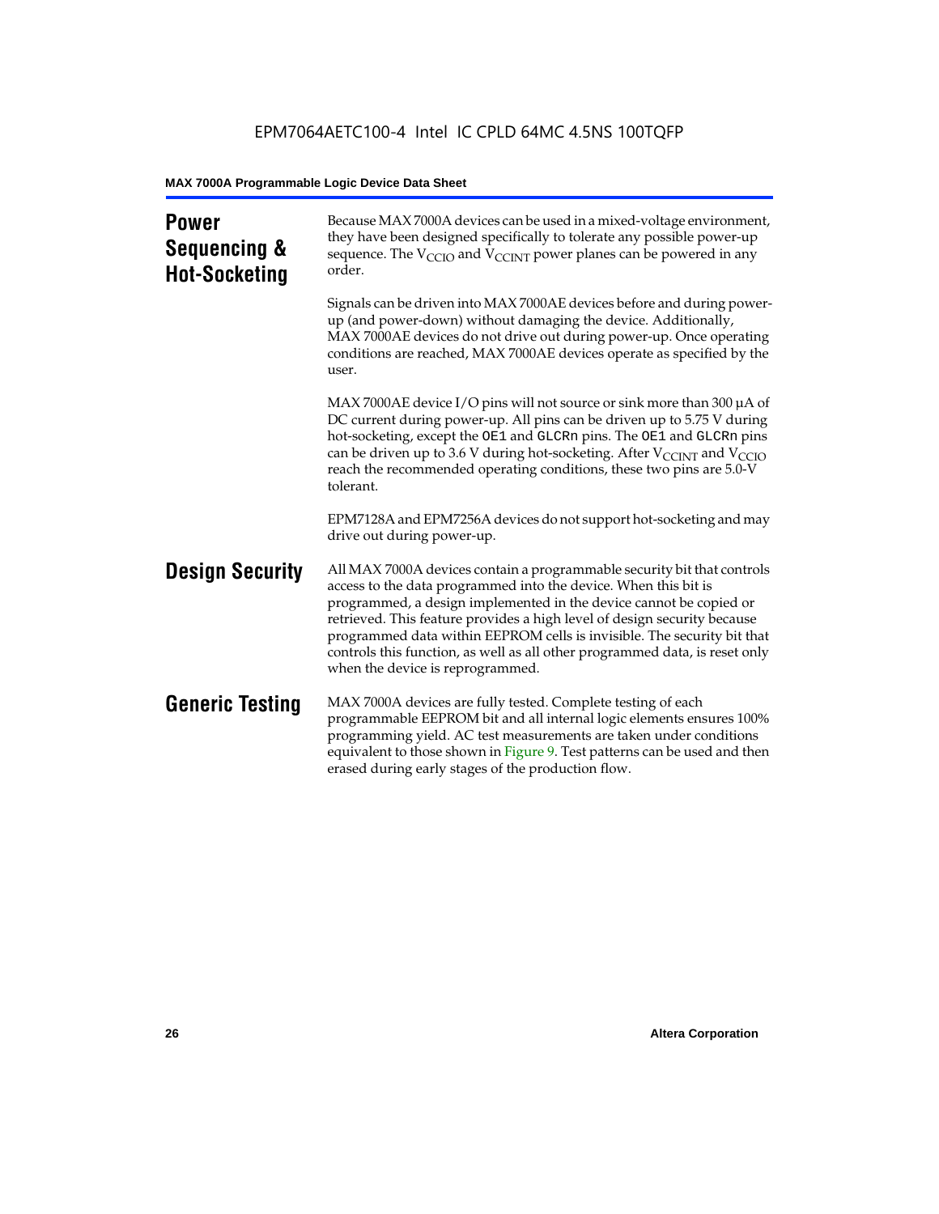## Power Sequencing & Hot-Socketing

Because MAX 7000A devices can be used in a mixed-voltage environment, they have been designed specifically to tolerate any possible power-up sequence. The $V_{CCIO}$ and $V_{CCINT}$ power planes can be powered in any order.

Signals can be driven into MAX 7000AE devices before and during power-up (and power-down) without damaging the device. Additionally, MAX 7000AE devices do not drive out during power-up. Once operating conditions are reached, MAX 7000AE devices operate as specified by the user.

MAX 7000AE device I/O pins will not source or sink more than 300 µA of DC current during power-up. All pins can be driven up to 5.75 V during hot-socketing, except the `OE1` and `GLCRn` pins. The `OE1` and `GLCRn` pins can be driven up to 3.6 V during hot-socketing. After $V_{CCINT}$ and $V_{CCIO}$ reach the recommended operating conditions, these two pins are 5.0-V tolerant.

EPM7128A and EPM7256A devices do not support hot-socketing and may drive out during power-up.

## Design Security

All MAX 7000A devices contain a programmable security bit that controls access to the data programmed into the device. When this bit is programmed, a design implemented in the device cannot be copied or retrieved. This feature provides a high level of design security because programmed data within EEPROM cells is invisible. The security bit that controls this function, as well as all other programmed data, is reset only when the device is reprogrammed.

## Generic Testing

MAX 7000A devices are fully tested. Complete testing of each programmable EEPROM bit and all internal logic elements ensures 100% programming yield. AC test measurements are taken under conditions equivalent to those shown in Figure 9. Test patterns can be used and then erased during early stages of the production flow.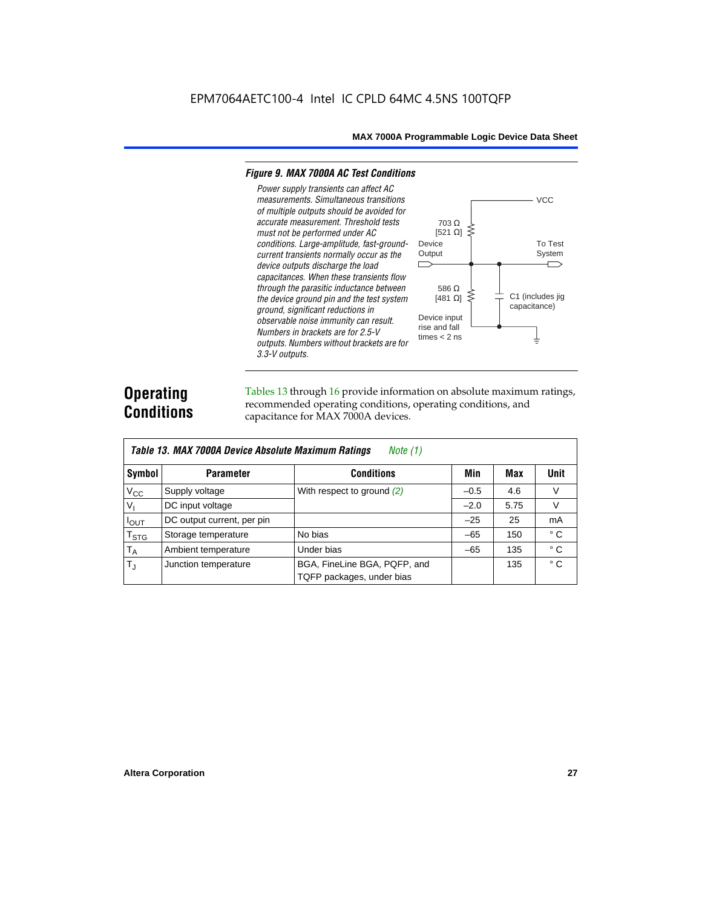### *Figure 9. MAX 7000A AC Test Conditions*

*Power supply transients can affect AC measurements. Simultaneous transitions of multiple outputs should be avoided for accurate measurement. Threshold tests must not be performed under AC conditions. Large-amplitude, fast-ground-current transients normally occur as the device outputs discharge the load capacitances. When these transients flow through the parasitic inductance between the device ground pin and the test system ground, significant reductions in observable noise immunity can result. Numbers in brackets are for 2.5-V outputs. Numbers without brackets are for 3.3-V outputs.*

VCC

703 Ω [521 Ω]

Device Output

To Test System

586 Ω [481 Ω]

C1 (includes jig capacitance)

Device input rise and fall times < 2 ns

## Operating Conditions

Tables 13 through 16 provide information on absolute maximum ratings, recommended operating conditions, operating conditions, and capacitance for MAX 7000A devices.

*Table 13. MAX 7000A Device Absolute Maximum Ratings* *Note (1)*

| Symbol | Parameter | Conditions | Min | Max | Unit |
|---|---|---|---|---|---|
| $V_{CC}$ | Supply voltage | With respect to ground *(2)* | –0.5 | 4.6 | V |
| $V_I$ | DC input voltage | | –2.0 | 5.75 | V |
| $I_{OUT}$ | DC output current, per pin | | –25 | 25 | mA |
| $T_{STG}$ | Storage temperature | No bias | –65 | 150 | ° C |
| $T_A$ | Ambient temperature | Under bias | –65 | 135 | ° C |
| $T_J$ | Junction temperature | BGA, FineLine BGA, PQFP, and TQFP packages, under bias | | 135 | ° C |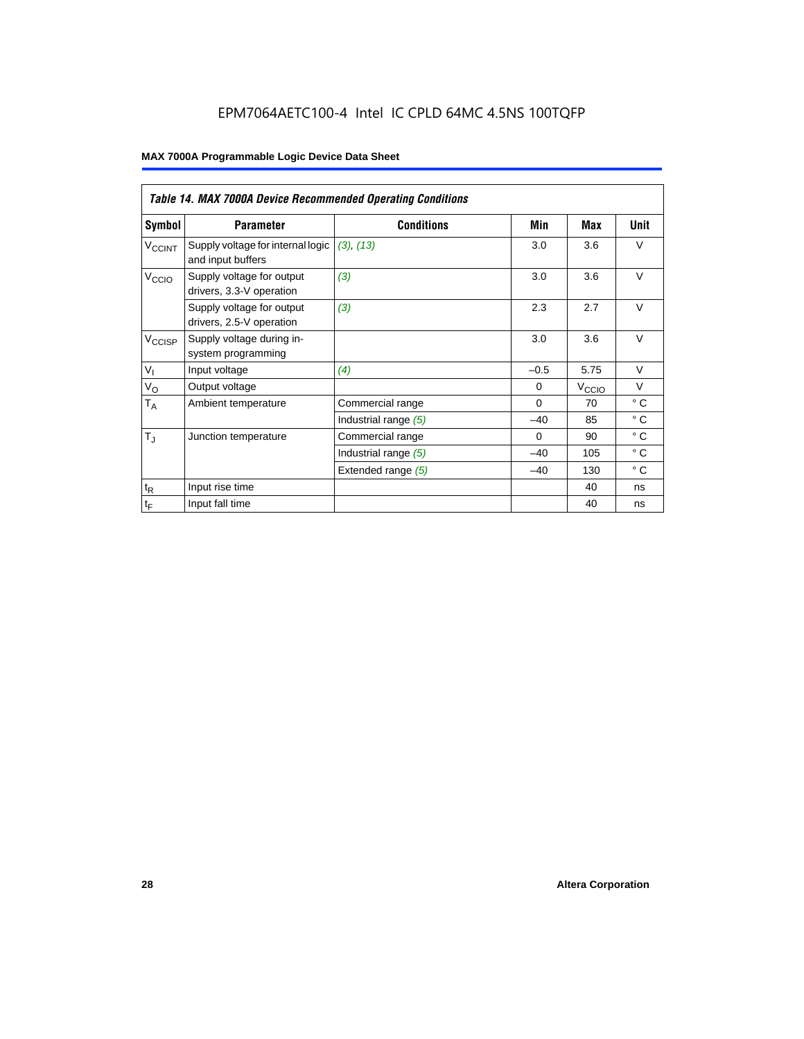EPM7064AETC100-4 Intel IC CPLD 64MC 4.5NS 100TQFP

| *Table 14. MAX 7000A Device Recommended Operating Conditions* | | | | | |
|---|---|---|---|---|---|
| **Symbol** | **Parameter** | **Conditions** | **Min** | **Max** | **Unit** |
| $V_{CCINT}$ | Supply voltage for internal logic and input buffers | *(3), (13)* | 3.0 | 3.6 | V |
| $V_{CCIO}$ | Supply voltage for output drivers, 3.3-V operation | *(3)* | 3.0 | 3.6 | V |
| | Supply voltage for output drivers, 2.5-V operation | *(3)* | 2.3 | 2.7 | V |
| $V_{CCISP}$ | Supply voltage during in-system programming | | 3.0 | 3.6 | V |
| $V_I$ | Input voltage | *(4)* | –0.5 | 5.75 | V |
| $V_O$ | Output voltage | | 0 | $V_{CCIO}$ | V |
| $T_A$ | Ambient temperature | Commercial range | 0 | 70 | ° C |
| | | Industrial range *(5)* | –40 | 85 | ° C |
| $T_J$ | Junction temperature | Commercial range | 0 | 90 | ° C |
| | | Industrial range *(5)* | –40 | 105 | ° C |
| | | Extended range *(5)* | –40 | 130 | ° C |
| $t_R$ | Input rise time | | | 40 | ns |
| $t_F$ | Input fall time | | | 40 | ns |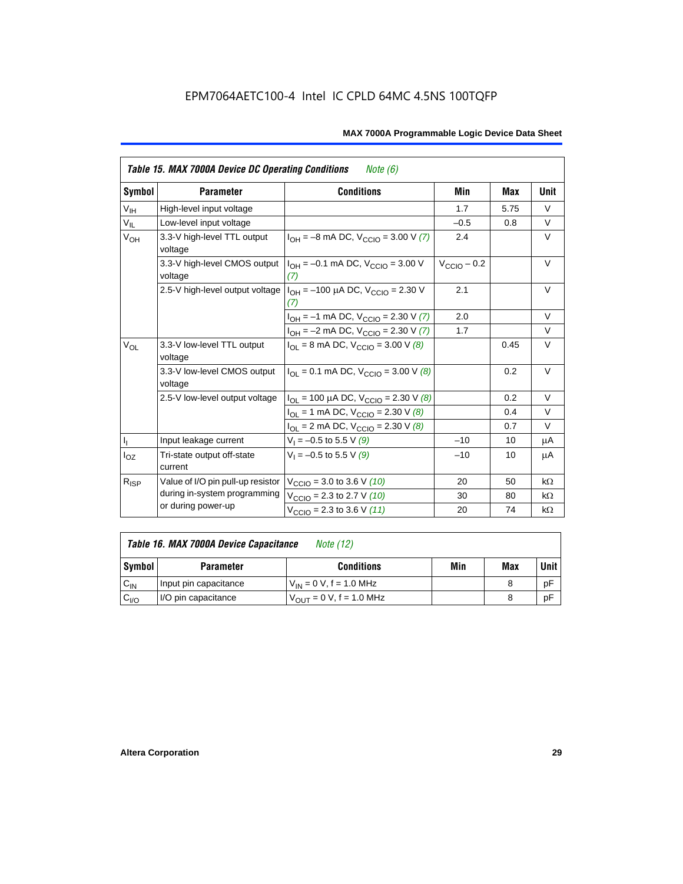**Table 15. MAX 7000A Device DC Operating Conditions** *Note (6)*

| Symbol | Parameter | Conditions | Min | Max | Unit |
|---|---|---|---|---|---|
| $V_{IH}$ | High-level input voltage | | 1.7 | 5.75 | V |
| $V_{IL}$ | Low-level input voltage | | –0.5 | 0.8 | V |
| $V_{OH}$ | 3.3-V high-level TTL output voltage | $I_{OH}$ = –8 mA DC, $V_{CCIO}$ = 3.00 V *(7)* | 2.4 | | V |
| | 3.3-V high-level CMOS output voltage | $I_{OH}$ = –0.1 mA DC, $V_{CCIO}$ = 3.00 V *(7)* | $V_{CCIO}$ – 0.2 | | V |
| | 2.5-V high-level output voltage | $I_{OH}$ = –100 μA DC, $V_{CCIO}$ = 2.30 V *(7)* | 2.1 | | V |
| | | $I_{OH}$ = –1 mA DC, $V_{CCIO}$ = 2.30 V *(7)* | 2.0 | | V |
| | | $I_{OH}$ = –2 mA DC, $V_{CCIO}$ = 2.30 V *(7)* | 1.7 | | V |
| $V_{OL}$ | 3.3-V low-level TTL output voltage | $I_{OL}$ = 8 mA DC, $V_{CCIO}$ = 3.00 V *(8)* | | 0.45 | V |
| | 3.3-V low-level CMOS output voltage | $I_{OL}$ = 0.1 mA DC, $V_{CCIO}$ = 3.00 V *(8)* | | 0.2 | V |
| | 2.5-V low-level output voltage | $I_{OL}$ = 100 μA DC, $V_{CCIO}$ = 2.30 V *(8)* | | 0.2 | V |
| | | $I_{OL}$ = 1 mA DC, $V_{CCIO}$ = 2.30 V *(8)* | | 0.4 | V |
| | | $I_{OL}$ = 2 mA DC, $V_{CCIO}$ = 2.30 V *(8)* | | 0.7 | V |
| $I_I$ | Input leakage current | $V_I$ = –0.5 to 5.5 V *(9)* | –10 | 10 | μA |
| $I_{OZ}$ | Tri-state output off-state current | $V_I$ = –0.5 to 5.5 V *(9)* | –10 | 10 | μA |
| $R_{ISP}$ | Value of I/O pin pull-up resistor during in-system programming or during power-up | $V_{CCIO}$ = 3.0 to 3.6 V *(10)* | 20 | 50 | kΩ |
| | | $V_{CCIO}$ = 2.3 to 2.7 V *(10)* | 30 | 80 | kΩ |
| | | $V_{CCIO}$ = 2.3 to 3.6 V *(11)* | 20 | 74 | kΩ |

**Table 16. MAX 7000A Device Capacitance** *Note (12)*

| Symbol | Parameter | Conditions | Min | Max | Unit |
|---|---|---|---|---|---|
| $C_{IN}$ | Input pin capacitance | $V_{IN}$ = 0 V, f = 1.0 MHz | | 8 | pF |
| $C_{I/O}$ | I/O pin capacitance | $V_{OUT}$ = 0 V, f = 1.0 MHz | | 8 | pF |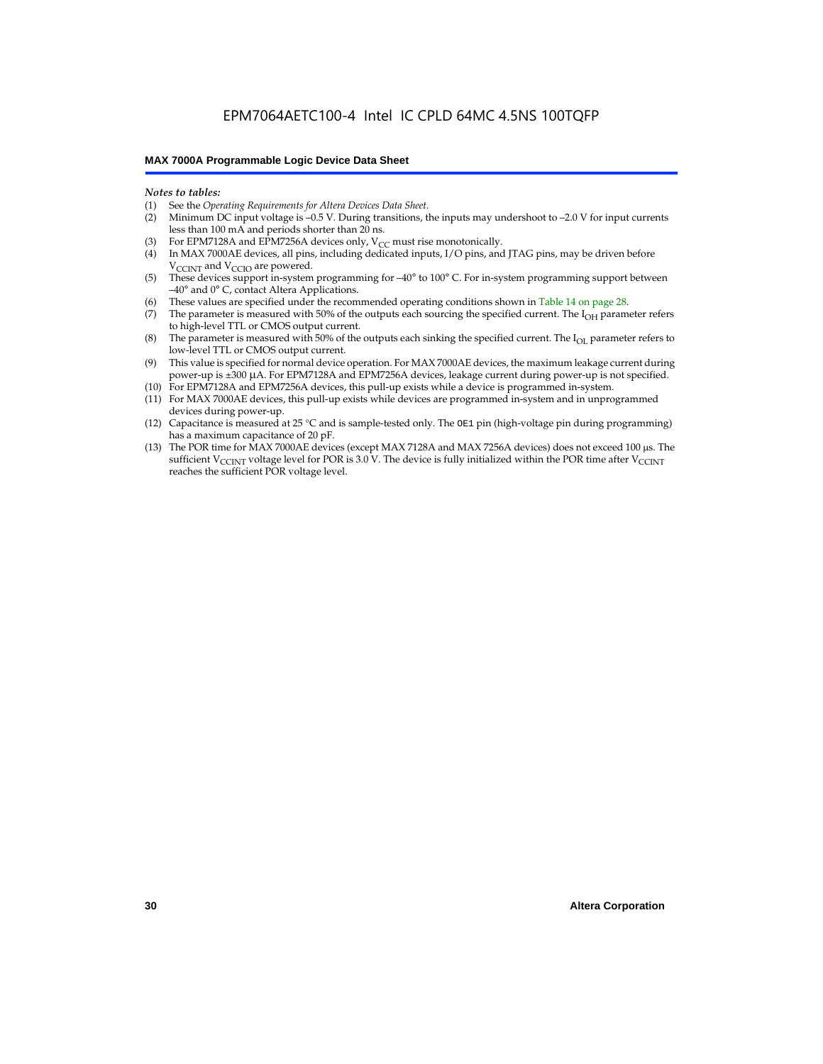*Notes to tables:*

(1) See the *Operating Requirements for Altera Devices Data Sheet*.
(2) Minimum DC input voltage is –0.5 V. During transitions, the inputs may undershoot to –2.0 V for input currents less than 100 mA and periods shorter than 20 ns.
(3) For EPM7128A and EPM7256A devices only, $V_{CC}$ must rise monotonically.
(4) In MAX 7000AE devices, all pins, including dedicated inputs, I/O pins, and JTAG pins, may be driven before $V_{CCINT}$ and $V_{CCIO}$ are powered.
(5) These devices support in-system programming for –40° to 100° C. For in-system programming support between –40° and 0° C, contact Altera Applications.
(6) These values are specified under the recommended operating conditions shown in Table 14 on page 28.
(7) The parameter is measured with 50% of the outputs each sourcing the specified current. The $I_{OH}$ parameter refers to high-level TTL or CMOS output current.
(8) The parameter is measured with 50% of the outputs each sinking the specified current. The $I_{OL}$ parameter refers to low-level TTL or CMOS output current.
(9) This value is specified for normal device operation. For MAX 7000AE devices, the maximum leakage current during power-up is ±300 µA. For EPM7128A and EPM7256A devices, leakage current during power-up is not specified.
(10) For EPM7128A and EPM7256A devices, this pull-up exists while a device is programmed in-system.
(11) For MAX 7000AE devices, this pull-up exists while devices are programmed in-system and in unprogrammed devices during power-up.
(12) Capacitance is measured at 25 °C and is sample-tested only. The OE1 pin (high-voltage pin during programming) has a maximum capacitance of 20 pF.
(13) The POR time for MAX 7000AE devices (except MAX 7128A and MAX 7256A devices) does not exceed 100 µs. The sufficient $V_{CCINT}$ voltage level for POR is 3.0 V. The device is fully initialized within the POR time after $V_{CCINT}$ reaches the sufficient POR voltage level.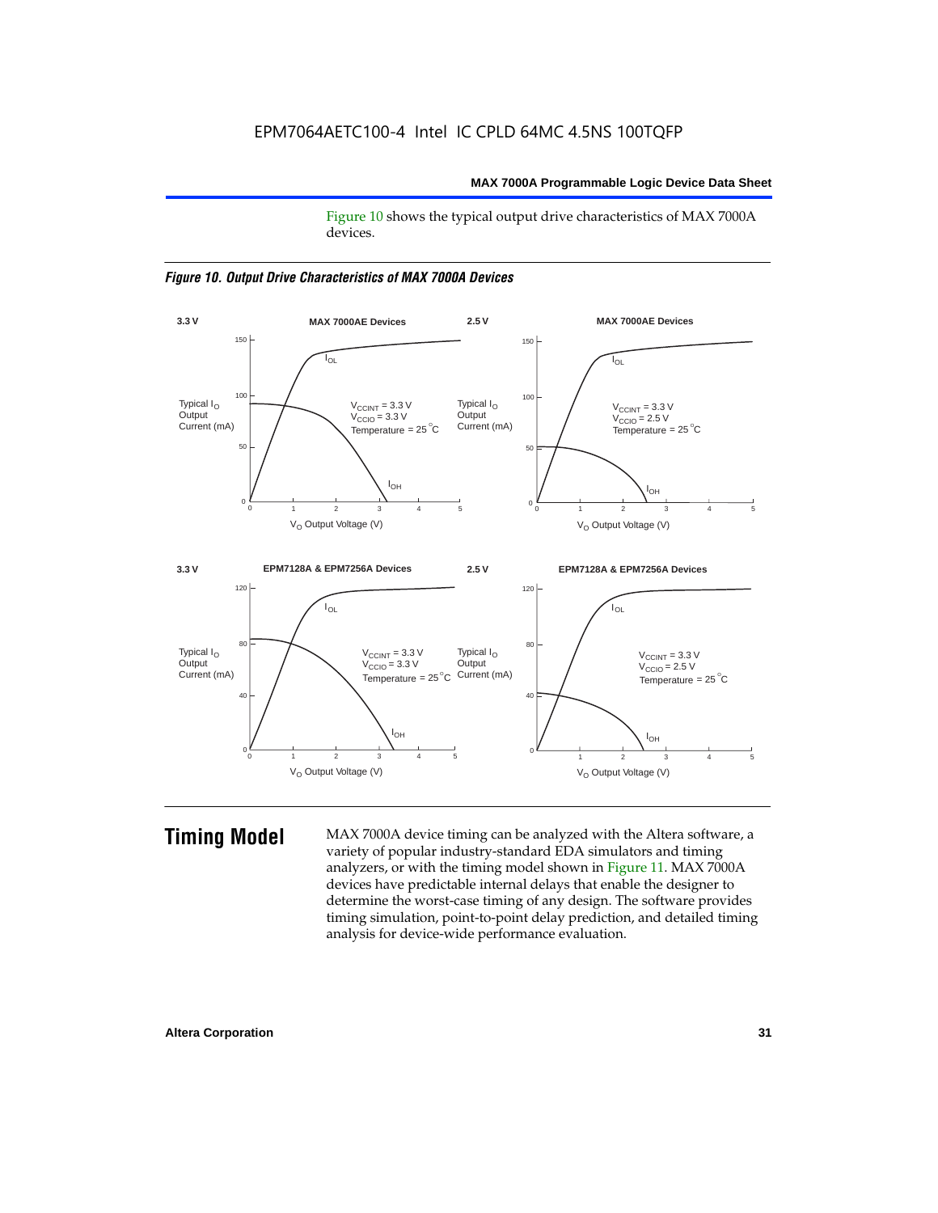Figure 10 shows the typical output drive characteristics of MAX 7000A devices.

*Figure 10. Output Drive Characteristics of MAX 7000A Devices*

## Timing Model

MAX 7000A device timing can be analyzed with the Altera software, a variety of popular industry-standard EDA simulators and timing analyzers, or with the timing model shown in Figure 11. MAX 7000A devices have predictable internal delays that enable the designer to determine the worst-case timing of any design. The software provides timing simulation, point-to-point delay prediction, and detailed timing analysis for device-wide performance evaluation.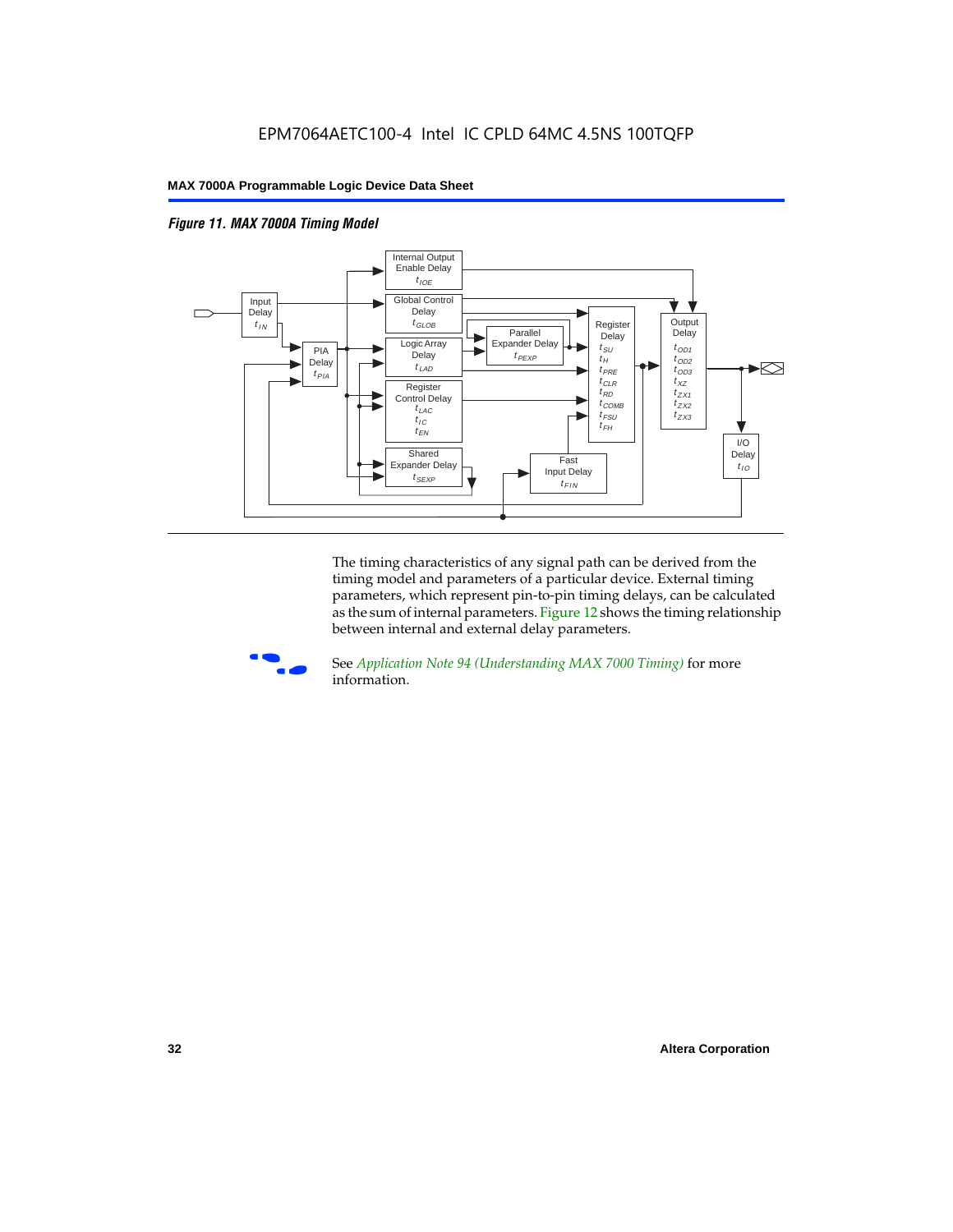*Figure 11. MAX 7000A Timing Model*

The timing characteristics of any signal path can be derived from the timing model and parameters of a particular device. External timing parameters, which represent pin-to-pin timing delays, can be calculated as the sum of internal parameters. Figure 12 shows the timing relationship between internal and external delay parameters.

See *Application Note 94 (Understanding MAX 7000 Timing)* for more information.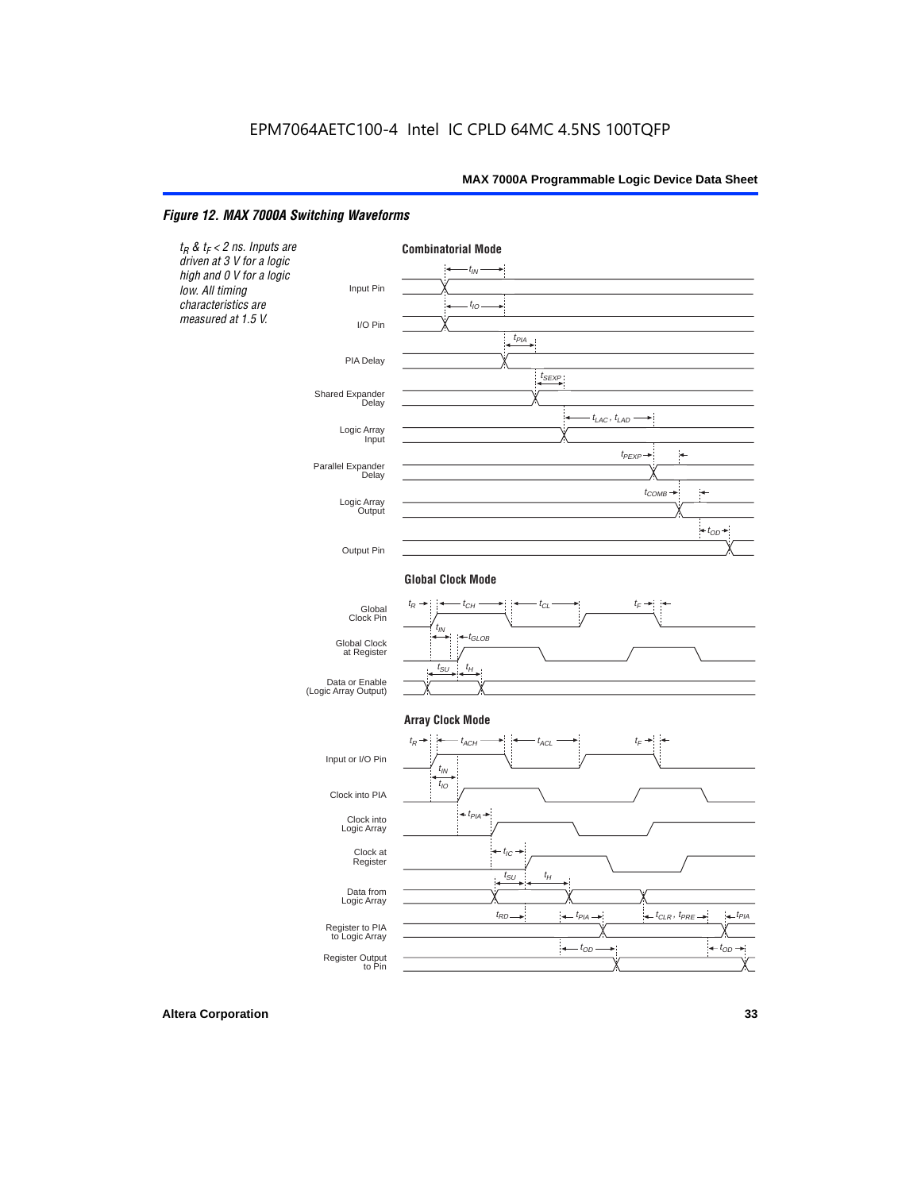EPM7064AETC100-4 Intel IC CPLD 64MC 4.5NS 100TQFP

## Figure 12. MAX 7000A Switching Waveforms

*$t_R$ & $t_F$ < 2 ns. Inputs are driven at 3 V for a logic high and 0 V for a logic low. All timing characteristics are measured at 1.5 V.*

**Combinatorial Mode**

Input Pin, I/O Pin, PIA Delay, Shared Expander Delay, Logic Array Input, Parallel Expander Delay, Logic Array Output, Output Pin

$t_{IN}$, $t_{IO}$, $t_{PIA}$, $t_{SEXP}$, $t_{LAC}$, $t_{LAD}$, $t_{PEXP}$, $t_{COMB}$, $t_{OD}$

**Global Clock Mode**

Global Clock Pin, Global Clock at Register, Data or Enable (Logic Array Output)

$t_R$, $t_{CH}$, $t_{CL}$, $t_F$, $t_{IN}$, $t_{GLOB}$, $t_{SU}$, $t_H$

**Array Clock Mode**

Input or I/O Pin, Clock into PIA, Clock into Logic Array, Clock at Register, Data from Logic Array, Register to PIA to Logic Array, Register Output to Pin

$t_R$, $t_{ACH}$, $t_{ACL}$, $t_F$, $t_{IN}$, $t_{IO}$, $t_{PIA}$, $t_{IC}$, $t_{SU}$, $t_H$, $t_{RD}$, $t_{PIA}$, $t_{CLR}$, $t_{PRE}$, $t_{PIA}$, $t_{OD}$, $t_{OD}$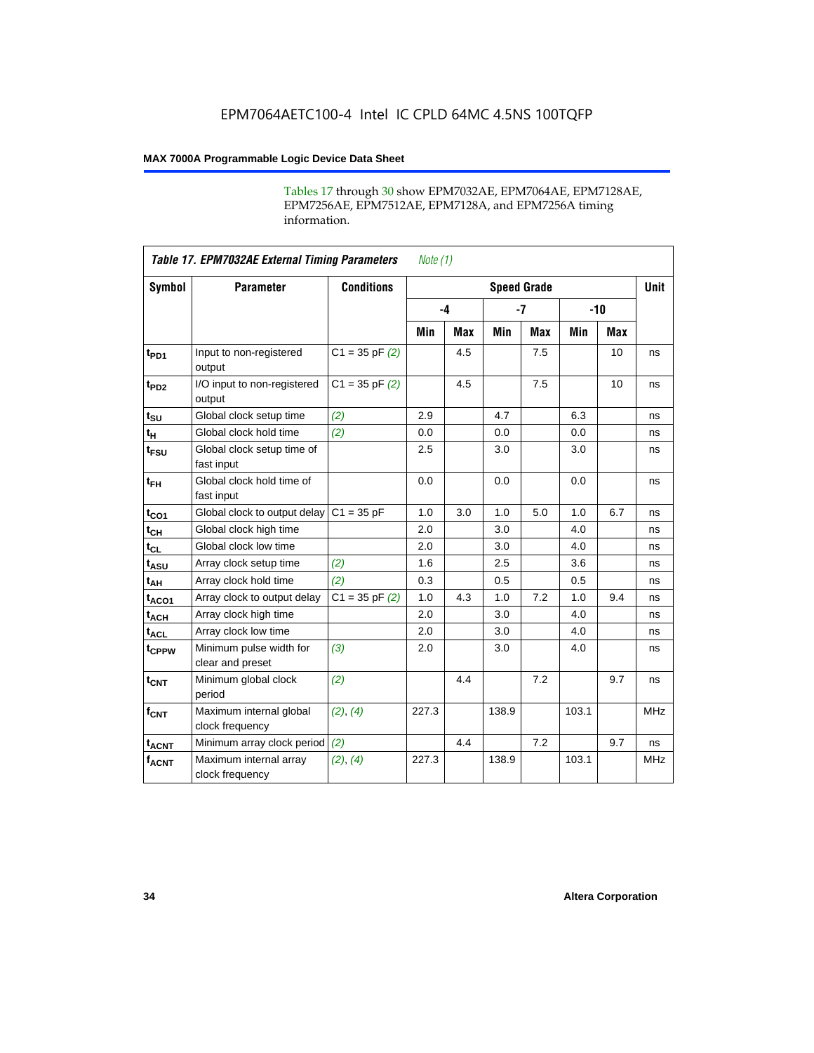Tables 17 through 30 show EPM7032AE, EPM7064AE, EPM7128AE, EPM7256AE, EPM7512AE, EPM7128A, and EPM7256A timing information.

**Table 17. EPM7032AE External Timing Parameters** *Note (1)*

| Symbol | Parameter | Conditions | Speed Grade | | | | | | Unit |
|---|---|---|---|---|---|---|---|---|---|
| | | | -4 | | -7 | | -10 | | |
| | | | Min | Max | Min | Max | Min | Max | |
| $t_{PD1}$ | Input to non-registered output | C1 = 35 pF *(2)* | | 4.5 | | 7.5 | | 10 | ns |
| $t_{PD2}$ | I/O input to non-registered output | C1 = 35 pF *(2)* | | 4.5 | | 7.5 | | 10 | ns |
| $t_{SU}$ | Global clock setup time | *(2)* | 2.9 | | 4.7 | | 6.3 | | ns |
| $t_H$ | Global clock hold time | *(2)* | 0.0 | | 0.0 | | 0.0 | | ns |
| $t_{FSU}$ | Global clock setup time of fast input | | 2.5 | | 3.0 | | 3.0 | | ns |
| $t_{FH}$ | Global clock hold time of fast input | | 0.0 | | 0.0 | | 0.0 | | ns |
| $t_{CO1}$ | Global clock to output delay | C1 = 35 pF | 1.0 | 3.0 | 1.0 | 5.0 | 1.0 | 6.7 | ns |
| $t_{CH}$ | Global clock high time | | 2.0 | | 3.0 | | 4.0 | | ns |
| $t_{CL}$ | Global clock low time | | 2.0 | | 3.0 | | 4.0 | | ns |
| $t_{ASU}$ | Array clock setup time | *(2)* | 1.6 | | 2.5 | | 3.6 | | ns |
| $t_{AH}$ | Array clock hold time | *(2)* | 0.3 | | 0.5 | | 0.5 | | ns |
| $t_{ACO1}$ | Array clock to output delay | C1 = 35 pF *(2)* | 1.0 | 4.3 | 1.0 | 7.2 | 1.0 | 9.4 | ns |
| $t_{ACH}$ | Array clock high time | | 2.0 | | 3.0 | | 4.0 | | ns |
| $t_{ACL}$ | Array clock low time | | 2.0 | | 3.0 | | 4.0 | | ns |
| $t_{CPPW}$ | Minimum pulse width for clear and preset | *(3)* | 2.0 | | 3.0 | | 4.0 | | ns |
| $t_{CNT}$ | Minimum global clock period | *(2)* | | 4.4 | | 7.2 | | 9.7 | ns |
| $f_{CNT}$ | Maximum internal global clock frequency | *(2)*, *(4)* | 227.3 | | 138.9 | | 103.1 | | MHz |
| $t_{ACNT}$ | Minimum array clock period | *(2)* | | 4.4 | | 7.2 | | 9.7 | ns |
| $f_{ACNT}$ | Maximum internal array clock frequency | *(2)*, *(4)* | 227.3 | | 138.9 | | 103.1 | | MHz |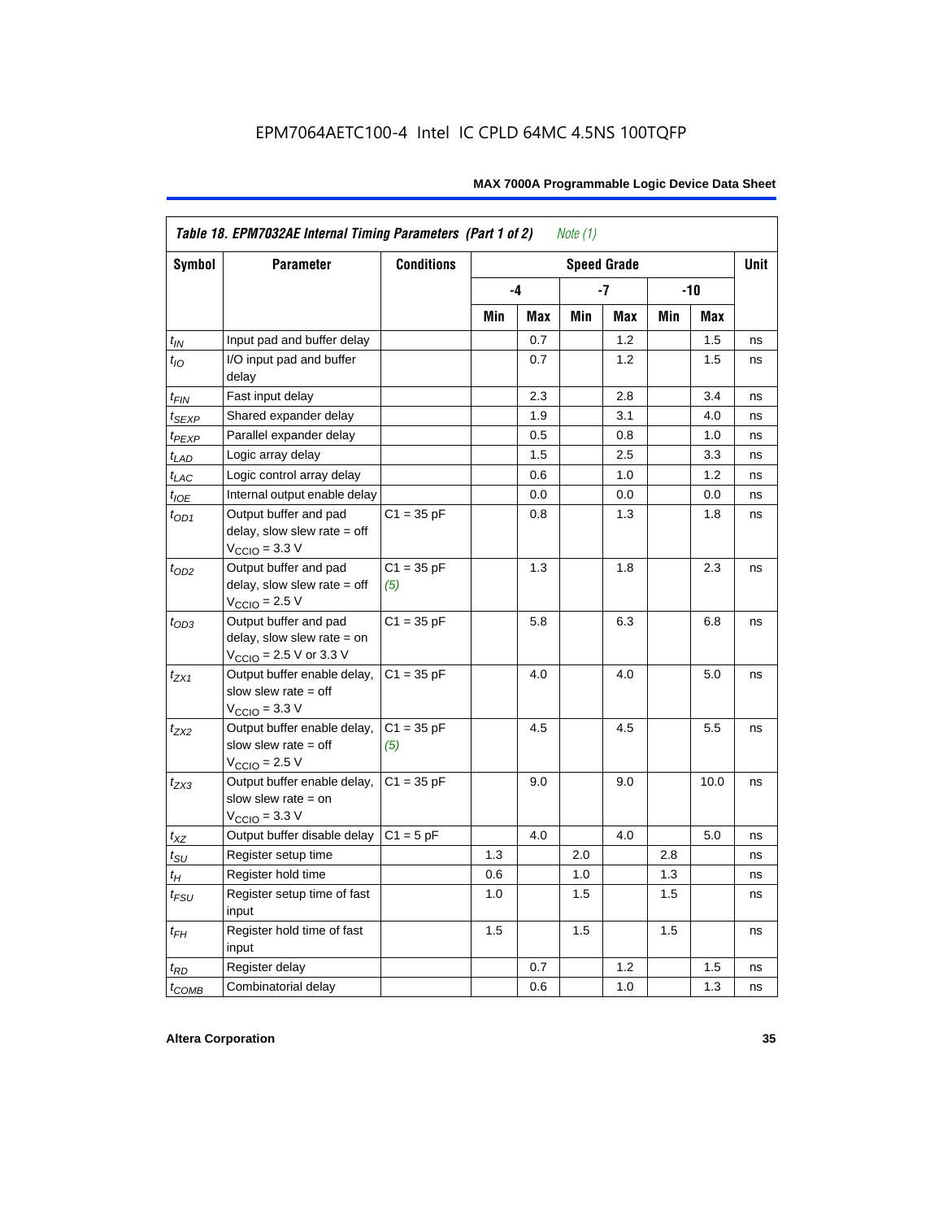EPM7064AETC100-4 Intel IC CPLD 64MC 4.5NS 100TQFP

| Table 18. EPM7032AE Internal Timing Parameters (Part 1 of 2) *Note (1)* | | | | | | | | | |
|---|---|---|---|---|---|---|---|---|---|
| Symbol | Parameter | Conditions | Speed Grade | | | | | | Unit |
| | | | -4 | | -7 | | -10 | | |
| | | | Min | Max | Min | Max | Min | Max | |
| $t_{IN}$ | Input pad and buffer delay | | | 0.7 | | 1.2 | | 1.5 | ns |
| $t_{IO}$ | I/O input pad and buffer delay | | | 0.7 | | 1.2 | | 1.5 | ns |
| $t_{FIN}$ | Fast input delay | | | 2.3 | | 2.8 | | 3.4 | ns |
| $t_{SEXP}$ | Shared expander delay | | | 1.9 | | 3.1 | | 4.0 | ns |
| $t_{PEXP}$ | Parallel expander delay | | | 0.5 | | 0.8 | | 1.0 | ns |
| $t_{LAD}$ | Logic array delay | | | 1.5 | | 2.5 | | 3.3 | ns |
| $t_{LAC}$ | Logic control array delay | | | 0.6 | | 1.0 | | 1.2 | ns |
| $t_{IOE}$ | Internal output enable delay | | | 0.0 | | 0.0 | | 0.0 | ns |
| $t_{OD1}$ | Output buffer and pad delay, slow slew rate = off $V_{CCIO}$ = 3.3 V | C1 = 35 pF | | 0.8 | | 1.3 | | 1.8 | ns |
| $t_{OD2}$ | Output buffer and pad delay, slow slew rate = off $V_{CCIO}$ = 2.5 V | C1 = 35 pF *(5)* | | 1.3 | | 1.8 | | 2.3 | ns |
| $t_{OD3}$ | Output buffer and pad delay, slow slew rate = on $V_{CCIO}$ = 2.5 V or 3.3 V | C1 = 35 pF | | 5.8 | | 6.3 | | 6.8 | ns |
| $t_{ZX1}$ | Output buffer enable delay, slow slew rate = off $V_{CCIO}$ = 3.3 V | C1 = 35 pF | | 4.0 | | 4.0 | | 5.0 | ns |
| $t_{ZX2}$ | Output buffer enable delay, slow slew rate = off $V_{CCIO}$ = 2.5 V | C1 = 35 pF *(5)* | | 4.5 | | 4.5 | | 5.5 | ns |
| $t_{ZX3}$ | Output buffer enable delay, slow slew rate = on $V_{CCIO}$ = 3.3 V | C1 = 35 pF | | 9.0 | | 9.0 | | 10.0 | ns |
| $t_{XZ}$ | Output buffer disable delay | C1 = 5 pF | | 4.0 | | 4.0 | | 5.0 | ns |
| $t_{SU}$ | Register setup time | | 1.3 | | 2.0 | | 2.8 | | ns |
| $t_{H}$ | Register hold time | | 0.6 | | 1.0 | | 1.3 | | ns |
| $t_{FSU}$ | Register setup time of fast input | | 1.0 | | 1.5 | | 1.5 | | ns |
| $t_{FH}$ | Register hold time of fast input | | 1.5 | | 1.5 | | 1.5 | | ns |
| $t_{RD}$ | Register delay | | | 0.7 | | 1.2 | | 1.5 | ns |
| $t_{COMB}$ | Combinatorial delay | | | 0.6 | | 1.0 | | 1.3 | ns |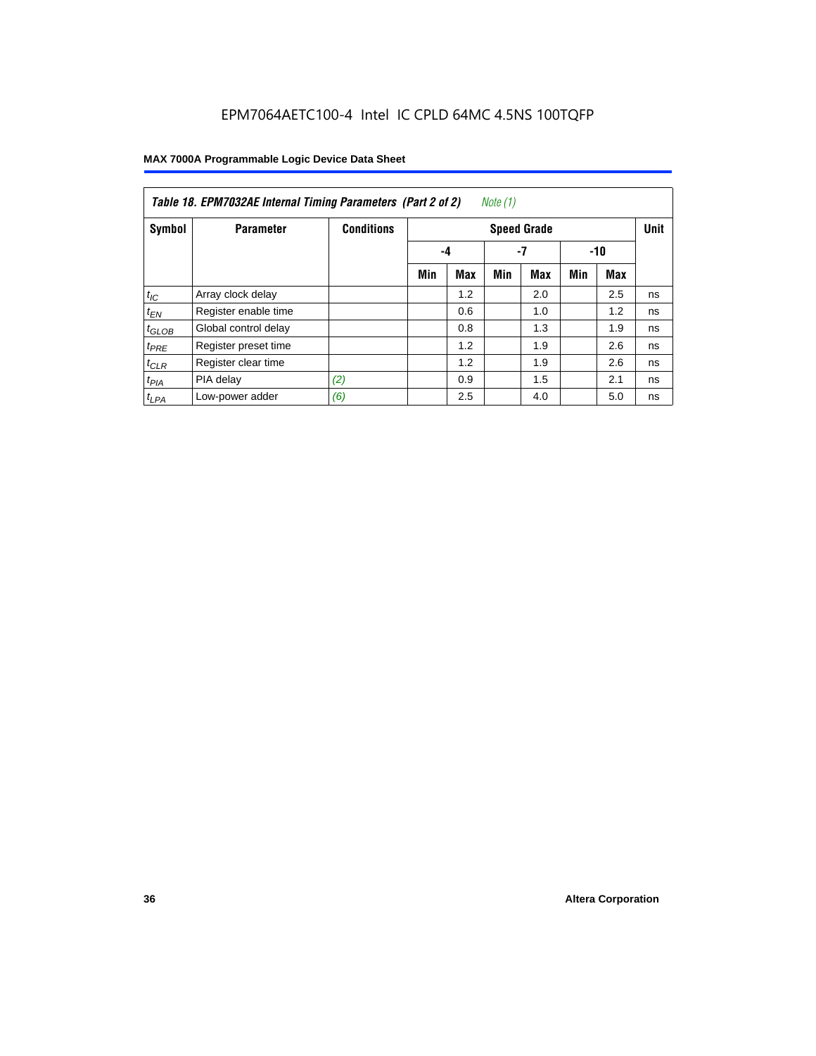**Table 18. EPM7032AE Internal Timing Parameters (Part 2 of 2)** *Note (1)*

| Symbol | Parameter | Conditions | Speed Grade | | | | | | Unit |
|---|---|---|---|---|---|---|---|---|---|
| | | | -4 | | -7 | | -10 | | |
| | | | Min | Max | Min | Max | Min | Max | |
| $t_{IC}$ | Array clock delay | | | 1.2 | | 2.0 | | 2.5 | ns |
| $t_{EN}$ | Register enable time | | | 0.6 | | 1.0 | | 1.2 | ns |
| $t_{GLOB}$ | Global control delay | | | 0.8 | | 1.3 | | 1.9 | ns |
| $t_{PRE}$ | Register preset time | | | 1.2 | | 1.9 | | 2.6 | ns |
| $t_{CLR}$ | Register clear time | | | 1.2 | | 1.9 | | 2.6 | ns |
| $t_{PIA}$ | PIA delay | *(2)* | | 0.9 | | 1.5 | | 2.1 | ns |
| $t_{LPA}$ | Low-power adder | *(6)* | | 2.5 | | 4.0 | | 5.0 | ns |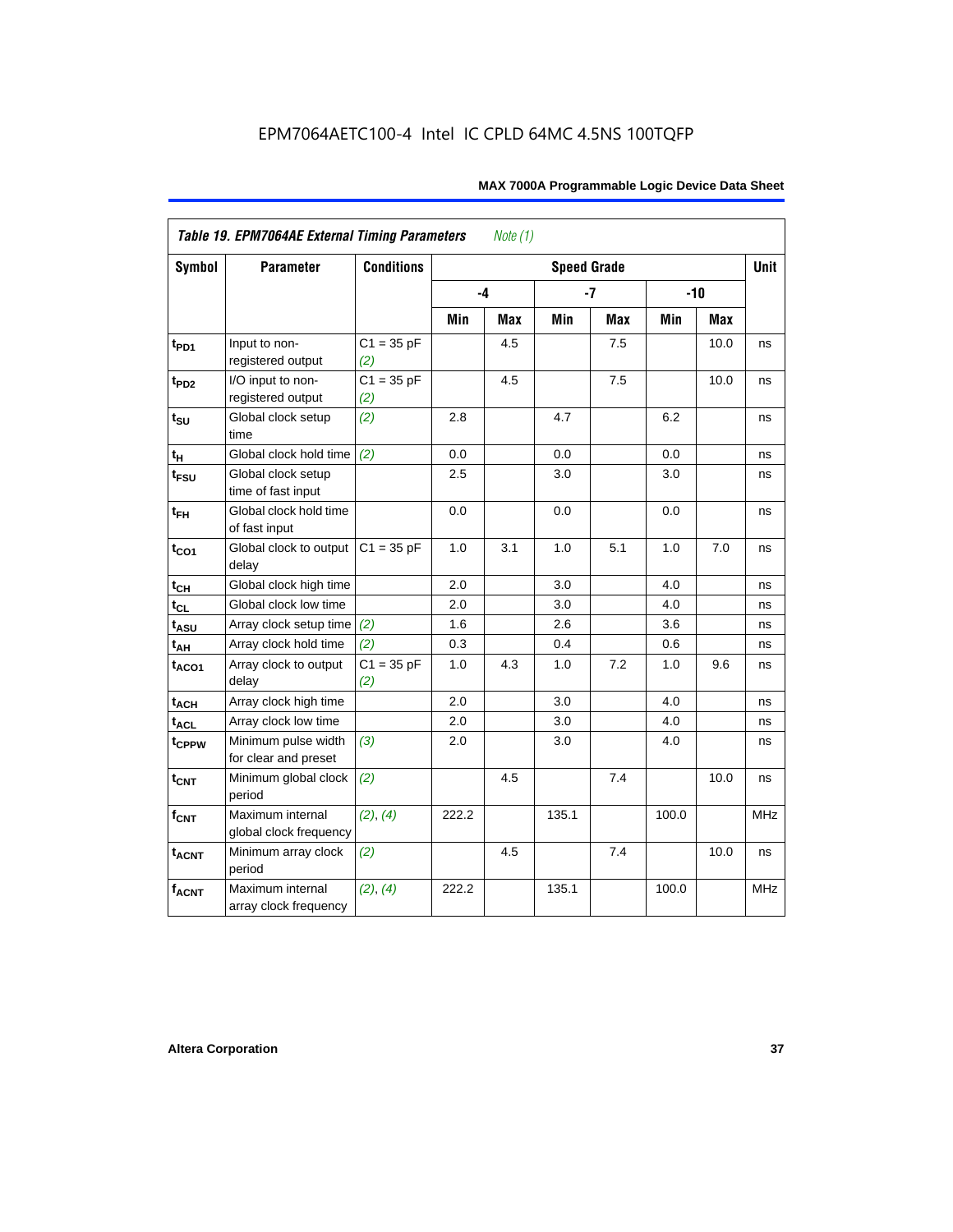EPM7064AETC100-4 Intel IC CPLD 64MC 4.5NS 100TQFP

| *Table 19. EPM7064AE External Timing Parameters* *Note (1)* | | | | | | | | | |
|---|---|---|---|---|---|---|---|---|---|
| Symbol | Parameter | Conditions | Speed Grade | | | | | | Unit |
| | | | -4 | | -7 | | -10 | | |
| | | | Min | Max | Min | Max | Min | Max | |
| $t_{PD1}$ | Input to non-registered output | C1 = 35 pF *(2)* | | 4.5 | | 7.5 | | 10.0 | ns |
| $t_{PD2}$ | I/O input to non-registered output | C1 = 35 pF *(2)* | | 4.5 | | 7.5 | | 10.0 | ns |
| $t_{SU}$ | Global clock setup time | *(2)* | 2.8 | | 4.7 | | 6.2 | | ns |
| $t_H$ | Global clock hold time | *(2)* | 0.0 | | 0.0 | | 0.0 | | ns |
| $t_{FSU}$ | Global clock setup time of fast input | | 2.5 | | 3.0 | | 3.0 | | ns |
| $t_{FH}$ | Global clock hold time of fast input | | 0.0 | | 0.0 | | 0.0 | | ns |
| $t_{CO1}$ | Global clock to output delay | C1 = 35 pF | 1.0 | 3.1 | 1.0 | 5.1 | 1.0 | 7.0 | ns |
| $t_{CH}$ | Global clock high time | | 2.0 | | 3.0 | | 4.0 | | ns |
| $t_{CL}$ | Global clock low time | | 2.0 | | 3.0 | | 4.0 | | ns |
| $t_{ASU}$ | Array clock setup time | *(2)* | 1.6 | | 2.6 | | 3.6 | | ns |
| $t_{AH}$ | Array clock hold time | *(2)* | 0.3 | | 0.4 | | 0.6 | | ns |
| $t_{ACO1}$ | Array clock to output delay | C1 = 35 pF *(2)* | 1.0 | 4.3 | 1.0 | 7.2 | 1.0 | 9.6 | ns |
| $t_{ACH}$ | Array clock high time | | 2.0 | | 3.0 | | 4.0 | | ns |
| $t_{ACL}$ | Array clock low time | | 2.0 | | 3.0 | | 4.0 | | ns |
| $t_{CPPW}$ | Minimum pulse width for clear and preset | *(3)* | 2.0 | | 3.0 | | 4.0 | | ns |
| $t_{CNT}$ | Minimum global clock period | *(2)* | | 4.5 | | 7.4 | | 10.0 | ns |
| $f_{CNT}$ | Maximum internal global clock frequency | *(2)*, *(4)* | 222.2 | | 135.1 | | 100.0 | | MHz |
| $t_{ACNT}$ | Minimum array clock period | *(2)* | | 4.5 | | 7.4 | | 10.0 | ns |
| $f_{ACNT}$ | Maximum internal array clock frequency | *(2)*, *(4)* | 222.2 | | 135.1 | | 100.0 | | MHz |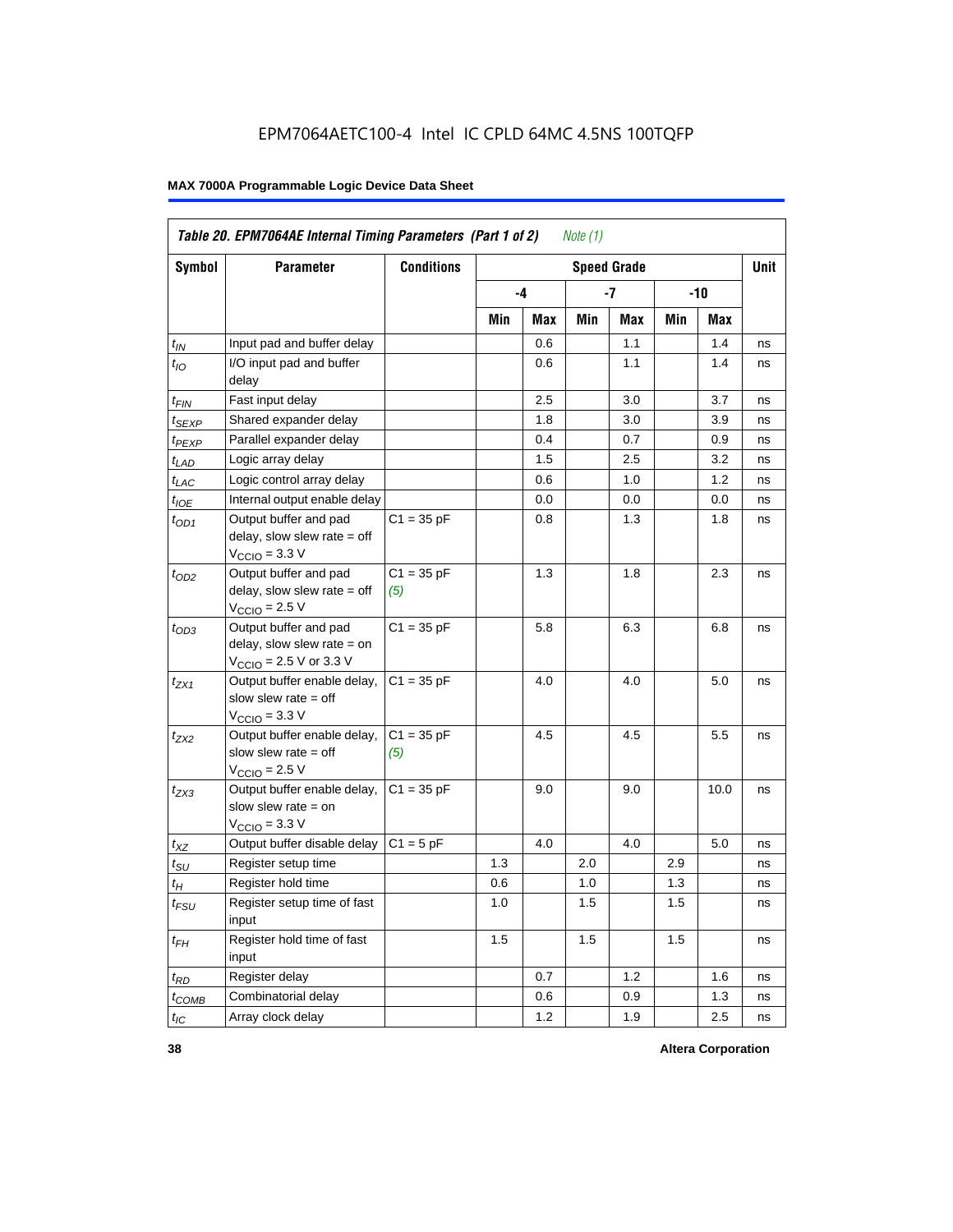EPM7064AETC100-4 Intel IC CPLD 64MC 4.5NS 100TQFP

**MAX 7000A Programmable Logic Device Data Sheet**

| *Table 20. EPM7064AE Internal Timing Parameters (Part 1 of 2) Note (1)* | | | | | | | | | |
|---|---|---|---|---|---|---|---|---|---|
| **Symbol** | **Parameter** | **Conditions** | **Speed Grade** | | | | | | **Unit** |
| | | | **-4** | | **-7** | | **-10** | | |
| | | | **Min** | **Max** | **Min** | **Max** | **Min** | **Max** | |
| $t_{IN}$ | Input pad and buffer delay | | | 0.6 | | 1.1 | | 1.4 | ns |
| $t_{IO}$ | I/O input pad and buffer delay | | | 0.6 | | 1.1 | | 1.4 | ns |
| $t_{FIN}$ | Fast input delay | | | 2.5 | | 3.0 | | 3.7 | ns |
| $t_{SEXP}$ | Shared expander delay | | | 1.8 | | 3.0 | | 3.9 | ns |
| $t_{PEXP}$ | Parallel expander delay | | | 0.4 | | 0.7 | | 0.9 | ns |
| $t_{LAD}$ | Logic array delay | | | 1.5 | | 2.5 | | 3.2 | ns |
| $t_{LAC}$ | Logic control array delay | | | 0.6 | | 1.0 | | 1.2 | ns |
| $t_{IOE}$ | Internal output enable delay | | | 0.0 | | 0.0 | | 0.0 | ns |
| $t_{OD1}$ | Output buffer and pad delay, slow slew rate = off $V_{CCIO}$ = 3.3 V | C1 = 35 pF | | 0.8 | | 1.3 | | 1.8 | ns |
| $t_{OD2}$ | Output buffer and pad delay, slow slew rate = off $V_{CCIO}$ = 2.5 V | C1 = 35 pF *(5)* | | 1.3 | | 1.8 | | 2.3 | ns |
| $t_{OD3}$ | Output buffer and pad delay, slow slew rate = on $V_{CCIO}$ = 2.5 V or 3.3 V | C1 = 35 pF | | 5.8 | | 6.3 | | 6.8 | ns |
| $t_{ZX1}$ | Output buffer enable delay, slow slew rate = off $V_{CCIO}$ = 3.3 V | C1 = 35 pF | | 4.0 | | 4.0 | | 5.0 | ns |
| $t_{ZX2}$ | Output buffer enable delay, slow slew rate = off $V_{CCIO}$ = 2.5 V | C1 = 35 pF *(5)* | | 4.5 | | 4.5 | | 5.5 | ns |
| $t_{ZX3}$ | Output buffer enable delay, slow slew rate = on $V_{CCIO}$ = 3.3 V | C1 = 35 pF | | 9.0 | | 9.0 | | 10.0 | ns |
| $t_{XZ}$ | Output buffer disable delay | C1 = 5 pF | | 4.0 | | 4.0 | | 5.0 | ns |
| $t_{SU}$ | Register setup time | | 1.3 | | 2.0 | | 2.9 | | ns |
| $t_{H}$ | Register hold time | | 0.6 | | 1.0 | | 1.3 | | ns |
| $t_{FSU}$ | Register setup time of fast input | | 1.0 | | 1.5 | | 1.5 | | ns |
| $t_{FH}$ | Register hold time of fast input | | 1.5 | | 1.5 | | 1.5 | | ns |
| $t_{RD}$ | Register delay | | | 0.7 | | 1.2 | | 1.6 | ns |
| $t_{COMB}$ | Combinatorial delay | | | 0.6 | | 0.9 | | 1.3 | ns |
| $t_{IC}$ | Array clock delay | | | 1.2 | | 1.9 | | 2.5 | ns |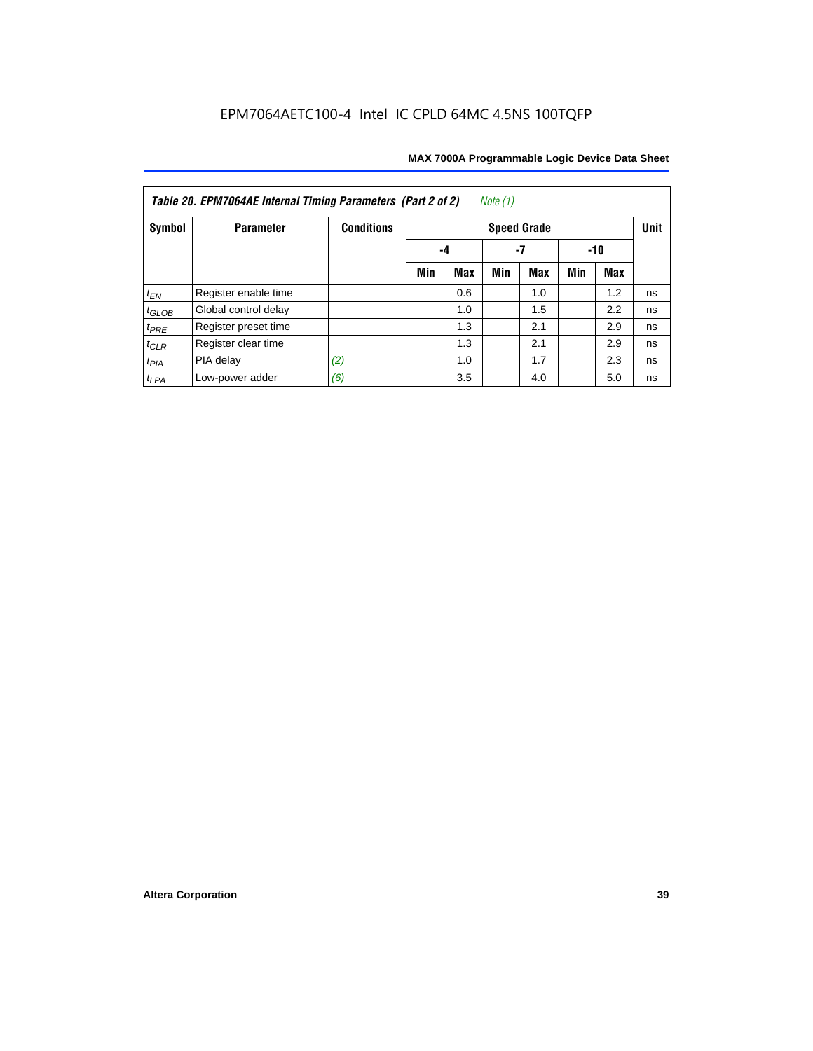**Table 20. EPM7064AE Internal Timing Parameters (Part 2 of 2)** *Note (1)*

| Symbol | Parameter | Conditions | Speed Grade | | | | | | Unit |
|---|---|---|---|---|---|---|---|---|---|
| | | | -4 | | -7 | | -10 | | |
| | | | Min | Max | Min | Max | Min | Max | |
| $t_{EN}$ | Register enable time | | | 0.6 | | 1.0 | | 1.2 | ns |
| $t_{GLOB}$ | Global control delay | | | 1.0 | | 1.5 | | 2.2 | ns |
| $t_{PRE}$ | Register preset time | | | 1.3 | | 2.1 | | 2.9 | ns |
| $t_{CLR}$ | Register clear time | | | 1.3 | | 2.1 | | 2.9 | ns |
| $t_{PIA}$ | PIA delay | *(2)* | | 1.0 | | 1.7 | | 2.3 | ns |
| $t_{LPA}$ | Low-power adder | *(6)* | | 3.5 | | 4.0 | | 5.0 | ns |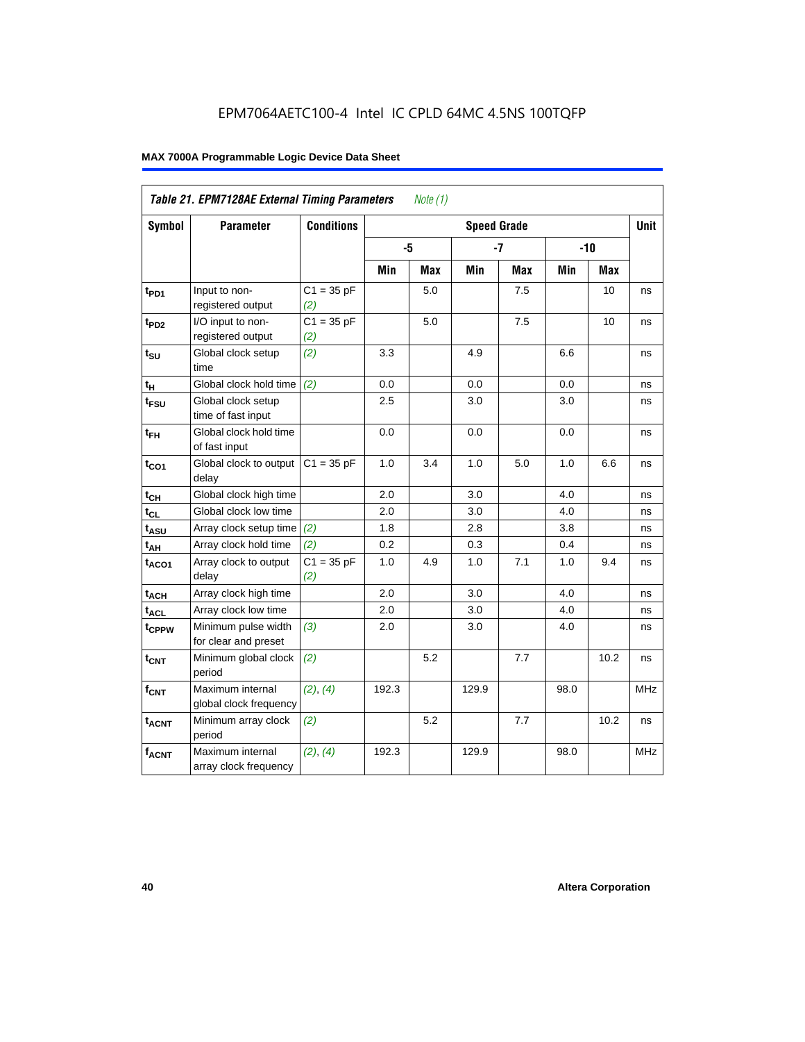EPM7064AETC100-4 Intel IC CPLD 64MC 4.5NS 100TQFP

| *Table 21. EPM7128AE External Timing Parameters* *Note (1)* | | | | | | | | | |
|---|---|---|---|---|---|---|---|---|---|
| Symbol | Parameter | Conditions | Speed Grade | | | | | | Unit |
| | | | -5 | | -7 | | -10 | | |
| | | | Min | Max | Min | Max | Min | Max | |
| $t_{PD1}$ | Input to non-registered output | C1 = 35 pF *(2)* | | 5.0 | | 7.5 | | 10 | ns |
| $t_{PD2}$ | I/O input to non-registered output | C1 = 35 pF *(2)* | | 5.0 | | 7.5 | | 10 | ns |
| $t_{SU}$ | Global clock setup time | *(2)* | 3.3 | | 4.9 | | 6.6 | | ns |
| $t_{H}$ | Global clock hold time | *(2)* | 0.0 | | 0.0 | | 0.0 | | ns |
| $t_{FSU}$ | Global clock setup time of fast input | | 2.5 | | 3.0 | | 3.0 | | ns |
| $t_{FH}$ | Global clock hold time of fast input | | 0.0 | | 0.0 | | 0.0 | | ns |
| $t_{CO1}$ | Global clock to output delay | C1 = 35 pF | 1.0 | 3.4 | 1.0 | 5.0 | 1.0 | 6.6 | ns |
| $t_{CH}$ | Global clock high time | | 2.0 | | 3.0 | | 4.0 | | ns |
| $t_{CL}$ | Global clock low time | | 2.0 | | 3.0 | | 4.0 | | ns |
| $t_{ASU}$ | Array clock setup time | *(2)* | 1.8 | | 2.8 | | 3.8 | | ns |
| $t_{AH}$ | Array clock hold time | *(2)* | 0.2 | | 0.3 | | 0.4 | | ns |
| $t_{ACO1}$ | Array clock to output delay | C1 = 35 pF *(2)* | 1.0 | 4.9 | 1.0 | 7.1 | 1.0 | 9.4 | ns |
| $t_{ACH}$ | Array clock high time | | 2.0 | | 3.0 | | 4.0 | | ns |
| $t_{ACL}$ | Array clock low time | | 2.0 | | 3.0 | | 4.0 | | ns |
| $t_{CPPW}$ | Minimum pulse width for clear and preset | *(3)* | 2.0 | | 3.0 | | 4.0 | | ns |
| $t_{CNT}$ | Minimum global clock period | *(2)* | | 5.2 | | 7.7 | | 10.2 | ns |
| $f_{CNT}$ | Maximum internal global clock frequency | *(2)*, *(4)* | 192.3 | | 129.9 | | 98.0 | | MHz |
| $t_{ACNT}$ | Minimum array clock period | *(2)* | | 5.2 | | 7.7 | | 10.2 | ns |
| $f_{ACNT}$ | Maximum internal array clock frequency | *(2)*, *(4)* | 192.3 | | 129.9 | | 98.0 | | MHz |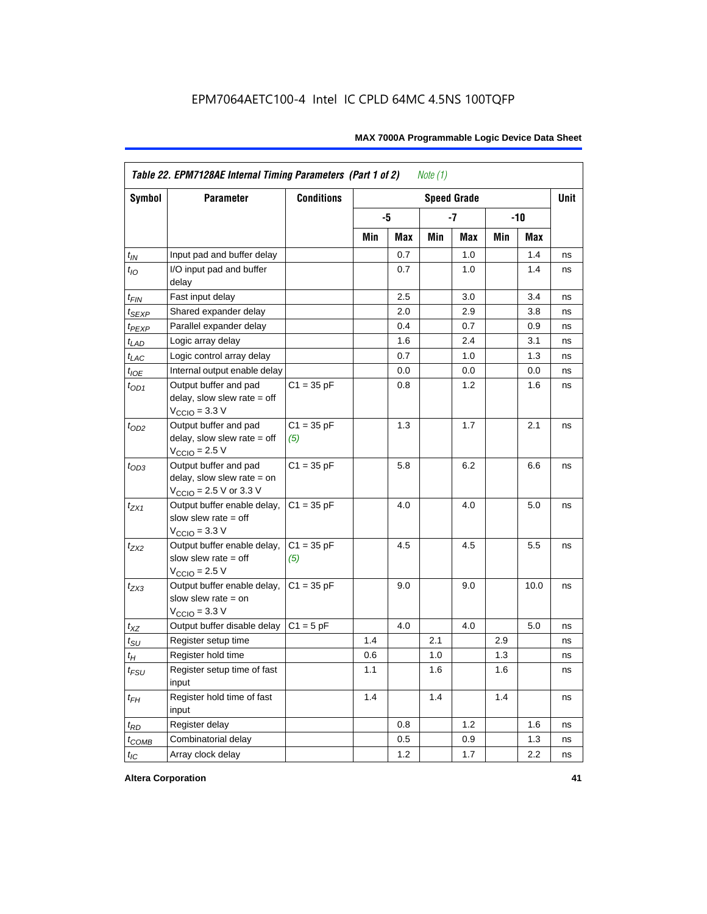EPM7064AETC100-4 Intel IC CPLD 64MC 4.5NS 100TQFP

**Table 22. EPM7128AE Internal Timing Parameters (Part 1 of 2)** *Note (1)*

| Symbol | Parameter | Conditions | Speed Grade | | | | | | Unit |
|---|---|---|---|---|---|---|---|---|---|
| | | | -5 | | -7 | | -10 | | |
| | | | Min | Max | Min | Max | Min | Max | |
| $t_{IN}$ | Input pad and buffer delay | | | 0.7 | | 1.0 | | 1.4 | ns |
| $t_{IO}$ | I/O input pad and buffer delay | | | 0.7 | | 1.0 | | 1.4 | ns |
| $t_{FIN}$ | Fast input delay | | | 2.5 | | 3.0 | | 3.4 | ns |
| $t_{SEXP}$ | Shared expander delay | | | 2.0 | | 2.9 | | 3.8 | ns |
| $t_{PEXP}$ | Parallel expander delay | | | 0.4 | | 0.7 | | 0.9 | ns |
| $t_{LAD}$ | Logic array delay | | | 1.6 | | 2.4 | | 3.1 | ns |
| $t_{LAC}$ | Logic control array delay | | | 0.7 | | 1.0 | | 1.3 | ns |
| $t_{IOE}$ | Internal output enable delay | | | 0.0 | | 0.0 | | 0.0 | ns |
| $t_{OD1}$ | Output buffer and pad delay, slow slew rate = off $V_{CCIO}$ = 3.3 V | C1 = 35 pF | | 0.8 | | 1.2 | | 1.6 | ns |
| $t_{OD2}$ | Output buffer and pad delay, slow slew rate = off $V_{CCIO}$ = 2.5 V | C1 = 35 pF *(5)* | | 1.3 | | 1.7 | | 2.1 | ns |
| $t_{OD3}$ | Output buffer and pad delay, slow slew rate = on $V_{CCIO}$ = 2.5 V or 3.3 V | C1 = 35 pF | | 5.8 | | 6.2 | | 6.6 | ns |
| $t_{ZX1}$ | Output buffer enable delay, slow slew rate = off $V_{CCIO}$ = 3.3 V | C1 = 35 pF | | 4.0 | | 4.0 | | 5.0 | ns |
| $t_{ZX2}$ | Output buffer enable delay, slow slew rate = off $V_{CCIO}$ = 2.5 V | C1 = 35 pF *(5)* | | 4.5 | | 4.5 | | 5.5 | ns |
| $t_{ZX3}$ | Output buffer enable delay, slow slew rate = on $V_{CCIO}$ = 3.3 V | C1 = 35 pF | | 9.0 | | 9.0 | | 10.0 | ns |
| $t_{XZ}$ | Output buffer disable delay | C1 = 5 pF | | 4.0 | | 4.0 | | 5.0 | ns |
| $t_{SU}$ | Register setup time | | 1.4 | | 2.1 | | 2.9 | | ns |
| $t_{H}$ | Register hold time | | 0.6 | | 1.0 | | 1.3 | | ns |
| $t_{FSU}$ | Register setup time of fast input | | 1.1 | | 1.6 | | 1.6 | | ns |
| $t_{FH}$ | Register hold time of fast input | | 1.4 | | 1.4 | | 1.4 | | ns |
| $t_{RD}$ | Register delay | | | 0.8 | | 1.2 | | 1.6 | ns |
| $t_{COMB}$ | Combinatorial delay | | | 0.5 | | 0.9 | | 1.3 | ns |
| $t_{IC}$ | Array clock delay | | | 1.2 | | 1.7 | | 2.2 | ns |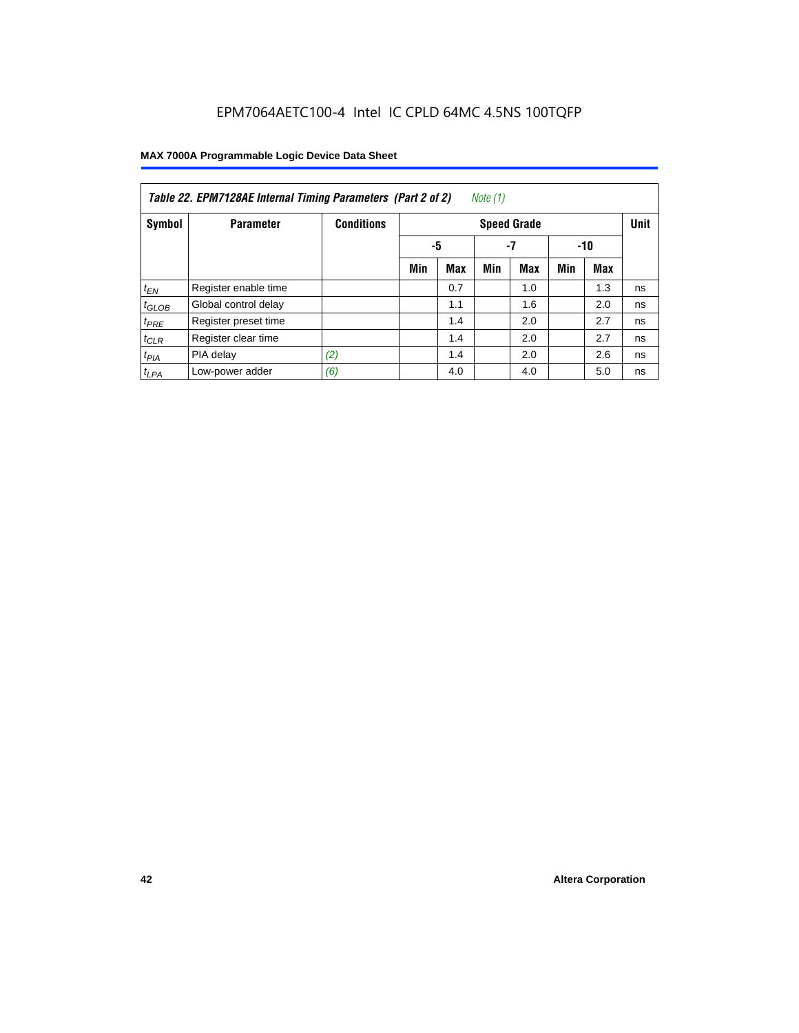EPM7064AETC100-4 Intel IC CPLD 64MC 4.5NS 100TQFP

**Table 22. EPM7128AE Internal Timing Parameters (Part 2 of 2)** *Note (1)*

| Symbol | Parameter | Conditions | Speed Grade | | | | | | Unit |
|---|---|---|---|---|---|---|---|---|---|
| | | | -5 | | -7 | | -10 | | |
| | | | Min | Max | Min | Max | Min | Max | |
| $t_{EN}$ | Register enable time | | | 0.7 | | 1.0 | | 1.3 | ns |
| $t_{GLOB}$ | Global control delay | | | 1.1 | | 1.6 | | 2.0 | ns |
| $t_{PRE}$ | Register preset time | | | 1.4 | | 2.0 | | 2.7 | ns |
| $t_{CLR}$ | Register clear time | | | 1.4 | | 2.0 | | 2.7 | ns |
| $t_{PIA}$ | PIA delay | *(2)* | | 1.4 | | 2.0 | | 2.6 | ns |
| $t_{LPA}$ | Low-power adder | *(6)* | | 4.0 | | 4.0 | | 5.0 | ns |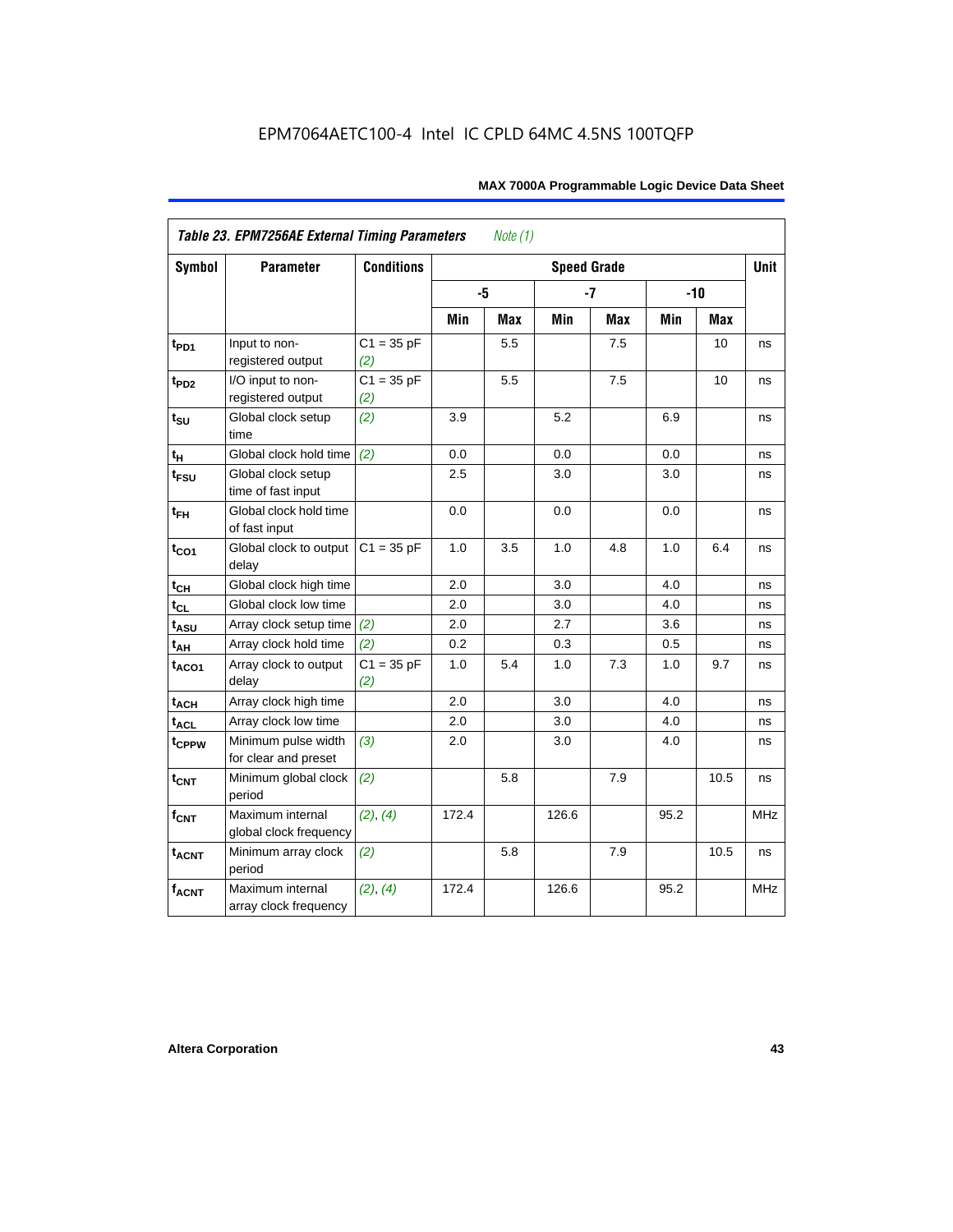| *Table 23. EPM7256AE External Timing Parameters* *Note (1)* | | | | | | | | | |
|---|---|---|---|---|---|---|---|---|---|
| **Symbol** | **Parameter** | **Conditions** | **Speed Grade** | | | | | | **Unit** |
| | | | **-5** | | **-7** | | **-10** | | |
| | | | **Min** | **Max** | **Min** | **Max** | **Min** | **Max** | |
| $t_{PD1}$ | Input to non-registered output | C1 = 35 pF *(2)* | | 5.5 | | 7.5 | | 10 | ns |
| $t_{PD2}$ | I/O input to non-registered output | C1 = 35 pF *(2)* | | 5.5 | | 7.5 | | 10 | ns |
| $t_{SU}$ | Global clock setup time | *(2)* | 3.9 | | 5.2 | | 6.9 | | ns |
| $t_{H}$ | Global clock hold time | *(2)* | 0.0 | | 0.0 | | 0.0 | | ns |
| $t_{FSU}$ | Global clock setup time of fast input | | 2.5 | | 3.0 | | 3.0 | | ns |
| $t_{FH}$ | Global clock hold time of fast input | | 0.0 | | 0.0 | | 0.0 | | ns |
| $t_{CO1}$ | Global clock to output delay | C1 = 35 pF | 1.0 | 3.5 | 1.0 | 4.8 | 1.0 | 6.4 | ns |
| $t_{CH}$ | Global clock high time | | 2.0 | | 3.0 | | 4.0 | | ns |
| $t_{CL}$ | Global clock low time | | 2.0 | | 3.0 | | 4.0 | | ns |
| $t_{ASU}$ | Array clock setup time | *(2)* | 2.0 | | 2.7 | | 3.6 | | ns |
| $t_{AH}$ | Array clock hold time | *(2)* | 0.2 | | 0.3 | | 0.5 | | ns |
| $t_{ACO1}$ | Array clock to output delay | C1 = 35 pF *(2)* | 1.0 | 5.4 | 1.0 | 7.3 | 1.0 | 9.7 | ns |
| $t_{ACH}$ | Array clock high time | | 2.0 | | 3.0 | | 4.0 | | ns |
| $t_{ACL}$ | Array clock low time | | 2.0 | | 3.0 | | 4.0 | | ns |
| $t_{CPPW}$ | Minimum pulse width for clear and preset | *(3)* | 2.0 | | 3.0 | | 4.0 | | ns |
| $t_{CNT}$ | Minimum global clock period | *(2)* | | 5.8 | | 7.9 | | 10.5 | ns |
| $f_{CNT}$ | Maximum internal global clock frequency | *(2)*, *(4)* | 172.4 | | 126.6 | | 95.2 | | MHz |
| $t_{ACNT}$ | Minimum array clock period | *(2)* | | 5.8 | | 7.9 | | 10.5 | ns |
| $f_{ACNT}$ | Maximum internal array clock frequency | *(2)*, *(4)* | 172.4 | | 126.6 | | 95.2 | | MHz |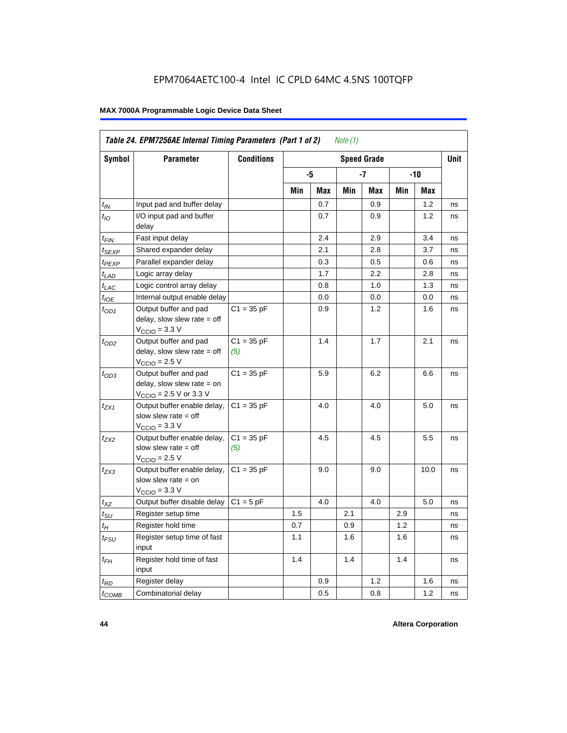EPM7064AETC100-4 Intel IC CPLD 64MC 4.5NS 100TQFP

**Table 24. EPM7256AE Internal Timing Parameters (Part 1 of 2)** *Note (1)*

| Symbol | Parameter | Conditions | Speed Grade | | | | | | Unit |
|---|---|---|---|---|---|---|---|---|---|
| | | | -5 | | -7 | | -10 | | |
| | | | Min | Max | Min | Max | Min | Max | |
| $t_{IN}$ | Input pad and buffer delay | | | 0.7 | | 0.9 | | 1.2 | ns |
| $t_{IO}$ | I/O input pad and buffer delay | | | 0.7 | | 0.9 | | 1.2 | ns |
| $t_{FIN}$ | Fast input delay | | | 2.4 | | 2.9 | | 3.4 | ns |
| $t_{SEXP}$ | Shared expander delay | | | 2.1 | | 2.8 | | 3.7 | ns |
| $t_{PEXP}$ | Parallel expander delay | | | 0.3 | | 0.5 | | 0.6 | ns |
| $t_{LAD}$ | Logic array delay | | | 1.7 | | 2.2 | | 2.8 | ns |
| $t_{LAC}$ | Logic control array delay | | | 0.8 | | 1.0 | | 1.3 | ns |
| $t_{IOE}$ | Internal output enable delay | | | 0.0 | | 0.0 | | 0.0 | ns |
| $t_{OD1}$ | Output buffer and pad delay, slow slew rate = off $V_{CCIO}$ = 3.3 V | C1 = 35 pF | | 0.9 | | 1.2 | | 1.6 | ns |
| $t_{OD2}$ | Output buffer and pad delay, slow slew rate = off $V_{CCIO}$ = 2.5 V | C1 = 35 pF *(5)* | | 1.4 | | 1.7 | | 2.1 | ns |
| $t_{OD3}$ | Output buffer and pad delay, slow slew rate = on $V_{CCIO}$ = 2.5 V or 3.3 V | C1 = 35 pF | | 5.9 | | 6.2 | | 6.6 | ns |
| $t_{ZX1}$ | Output buffer enable delay, slow slew rate = off $V_{CCIO}$ = 3.3 V | C1 = 35 pF | | 4.0 | | 4.0 | | 5.0 | ns |
| $t_{ZX2}$ | Output buffer enable delay, slow slew rate = off $V_{CCIO}$ = 2.5 V | C1 = 35 pF *(5)* | | 4.5 | | 4.5 | | 5.5 | ns |
| $t_{ZX3}$ | Output buffer enable delay, slow slew rate = on $V_{CCIO}$ = 3.3 V | C1 = 35 pF | | 9.0 | | 9.0 | | 10.0 | ns |
| $t_{XZ}$ | Output buffer disable delay | C1 = 5 pF | | 4.0 | | 4.0 | | 5.0 | ns |
| $t_{SU}$ | Register setup time | | 1.5 | | 2.1 | | 2.9 | | ns |
| $t_{H}$ | Register hold time | | 0.7 | | 0.9 | | 1.2 | | ns |
| $t_{FSU}$ | Register setup time of fast input | | 1.1 | | 1.6 | | 1.6 | | ns |
| $t_{FH}$ | Register hold time of fast input | | 1.4 | | 1.4 | | 1.4 | | ns |
| $t_{RD}$ | Register delay | | | 0.9 | | 1.2 | | 1.6 | ns |
| $t_{COMB}$ | Combinatorial delay | | | 0.5 | | 0.8 | | 1.2 | ns |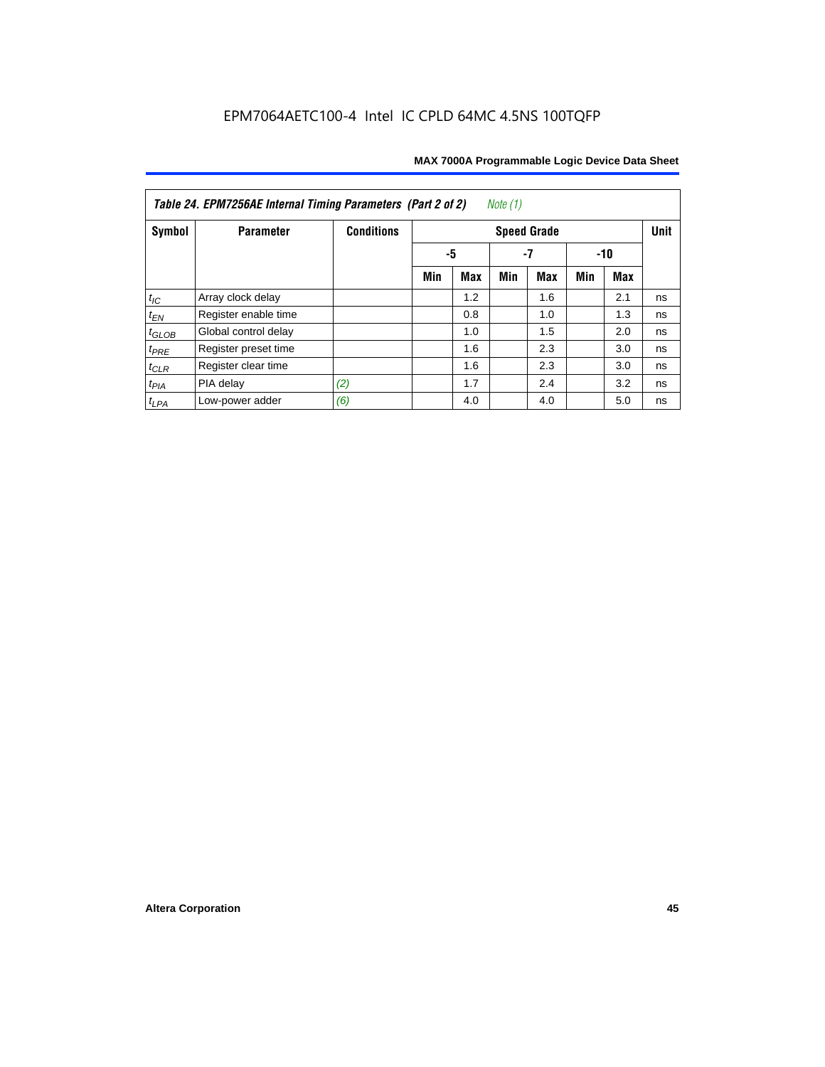EPM7064AETC100-4 Intel IC CPLD 64MC 4.5NS 100TQFP

**Table 24. EPM7256AE Internal Timing Parameters (Part 2 of 2)** *Note (1)*

| Symbol | Parameter | Conditions | Speed Grade | | | | | | Unit |
|---|---|---|---|---|---|---|---|---|---|
| | | | -5 | | -7 | | -10 | | |
| | | | Min | Max | Min | Max | Min | Max | |
| $t_{IC}$ | Array clock delay | | | 1.2 | | 1.6 | | 2.1 | ns |
| $t_{EN}$ | Register enable time | | | 0.8 | | 1.0 | | 1.3 | ns |
| $t_{GLOB}$ | Global control delay | | | 1.0 | | 1.5 | | 2.0 | ns |
| $t_{PRE}$ | Register preset time | | | 1.6 | | 2.3 | | 3.0 | ns |
| $t_{CLR}$ | Register clear time | | | 1.6 | | 2.3 | | 3.0 | ns |
| $t_{PIA}$ | PIA delay | *(2)* | | 1.7 | | 2.4 | | 3.2 | ns |
| $t_{LPA}$ | Low-power adder | *(6)* | | 4.0 | | 4.0 | | 5.0 | ns |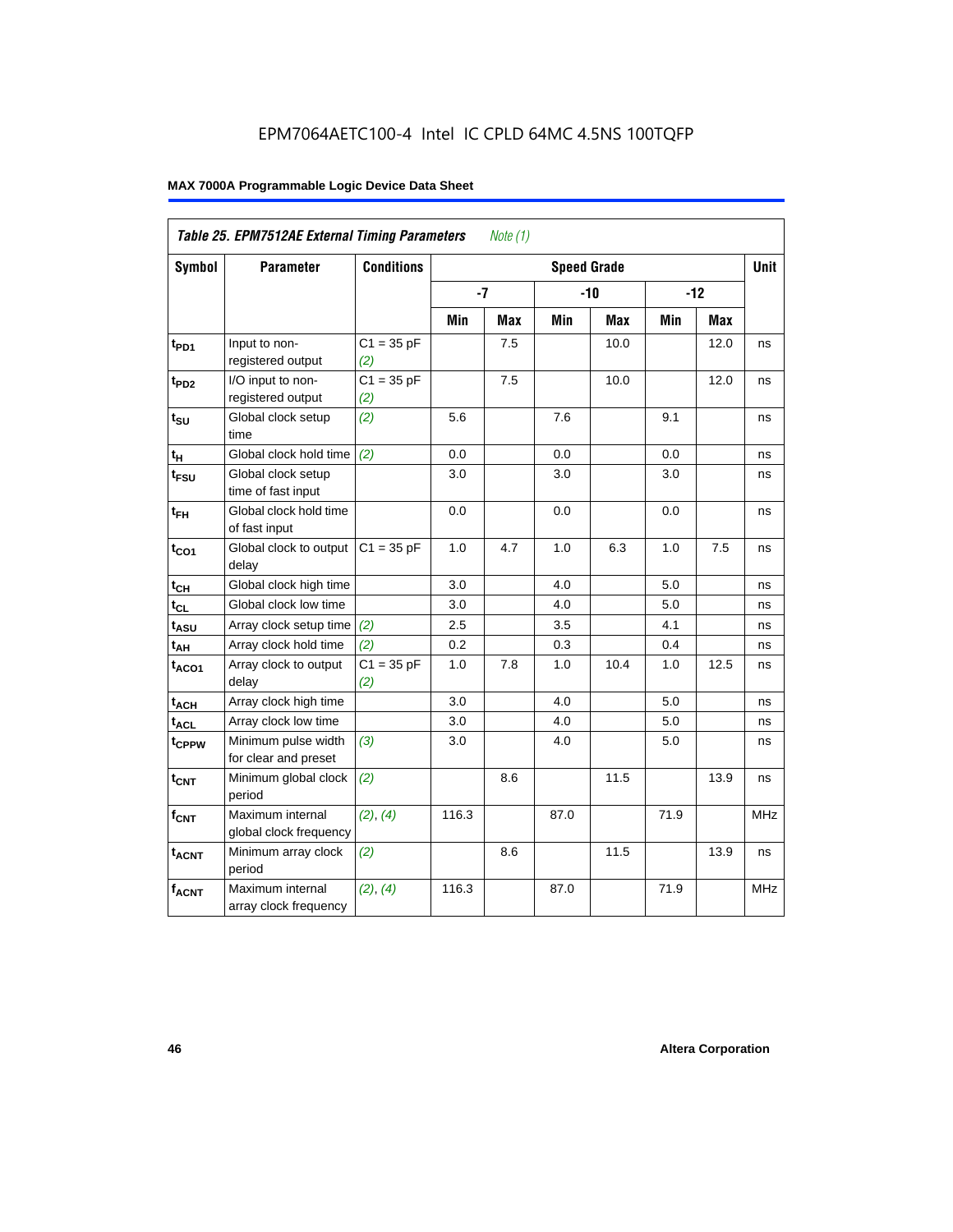**Table 25. EPM7512AE External Timing Parameters** *Note (1)*

| Symbol | Parameter | Conditions | Speed Grade | | | | | | Unit |
|---|---|---|---|---|---|---|---|---|---|
| | | | -7 | | -10 | | -12 | | |
| | | | Min | Max | Min | Max | Min | Max | |
| $t_{PD1}$ | Input to non-registered output | C1 = 35 pF *(2)* | | 7.5 | | 10.0 | | 12.0 | ns |
| $t_{PD2}$ | I/O input to non-registered output | C1 = 35 pF *(2)* | | 7.5 | | 10.0 | | 12.0 | ns |
| $t_{SU}$ | Global clock setup time | *(2)* | 5.6 | | 7.6 | | 9.1 | | ns |
| $t_{H}$ | Global clock hold time | *(2)* | 0.0 | | 0.0 | | 0.0 | | ns |
| $t_{FSU}$ | Global clock setup time of fast input | | 3.0 | | 3.0 | | 3.0 | | ns |
| $t_{FH}$ | Global clock hold time of fast input | | 0.0 | | 0.0 | | 0.0 | | ns |
| $t_{CO1}$ | Global clock to output delay | C1 = 35 pF | 1.0 | 4.7 | 1.0 | 6.3 | 1.0 | 7.5 | ns |
| $t_{CH}$ | Global clock high time | | 3.0 | | 4.0 | | 5.0 | | ns |
| $t_{CL}$ | Global clock low time | | 3.0 | | 4.0 | | 5.0 | | ns |
| $t_{ASU}$ | Array clock setup time | *(2)* | 2.5 | | 3.5 | | 4.1 | | ns |
| $t_{AH}$ | Array clock hold time | *(2)* | 0.2 | | 0.3 | | 0.4 | | ns |
| $t_{ACO1}$ | Array clock to output delay | C1 = 35 pF *(2)* | 1.0 | 7.8 | 1.0 | 10.4 | 1.0 | 12.5 | ns |
| $t_{ACH}$ | Array clock high time | | 3.0 | | 4.0 | | 5.0 | | ns |
| $t_{ACL}$ | Array clock low time | | 3.0 | | 4.0 | | 5.0 | | ns |
| $t_{CPPW}$ | Minimum pulse width for clear and preset | *(3)* | 3.0 | | 4.0 | | 5.0 | | ns |
| $t_{CNT}$ | Minimum global clock period | *(2)* | | 8.6 | | 11.5 | | 13.9 | ns |
| $f_{CNT}$ | Maximum internal global clock frequency | *(2)*, *(4)* | 116.3 | | 87.0 | | 71.9 | | MHz |
| $t_{ACNT}$ | Minimum array clock period | *(2)* | | 8.6 | | 11.5 | | 13.9 | ns |
| $f_{ACNT}$ | Maximum internal array clock frequency | *(2)*, *(4)* | 116.3 | | 87.0 | | 71.9 | | MHz |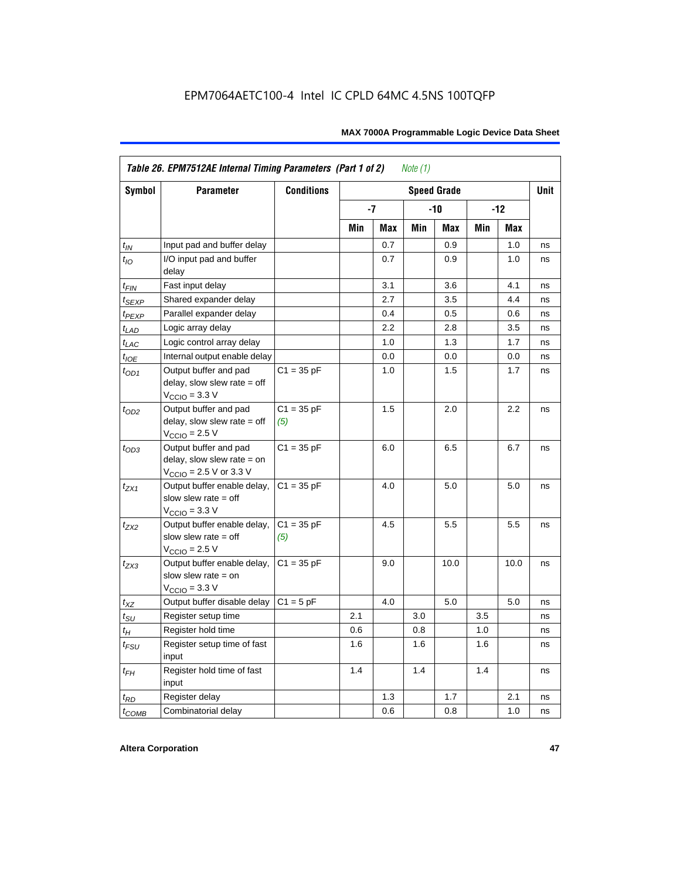EPM7064AETC100-4 Intel IC CPLD 64MC 4.5NS 100TQFP

| *Table 26. EPM7512AE Internal Timing Parameters (Part 1 of 2) Note (1)* | | | | | | | | | |
|---|---|---|---|---|---|---|---|---|---|
| **Symbol** | **Parameter** | **Conditions** | **Speed Grade** | | | | | | **Unit** |
| | | | **-7** | | **-10** | | **-12** | | |
| | | | **Min** | **Max** | **Min** | **Max** | **Min** | **Max** | |
| $t_{IN}$ | Input pad and buffer delay | | | 0.7 | | 0.9 | | 1.0 | ns |
| $t_{IO}$ | I/O input pad and buffer delay | | | 0.7 | | 0.9 | | 1.0 | ns |
| $t_{FIN}$ | Fast input delay | | | 3.1 | | 3.6 | | 4.1 | ns |
| $t_{SEXP}$ | Shared expander delay | | | 2.7 | | 3.5 | | 4.4 | ns |
| $t_{PEXP}$ | Parallel expander delay | | | 0.4 | | 0.5 | | 0.6 | ns |
| $t_{LAD}$ | Logic array delay | | | 2.2 | | 2.8 | | 3.5 | ns |
| $t_{LAC}$ | Logic control array delay | | | 1.0 | | 1.3 | | 1.7 | ns |
| $t_{IOE}$ | Internal output enable delay | | | 0.0 | | 0.0 | | 0.0 | ns |
| $t_{OD1}$ | Output buffer and pad delay, slow slew rate = off $V_{CCIO}$ = 3.3 V | C1 = 35 pF | | 1.0 | | 1.5 | | 1.7 | ns |
| $t_{OD2}$ | Output buffer and pad delay, slow slew rate = off $V_{CCIO}$ = 2.5 V | C1 = 35 pF *(5)* | | 1.5 | | 2.0 | | 2.2 | ns |
| $t_{OD3}$ | Output buffer and pad delay, slow slew rate = on $V_{CCIO}$ = 2.5 V or 3.3 V | C1 = 35 pF | | 6.0 | | 6.5 | | 6.7 | ns |
| $t_{ZX1}$ | Output buffer enable delay, slow slew rate = off $V_{CCIO}$ = 3.3 V | C1 = 35 pF | | 4.0 | | 5.0 | | 5.0 | ns |
| $t_{ZX2}$ | Output buffer enable delay, slow slew rate = off $V_{CCIO}$ = 2.5 V | C1 = 35 pF *(5)* | | 4.5 | | 5.5 | | 5.5 | ns |
| $t_{ZX3}$ | Output buffer enable delay, slow slew rate = on $V_{CCIO}$ = 3.3 V | C1 = 35 pF | | 9.0 | | 10.0 | | 10.0 | ns |
| $t_{XZ}$ | Output buffer disable delay | C1 = 5 pF | | 4.0 | | 5.0 | | 5.0 | ns |
| $t_{SU}$ | Register setup time | | 2.1 | | 3.0 | | 3.5 | | ns |
| $t_{H}$ | Register hold time | | 0.6 | | 0.8 | | 1.0 | | ns |
| $t_{FSU}$ | Register setup time of fast input | | 1.6 | | 1.6 | | 1.6 | | ns |
| $t_{FH}$ | Register hold time of fast input | | 1.4 | | 1.4 | | 1.4 | | ns |
| $t_{RD}$ | Register delay | | | 1.3 | | 1.7 | | 2.1 | ns |
| $t_{COMB}$ | Combinatorial delay | | | 0.6 | | 0.8 | | 1.0 | ns |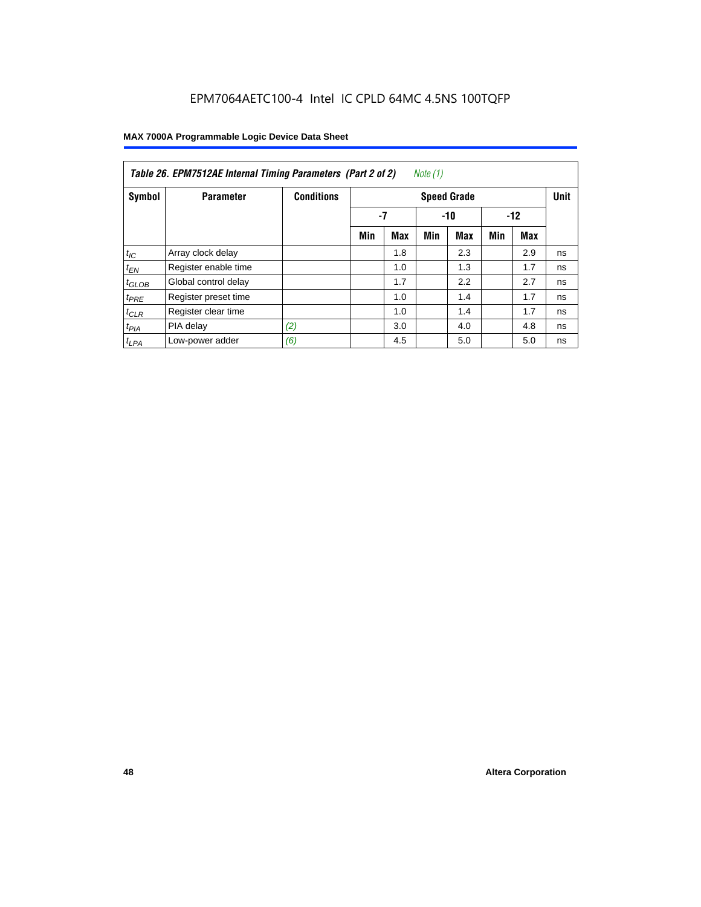**Table 26. EPM7512AE Internal Timing Parameters (Part 2 of 2)** *Note (1)*

| Symbol | Parameter | Conditions | Speed Grade | | | | | | Unit |
|---|---|---|---|---|---|---|---|---|---|
| | | | -7 | | -10 | | -12 | | |
| | | | Min | Max | Min | Max | Min | Max | |
| $t_{IC}$ | Array clock delay | | | 1.8 | | 2.3 | | 2.9 | ns |
| $t_{EN}$ | Register enable time | | | 1.0 | | 1.3 | | 1.7 | ns |
| $t_{GLOB}$ | Global control delay | | | 1.7 | | 2.2 | | 2.7 | ns |
| $t_{PRE}$ | Register preset time | | | 1.0 | | 1.4 | | 1.7 | ns |
| $t_{CLR}$ | Register clear time | | | 1.0 | | 1.4 | | 1.7 | ns |
| $t_{PIA}$ | PIA delay | *(2)* | | 3.0 | | 4.0 | | 4.8 | ns |
| $t_{LPA}$ | Low-power adder | *(6)* | | 4.5 | | 5.0 | | 5.0 | ns |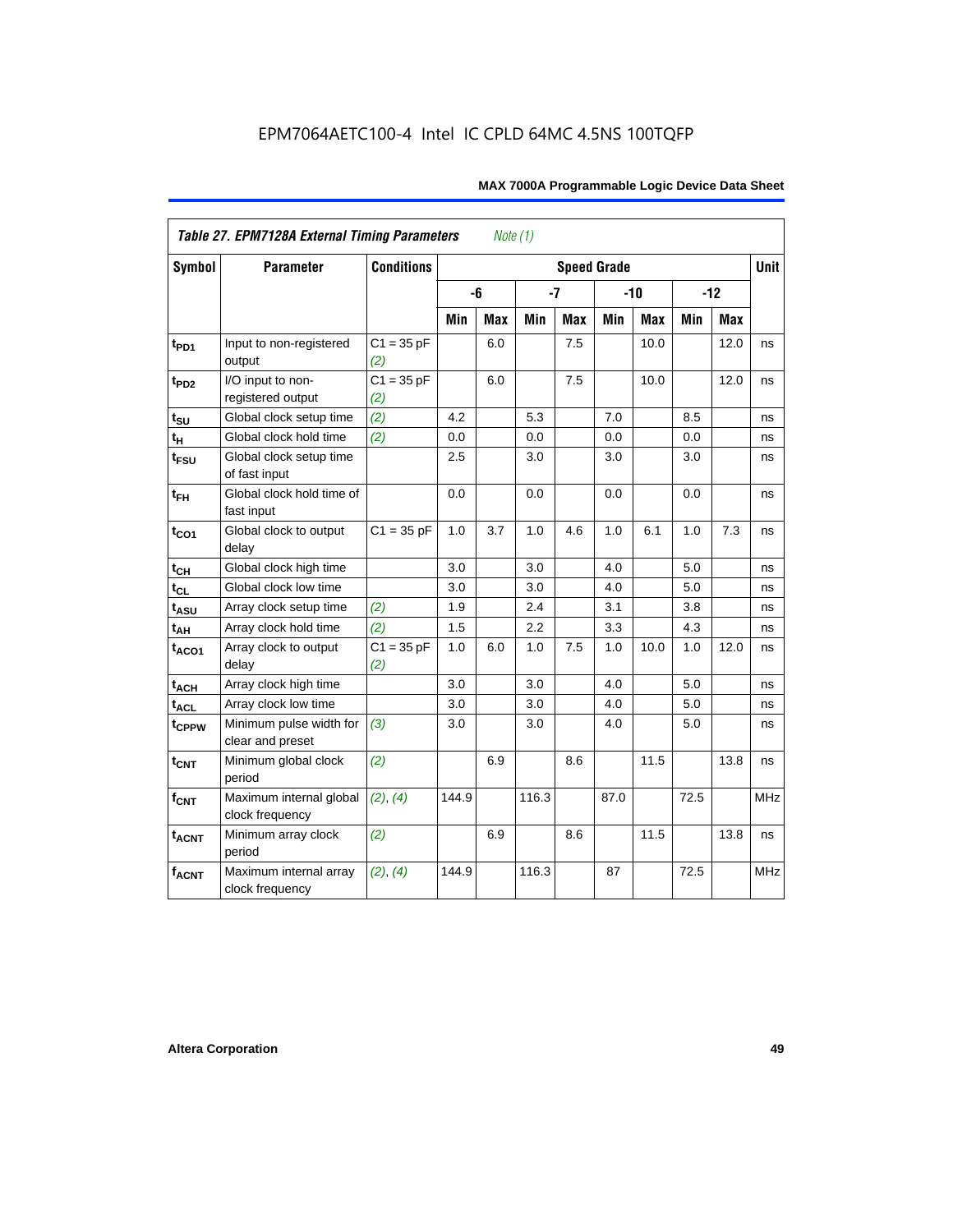EPM7064AETC100-4 Intel IC CPLD 64MC 4.5NS 100TQFP

| *Table 27. EPM7128A External Timing Parameters* *Note (1)* | | | | | | | | | | | |
|---|---|---|---|---|---|---|---|---|---|---|---|
| **Symbol** | **Parameter** | **Conditions** | **Speed Grade** | | | | | | | | **Unit** |
| | | | **-6** | | **-7** | | **-10** | | **-12** | | |
| | | | **Min** | **Max** | **Min** | **Max** | **Min** | **Max** | **Min** | **Max** | |
| $t_{PD1}$ | Input to non-registered output | C1 = 35 pF *(2)* | | 6.0 | | 7.5 | | 10.0 | | 12.0 | ns |
| $t_{PD2}$ | I/O input to non-registered output | C1 = 35 pF *(2)* | | 6.0 | | 7.5 | | 10.0 | | 12.0 | ns |
| $t_{SU}$ | Global clock setup time | *(2)* | 4.2 | | 5.3 | | 7.0 | | 8.5 | | ns |
| $t_H$ | Global clock hold time | *(2)* | 0.0 | | 0.0 | | 0.0 | | 0.0 | | ns |
| $t_{FSU}$ | Global clock setup time of fast input | | 2.5 | | 3.0 | | 3.0 | | 3.0 | | ns |
| $t_{FH}$ | Global clock hold time of fast input | | 0.0 | | 0.0 | | 0.0 | | 0.0 | | ns |
| $t_{CO1}$ | Global clock to output delay | C1 = 35 pF | 1.0 | 3.7 | 1.0 | 4.6 | 1.0 | 6.1 | 1.0 | 7.3 | ns |
| $t_{CH}$ | Global clock high time | | 3.0 | | 3.0 | | 4.0 | | 5.0 | | ns |
| $t_{CL}$ | Global clock low time | | 3.0 | | 3.0 | | 4.0 | | 5.0 | | ns |
| $t_{ASU}$ | Array clock setup time | *(2)* | 1.9 | | 2.4 | | 3.1 | | 3.8 | | ns |
| $t_{AH}$ | Array clock hold time | *(2)* | 1.5 | | 2.2 | | 3.3 | | 4.3 | | ns |
| $t_{ACO1}$ | Array clock to output delay | C1 = 35 pF *(2)* | 1.0 | 6.0 | 1.0 | 7.5 | 1.0 | 10.0 | 1.0 | 12.0 | ns |
| $t_{ACH}$ | Array clock high time | | 3.0 | | 3.0 | | 4.0 | | 5.0 | | ns |
| $t_{ACL}$ | Array clock low time | | 3.0 | | 3.0 | | 4.0 | | 5.0 | | ns |
| $t_{CPPW}$ | Minimum pulse width for clear and preset | *(3)* | 3.0 | | 3.0 | | 4.0 | | 5.0 | | ns |
| $t_{CNT}$ | Minimum global clock period | *(2)* | | 6.9 | | 8.6 | | 11.5 | | 13.8 | ns |
| $f_{CNT}$ | Maximum internal global clock frequency | *(2)*, *(4)* | 144.9 | | 116.3 | | 87.0 | | 72.5 | | MHz |
| $t_{ACNT}$ | Minimum array clock period | *(2)* | | 6.9 | | 8.6 | | 11.5 | | 13.8 | ns |
| $f_{ACNT}$ | Maximum internal array clock frequency | *(2)*, *(4)* | 144.9 | | 116.3 | | 87 | | 72.5 | | MHz |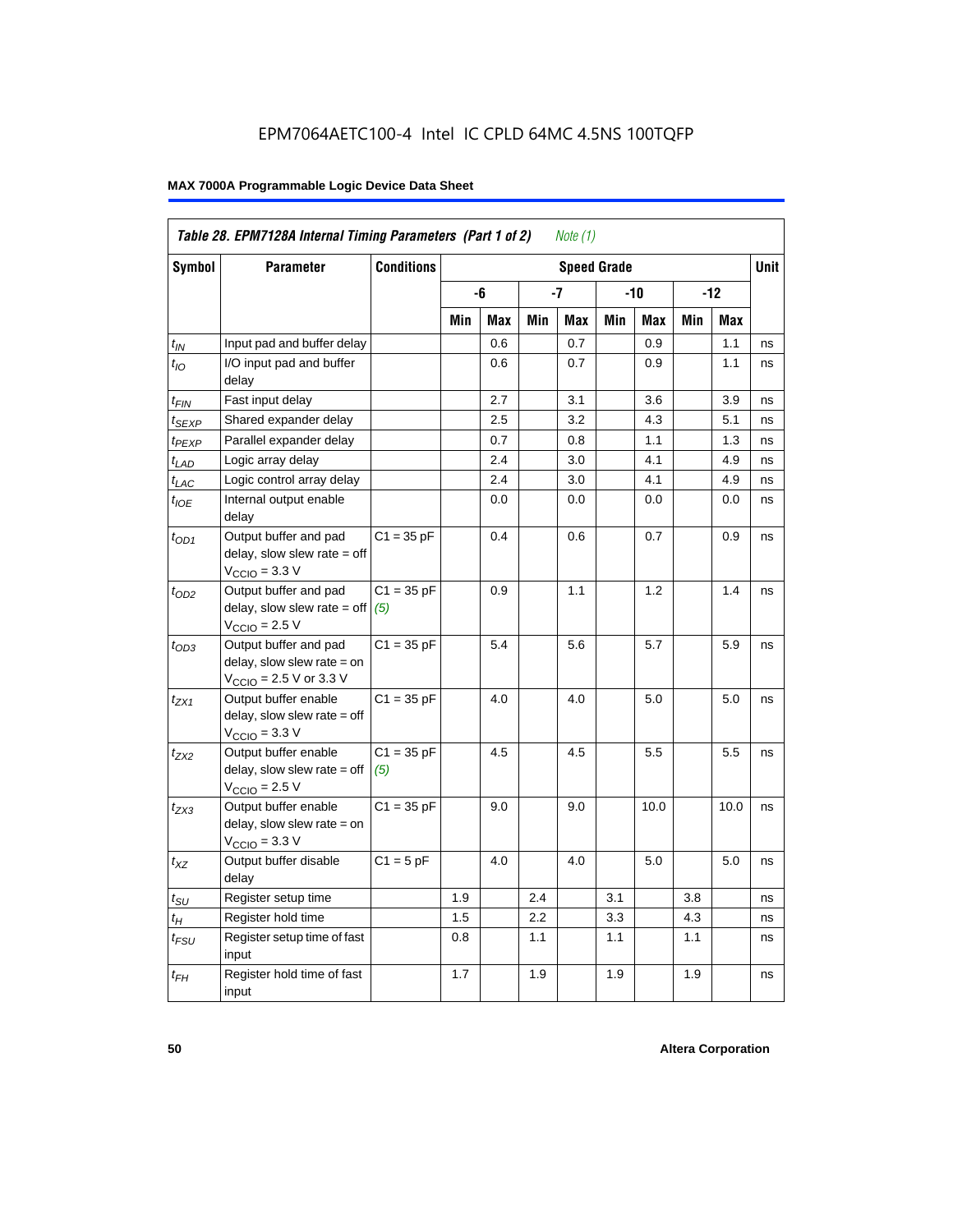EPM7064AETC100-4 Intel IC CPLD 64MC 4.5NS 100TQFP

**Table 28. EPM7128A Internal Timing Parameters (Part 1 of 2)** *Note (1)*

| Symbol | Parameter | Conditions | Speed Grade | | | | | | | | Unit |
|---|---|---|---|---|---|---|---|---|---|---|---|
| | | | -6 | | -7 | | -10 | | -12 | | |
| | | | Min | Max | Min | Max | Min | Max | Min | Max | |
| $t_{IN}$ | Input pad and buffer delay | | | 0.6 | | 0.7 | | 0.9 | | 1.1 | ns |
| $t_{IO}$ | I/O input pad and buffer delay | | | 0.6 | | 0.7 | | 0.9 | | 1.1 | ns |
| $t_{FIN}$ | Fast input delay | | | 2.7 | | 3.1 | | 3.6 | | 3.9 | ns |
| $t_{SEXP}$ | Shared expander delay | | | 2.5 | | 3.2 | | 4.3 | | 5.1 | ns |
| $t_{PEXP}$ | Parallel expander delay | | | 0.7 | | 0.8 | | 1.1 | | 1.3 | ns |
| $t_{LAD}$ | Logic array delay | | | 2.4 | | 3.0 | | 4.1 | | 4.9 | ns |
| $t_{LAC}$ | Logic control array delay | | | 2.4 | | 3.0 | | 4.1 | | 4.9 | ns |
| $t_{IOE}$ | Internal output enable delay | | | 0.0 | | 0.0 | | 0.0 | | 0.0 | ns |
| $t_{OD1}$ | Output buffer and pad delay, slow slew rate = off $V_{CCIO}$ = 3.3 V | C1 = 35 pF | | 0.4 | | 0.6 | | 0.7 | | 0.9 | ns |
| $t_{OD2}$ | Output buffer and pad delay, slow slew rate = off $V_{CCIO}$ = 2.5 V | C1 = 35 pF *(5)* | | 0.9 | | 1.1 | | 1.2 | | 1.4 | ns |
| $t_{OD3}$ | Output buffer and pad delay, slow slew rate = on $V_{CCIO}$ = 2.5 V or 3.3 V | C1 = 35 pF | | 5.4 | | 5.6 | | 5.7 | | 5.9 | ns |
| $t_{ZX1}$ | Output buffer enable delay, slow slew rate = off $V_{CCIO}$ = 3.3 V | C1 = 35 pF | | 4.0 | | 4.0 | | 5.0 | | 5.0 | ns |
| $t_{ZX2}$ | Output buffer enable delay, slow slew rate = off $V_{CCIO}$ = 2.5 V | C1 = 35 pF *(5)* | | 4.5 | | 4.5 | | 5.5 | | 5.5 | ns |
| $t_{ZX3}$ | Output buffer enable delay, slow slew rate = on $V_{CCIO}$ = 3.3 V | C1 = 35 pF | | 9.0 | | 9.0 | | 10.0 | | 10.0 | ns |
| $t_{XZ}$ | Output buffer disable delay | C1 = 5 pF | | 4.0 | | 4.0 | | 5.0 | | 5.0 | ns |
| $t_{SU}$ | Register setup time | | 1.9 | | 2.4 | | 3.1 | | 3.8 | | ns |
| $t_H$ | Register hold time | | 1.5 | | 2.2 | | 3.3 | | 4.3 | | ns |
| $t_{FSU}$ | Register setup time of fast input | | 0.8 | | 1.1 | | 1.1 | | 1.1 | | ns |
| $t_{FH}$ | Register hold time of fast input | | 1.7 | | 1.9 | | 1.9 | | 1.9 | | ns |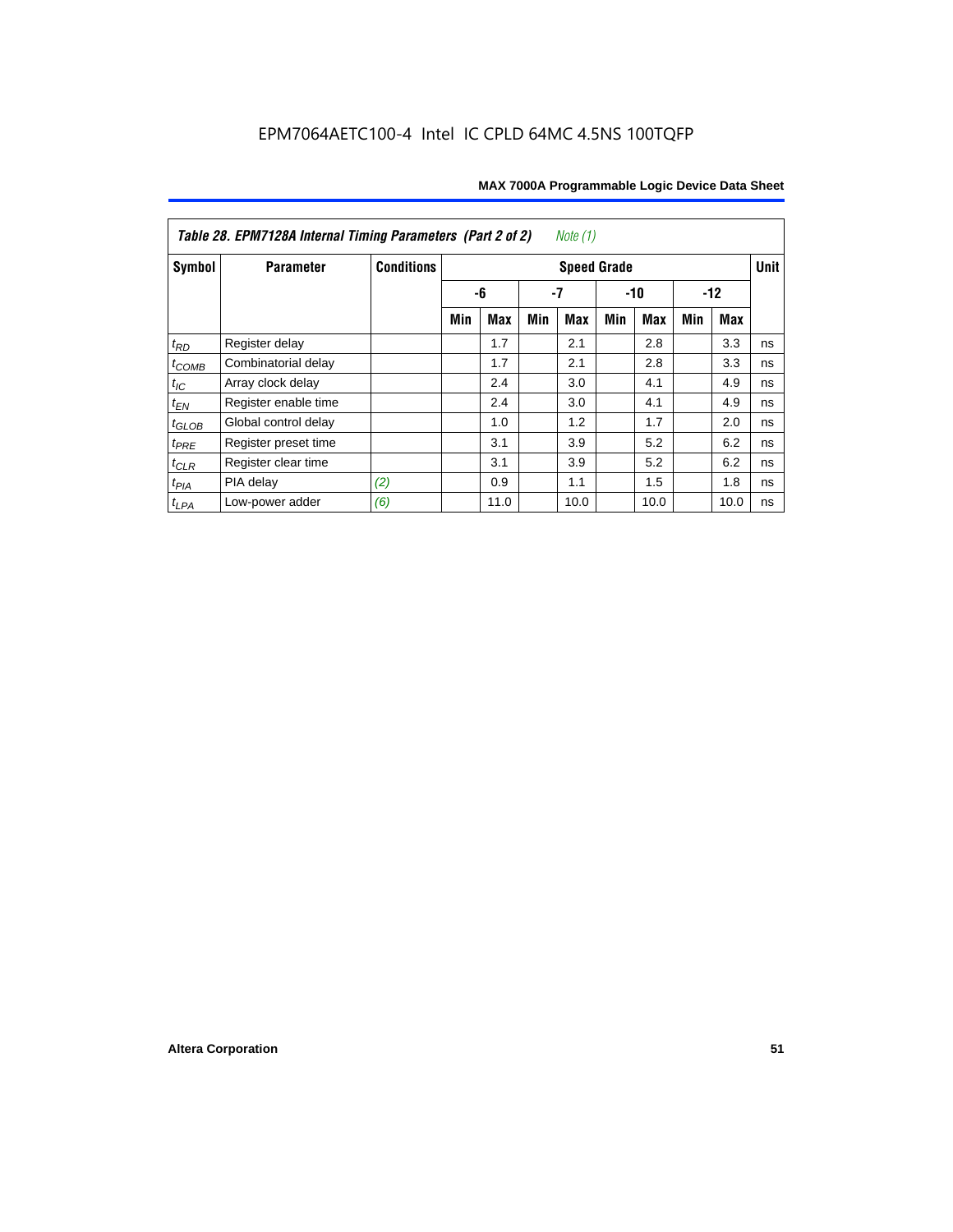| Table 28. EPM7128A Internal Timing Parameters (Part 2 of 2) *Note (1)* | | | | | | | | | | | |
|---|---|---|---|---|---|---|---|---|---|---|---|
| Symbol | Parameter | Conditions | Speed Grade | | | | | | | | Unit |
| | | | -6 | | -7 | | -10 | | -12 | | |
| | | | Min | Max | Min | Max | Min | Max | Min | Max | |
| $t_{RD}$ | Register delay | | | 1.7 | | 2.1 | | 2.8 | | 3.3 | ns |
| $t_{COMB}$ | Combinatorial delay | | | 1.7 | | 2.1 | | 2.8 | | 3.3 | ns |
| $t_{IC}$ | Array clock delay | | | 2.4 | | 3.0 | | 4.1 | | 4.9 | ns |
| $t_{EN}$ | Register enable time | | | 2.4 | | 3.0 | | 4.1 | | 4.9 | ns |
| $t_{GLOB}$ | Global control delay | | | 1.0 | | 1.2 | | 1.7 | | 2.0 | ns |
| $t_{PRE}$ | Register preset time | | | 3.1 | | 3.9 | | 5.2 | | 6.2 | ns |
| $t_{CLR}$ | Register clear time | | | 3.1 | | 3.9 | | 5.2 | | 6.2 | ns |
| $t_{PIA}$ | PIA delay | *(2)* | | 0.9 | | 1.1 | | 1.5 | | 1.8 | ns |
| $t_{LPA}$ | Low-power adder | *(6)* | | 11.0 | | 10.0 | | 10.0 | | 10.0 | ns |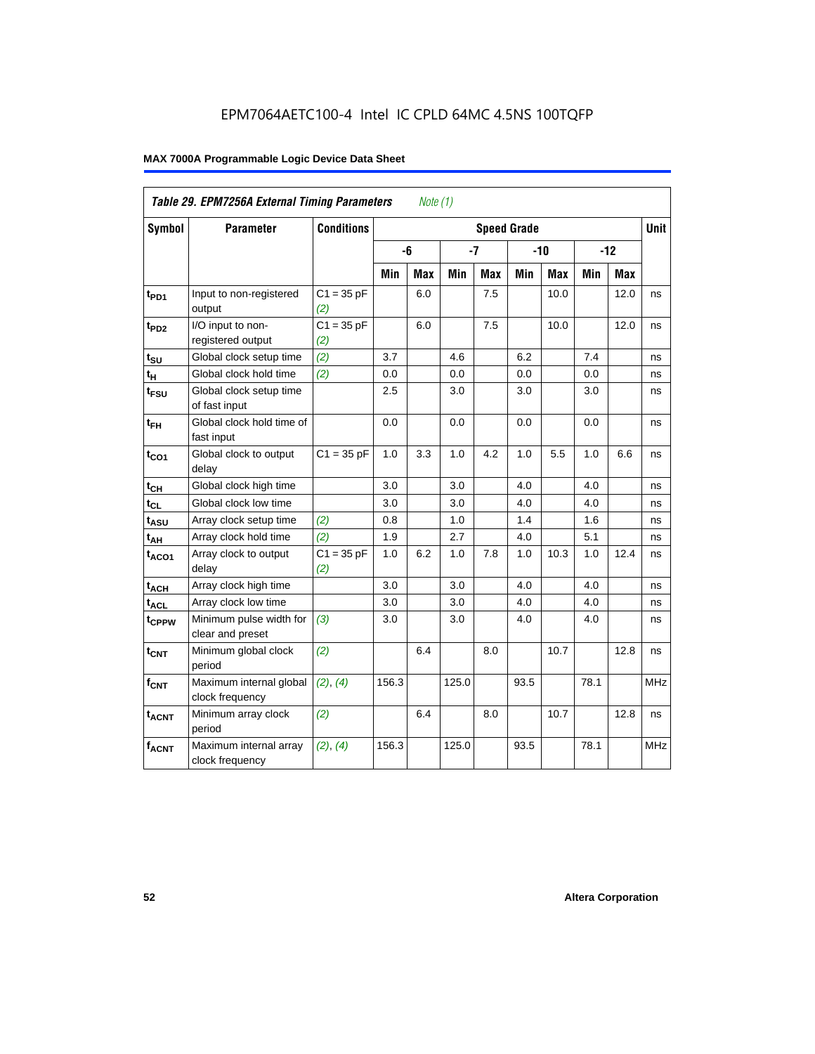EPM7064AETC100-4 Intel IC CPLD 64MC 4.5NS 100TQFP

**MAX 7000A Programmable Logic Device Data Sheet**

| *Table 29. EPM7256A External Timing Parameters* *Note (1)* | | | | | | | | | | | |
|---|---|---|---|---|---|---|---|---|---|---|---|
| **Symbol** | **Parameter** | **Conditions** | **Speed Grade** | | | | | | | | **Unit** |
| | | | **-6** | | **-7** | | **-10** | | **-12** | | |
| | | | **Min** | **Max** | **Min** | **Max** | **Min** | **Max** | **Min** | **Max** | |
| $t_{PD1}$ | Input to non-registered output | C1 = 35 pF *(2)* | | 6.0 | | 7.5 | | 10.0 | | 12.0 | ns |
| $t_{PD2}$ | I/O input to non-registered output | C1 = 35 pF *(2)* | | 6.0 | | 7.5 | | 10.0 | | 12.0 | ns |
| $t_{SU}$ | Global clock setup time | *(2)* | 3.7 | | 4.6 | | 6.2 | | 7.4 | | ns |
| $t_{H}$ | Global clock hold time | *(2)* | 0.0 | | 0.0 | | 0.0 | | 0.0 | | ns |
| $t_{FSU}$ | Global clock setup time of fast input | | 2.5 | | 3.0 | | 3.0 | | 3.0 | | ns |
| $t_{FH}$ | Global clock hold time of fast input | | 0.0 | | 0.0 | | 0.0 | | 0.0 | | ns |
| $t_{CO1}$ | Global clock to output delay | C1 = 35 pF | 1.0 | 3.3 | 1.0 | 4.2 | 1.0 | 5.5 | 1.0 | 6.6 | ns |
| $t_{CH}$ | Global clock high time | | 3.0 | | 3.0 | | 4.0 | | 4.0 | | ns |
| $t_{CL}$ | Global clock low time | | 3.0 | | 3.0 | | 4.0 | | 4.0 | | ns |
| $t_{ASU}$ | Array clock setup time | *(2)* | 0.8 | | 1.0 | | 1.4 | | 1.6 | | ns |
| $t_{AH}$ | Array clock hold time | *(2)* | 1.9 | | 2.7 | | 4.0 | | 5.1 | | ns |
| $t_{ACO1}$ | Array clock to output delay | C1 = 35 pF *(2)* | 1.0 | 6.2 | 1.0 | 7.8 | 1.0 | 10.3 | 1.0 | 12.4 | ns |
| $t_{ACH}$ | Array clock high time | | 3.0 | | 3.0 | | 4.0 | | 4.0 | | ns |
| $t_{ACL}$ | Array clock low time | | 3.0 | | 3.0 | | 4.0 | | 4.0 | | ns |
| $t_{CPPW}$ | Minimum pulse width for clear and preset | *(3)* | 3.0 | | 3.0 | | 4.0 | | 4.0 | | ns |
| $t_{CNT}$ | Minimum global clock period | *(2)* | | 6.4 | | 8.0 | | 10.7 | | 12.8 | ns |
| $f_{CNT}$ | Maximum internal global clock frequency | *(2)*, *(4)* | 156.3 | | 125.0 | | 93.5 | | 78.1 | | MHz |
| $t_{ACNT}$ | Minimum array clock period | *(2)* | | 6.4 | | 8.0 | | 10.7 | | 12.8 | ns |
| $f_{ACNT}$ | Maximum internal array clock frequency | *(2)*, *(4)* | 156.3 | | 125.0 | | 93.5 | | 78.1 | | MHz |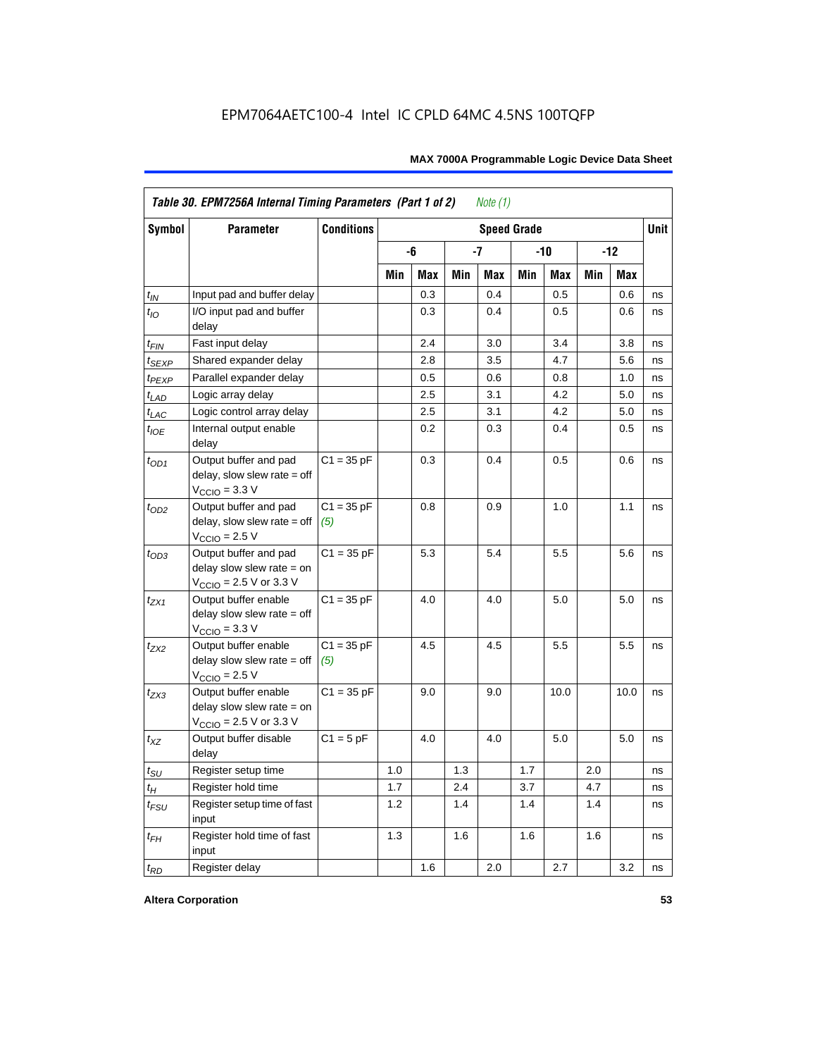## Table 30. EPM7256A Internal Timing Parameters (Part 1 of 2) *Note (1)*

| Symbol | Parameter | Conditions | Speed Grade | | | | | | | | Unit |
|---|---|---|---|---|---|---|---|---|---|---|---|
| | | | -6 | | -7 | | -10 | | -12 | | |
| | | | Min | Max | Min | Max | Min | Max | Min | Max | |
| $t_{IN}$ | Input pad and buffer delay | | | 0.3 | | 0.4 | | 0.5 | | 0.6 | ns |
| $t_{IO}$ | I/O input pad and buffer delay | | | 0.3 | | 0.4 | | 0.5 | | 0.6 | ns |
| $t_{FIN}$ | Fast input delay | | | 2.4 | | 3.0 | | 3.4 | | 3.8 | ns |
| $t_{SEXP}$ | Shared expander delay | | | 2.8 | | 3.5 | | 4.7 | | 5.6 | ns |
| $t_{PEXP}$ | Parallel expander delay | | | 0.5 | | 0.6 | | 0.8 | | 1.0 | ns |
| $t_{LAD}$ | Logic array delay | | | 2.5 | | 3.1 | | 4.2 | | 5.0 | ns |
| $t_{LAC}$ | Logic control array delay | | | 2.5 | | 3.1 | | 4.2 | | 5.0 | ns |
| $t_{IOE}$ | Internal output enable delay | | | 0.2 | | 0.3 | | 0.4 | | 0.5 | ns |
| $t_{OD1}$ | Output buffer and pad delay, slow slew rate = off $V_{CCIO}$ = 3.3 V | C1 = 35 pF | | 0.3 | | 0.4 | | 0.5 | | 0.6 | ns |
| $t_{OD2}$ | Output buffer and pad delay, slow slew rate = off $V_{CCIO}$ = 2.5 V | C1 = 35 pF *(5)* | | 0.8 | | 0.9 | | 1.0 | | 1.1 | ns |
| $t_{OD3}$ | Output buffer and pad delay slow slew rate = on $V_{CCIO}$ = 2.5 V or 3.3 V | C1 = 35 pF | | 5.3 | | 5.4 | | 5.5 | | 5.6 | ns |
| $t_{ZX1}$ | Output buffer enable delay slow slew rate = off $V_{CCIO}$ = 3.3 V | C1 = 35 pF | | 4.0 | | 4.0 | | 5.0 | | 5.0 | ns |
| $t_{ZX2}$ | Output buffer enable delay slow slew rate = off $V_{CCIO}$ = 2.5 V | C1 = 35 pF *(5)* | | 4.5 | | 4.5 | | 5.5 | | 5.5 | ns |
| $t_{ZX3}$ | Output buffer enable delay slow slew rate = on $V_{CCIO}$ = 2.5 V or 3.3 V | C1 = 35 pF | | 9.0 | | 9.0 | | 10.0 | | 10.0 | ns |
| $t_{XZ}$ | Output buffer disable delay | C1 = 5 pF | | 4.0 | | 4.0 | | 5.0 | | 5.0 | ns |
| $t_{SU}$ | Register setup time | | 1.0 | | 1.3 | | 1.7 | | 2.0 | | ns |
| $t_{H}$ | Register hold time | | 1.7 | | 2.4 | | 3.7 | | 4.7 | | ns |
| $t_{FSU}$ | Register setup time of fast input | | 1.2 | | 1.4 | | 1.4 | | 1.4 | | ns |
| $t_{FH}$ | Register hold time of fast input | | 1.3 | | 1.6 | | 1.6 | | 1.6 | | ns |
| $t_{RD}$ | Register delay | | | 1.6 | | 2.0 | | 2.7 | | 3.2 | ns |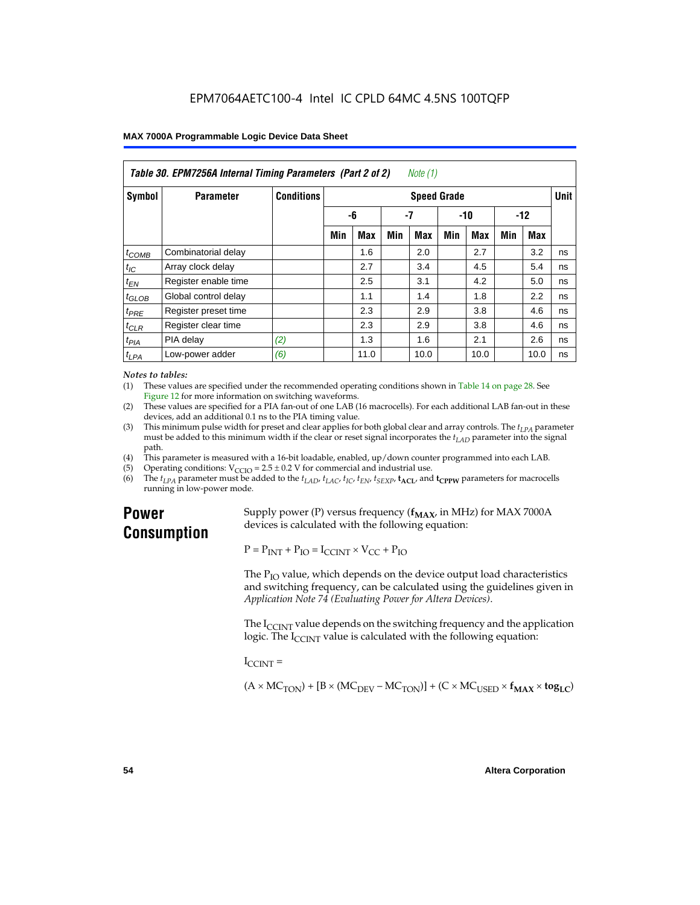| Table 30. EPM7256A Internal Timing Parameters (Part 2 of 2) *Note (1)* | | | | | | | | | | | |
|---|---|---|---|---|---|---|---|---|---|---|---|
| Symbol | Parameter | Conditions | Speed Grade | | | | | | | | Unit |
| | | | -6 | | -7 | | -10 | | -12 | | |
| | | | Min | Max | Min | Max | Min | Max | Min | Max | |
| $t_{COMB}$ | Combinatorial delay | | | 1.6 | | 2.0 | | 2.7 | | 3.2 | ns |
| $t_{IC}$ | Array clock delay | | | 2.7 | | 3.4 | | 4.5 | | 5.4 | ns |
| $t_{EN}$ | Register enable time | | | 2.5 | | 3.1 | | 4.2 | | 5.0 | ns |
| $t_{GLOB}$ | Global control delay | | | 1.1 | | 1.4 | | 1.8 | | 2.2 | ns |
| $t_{PRE}$ | Register preset time | | | 2.3 | | 2.9 | | 3.8 | | 4.6 | ns |
| $t_{CLR}$ | Register clear time | | | 2.3 | | 2.9 | | 3.8 | | 4.6 | ns |
| $t_{PIA}$ | PIA delay | *(2)* | | 1.3 | | 1.6 | | 2.1 | | 2.6 | ns |
| $t_{LPA}$ | Low-power adder | *(6)* | | 11.0 | | 10.0 | | 10.0 | | 10.0 | ns |

*Notes to tables:*

(1) These values are specified under the recommended operating conditions shown in Table 14 on page 28. See Figure 12 for more information on switching waveforms.

(2) These values are specified for a PIA fan-out of one LAB (16 macrocells). For each additional LAB fan-out in these devices, add an additional 0.1 ns to the PIA timing value.

(3) This minimum pulse width for preset and clear applies for both global clear and array controls. The $t_{LPA}$ parameter must be added to this minimum width if the clear or reset signal incorporates the $t_{LAD}$ parameter into the signal path.

(4) This parameter is measured with a 16-bit loadable, enabled, up/down counter programmed into each LAB.

(5) Operating conditions: $V_{CCIO} = 2.5 \pm 0.2$ V for commercial and industrial use.

(6) The $t_{LPA}$ parameter must be added to the $t_{LAD}$, $t_{LAC}$, $t_{IC}$, $t_{EN}$, $t_{SEXP}$, $\mathbf{t_{ACL}}$, and $\mathbf{t_{CPPW}}$ parameters for macrocells running in low-power mode.

## Power Consumption

Supply power (P) versus frequency ($\mathbf{f_{MAX}}$, in MHz) for MAX 7000A devices is calculated with the following equation:

$$P = P_{INT} + P_{IO} = I_{CCINT} \times V_{CC} + P_{IO}$$

The $P_{IO}$ value, which depends on the device output load characteristics and switching frequency, can be calculated using the guidelines given in *Application Note 74 (Evaluating Power for Altera Devices)*.

The $I_{CCINT}$ value depends on the switching frequency and the application logic. The $I_{CCINT}$ value is calculated with the following equation:

$I_{CCINT}$ =

$$(A \times MC_{TON}) + [B \times (MC_{DEV} - MC_{TON})] + (C \times MC_{USED} \times \mathbf{f_{MAX}} \times \mathbf{tog_{LC}})$$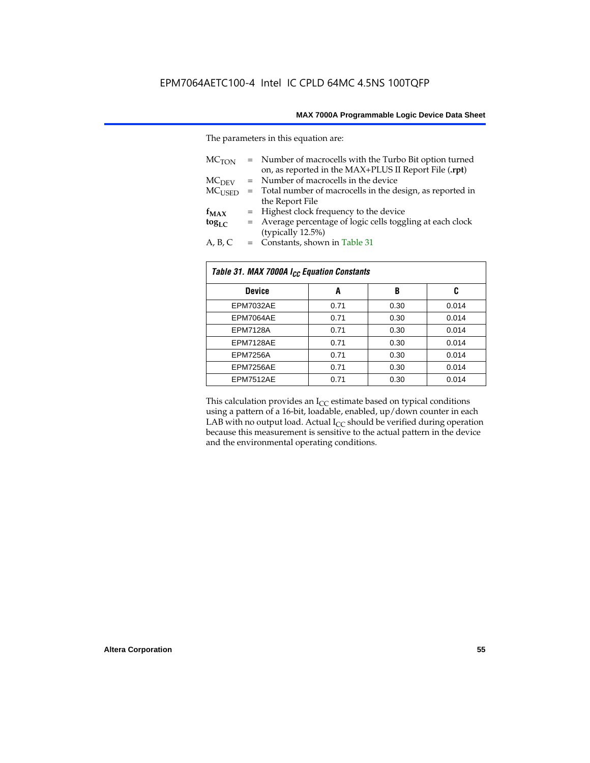The parameters in this equation are:

$MC_{TON}$ = Number of macrocells with the Turbo Bit option turned on, as reported in the MAX+PLUS II Report File (**.rpt**)
$MC_{DEV}$ = Number of macrocells in the device
$MC_{USED}$ = Total number of macrocells in the design, as reported in the Report File
$f_{MAX}$ = Highest clock frequency to the device
$tog_{LC}$ = Average percentage of logic cells toggling at each clock (typically 12.5%)
A, B, C = Constants, shown in Table 31

*Table 31. MAX 7000A $I_{CC}$ Equation Constants*

| Device | A | B | C |
|---|---|---|---|
| EPM7032AE | 0.71 | 0.30 | 0.014 |
| EPM7064AE | 0.71 | 0.30 | 0.014 |
| EPM7128A | 0.71 | 0.30 | 0.014 |
| EPM7128AE | 0.71 | 0.30 | 0.014 |
| EPM7256A | 0.71 | 0.30 | 0.014 |
| EPM7256AE | 0.71 | 0.30 | 0.014 |
| EPM7512AE | 0.71 | 0.30 | 0.014 |

This calculation provides an $I_{CC}$ estimate based on typical conditions using a pattern of a 16-bit, loadable, enabled, up/down counter in each LAB with no output load. Actual $I_{CC}$ should be verified during operation because this measurement is sensitive to the actual pattern in the device and the environmental operating conditions.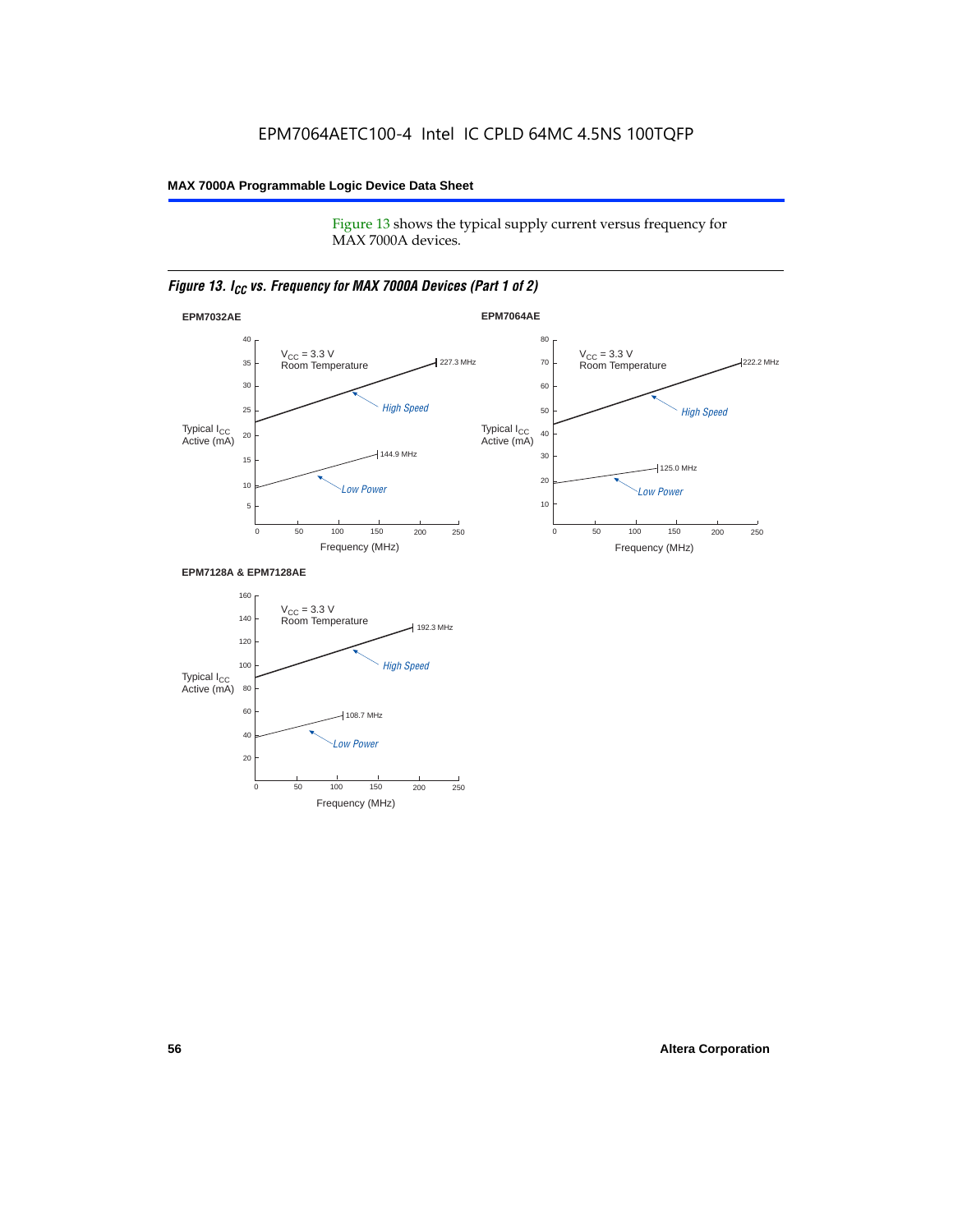Figure 13 shows the typical supply current versus frequency for MAX 7000A devices.

*Figure 13. $I_{CC}$ vs. Frequency for MAX 7000A Devices (Part 1 of 2)*

**EPM7032AE**

$V_{CC}$ = 3.3 V
Room Temperature

Typical $I_{CC}$ Active (mA)

Frequency (MHz)

High Speed: 227.3 MHz
Low Power: 144.9 MHz

**EPM7064AE**

$V_{CC}$ = 3.3 V
Room Temperature

Typical $I_{CC}$ Active (mA)

Frequency (MHz)

High Speed: 222.2 MHz
Low Power: 125.0 MHz

**EPM7128A & EPM7128AE**

$V_{CC}$ = 3.3 V
Room Temperature

Typical $I_{CC}$ Active (mA)

Frequency (MHz)

High Speed: 192.3 MHz
Low Power: 108.7 MHz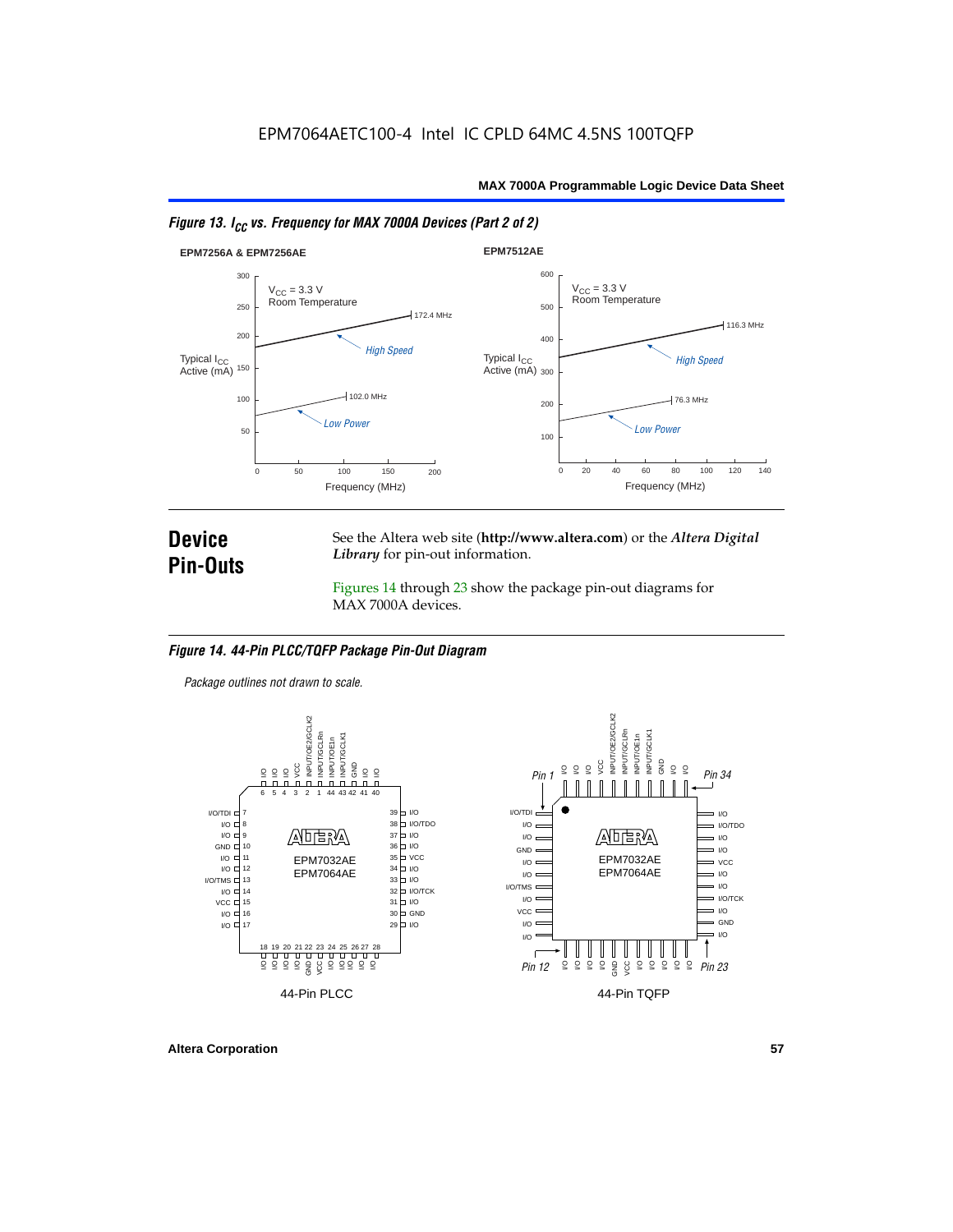## Figure 13. $I_{CC}$ vs. Frequency for MAX 7000A Devices (Part 2 of 2)

**EPM7256A & EPM7256AE**

$V_{CC}$ = 3.3 V
Room Temperature

Typical $I_{CC}$ Active (mA)

High Speed: 172.4 MHz
Low Power: 102.0 MHz

Frequency (MHz)

**EPM7512AE**

$V_{CC}$ = 3.3 V
Room Temperature

Typical $I_{CC}$ Active (mA)

High Speed: 116.3 MHz
Low Power: 76.3 MHz

Frequency (MHz)

# Device Pin-Outs

See the Altera web site (**http://www.altera.com**) or the ***Altera Digital Library*** for pin-out information.

Figures 14 through 23 show the package pin-out diagrams for MAX 7000A devices.

## Figure 14. 44-Pin PLCC/TQFP Package Pin-Out Diagram

*Package outlines not drawn to scale.*

EPM7032AE
EPM7064AE

44-Pin PLCC

44-Pin TQFP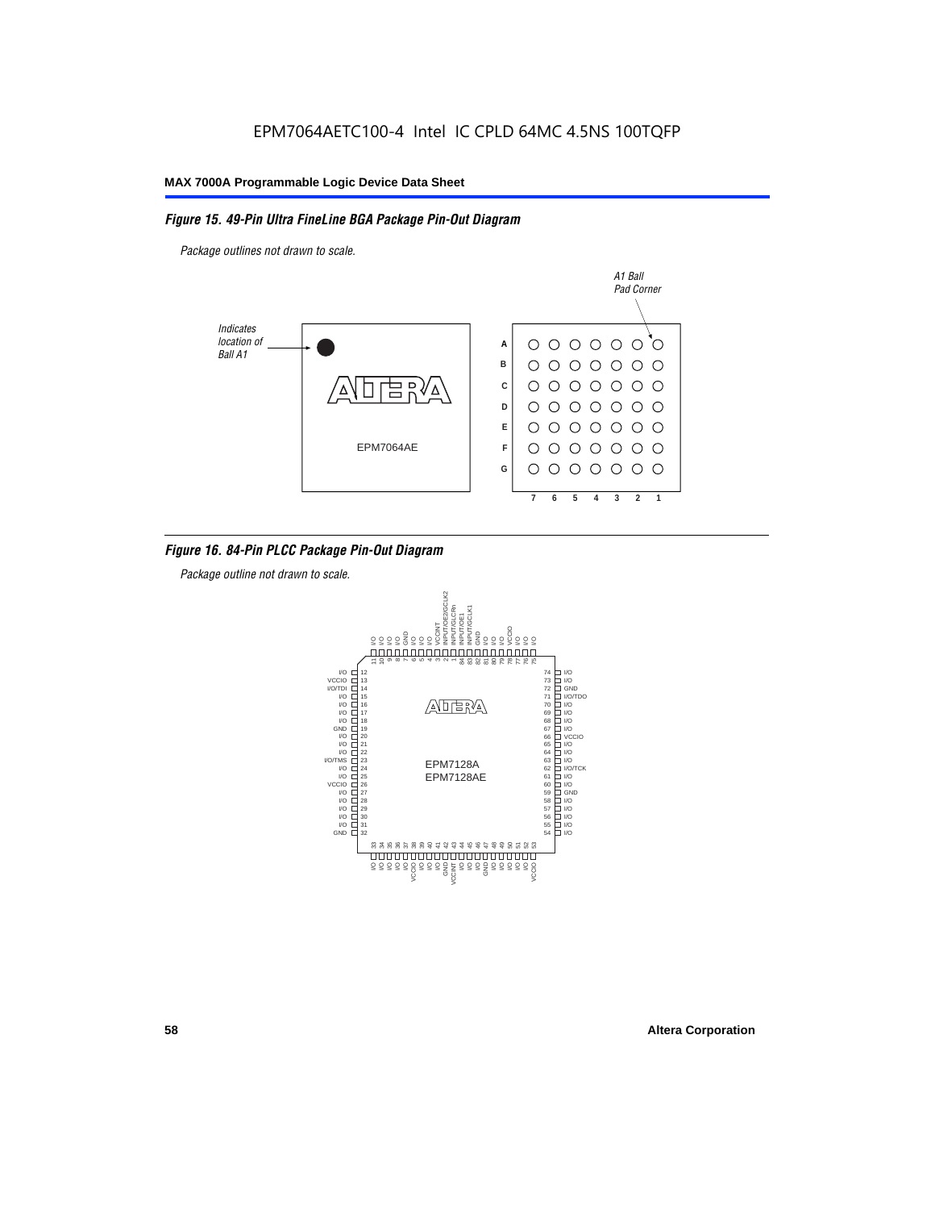EPM7064AETC100-4 Intel IC CPLD 64MC 4.5NS 100TQFP

## MAX 7000A Programmable Logic Device Data Sheet

### *Figure 15. 49-Pin Ultra FineLine BGA Package Pin-Out Diagram*

*Package outlines not drawn to scale.*

*Indicates location of Ball A1*

*A1 Ball Pad Corner*

EPM7064AE

### *Figure 16. 84-Pin PLCC Package Pin-Out Diagram*

*Package outline not drawn to scale.*

EPM7128A
EPM7128AE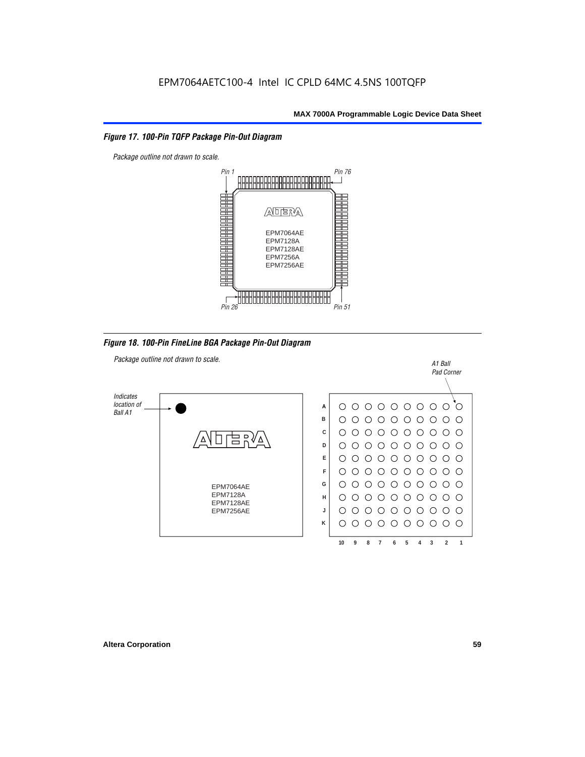EPM7064AETC100-4 Intel IC CPLD 64MC 4.5NS 100TQFP

*Figure 17. 100-Pin TQFP Package Pin-Out Diagram*

*Package outline not drawn to scale.*

*Pin 1* *Pin 76*

EPM7064AE
EPM7128A
EPM7128AE
EPM7256A
EPM7256AE

*Pin 26* *Pin 51*

*Figure 18. 100-Pin FineLine BGA Package Pin-Out Diagram*

*Package outline not drawn to scale.*

*Indicates location of Ball A1*

*A1 Ball Pad Corner*

EPM7064AE
EPM7128A
EPM7128AE
EPM7256AE

A B C D E F G H J K

10 9 8 7 6 5 4 3 2 1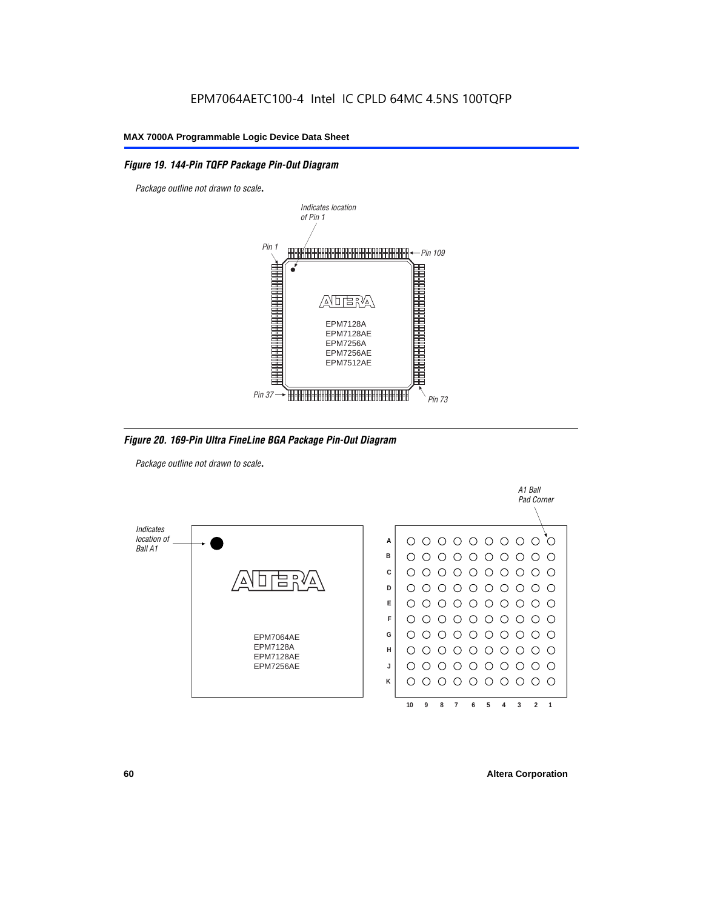EPM7064AETC100-4 Intel IC CPLD 64MC 4.5NS 100TQFP

*Figure 19. 144-Pin TQFP Package Pin-Out Diagram*

*Package outline not drawn to scale.*

*Indicates location of Pin 1*

*Pin 1*

*Pin 109*

EPM7128A
EPM7128AE
EPM7256A
EPM7256AE
EPM7512AE

*Pin 37*

*Pin 73*

*Figure 20. 169-Pin Ultra FineLine BGA Package Pin-Out Diagram*

*Package outline not drawn to scale.*

*A1 Ball Pad Corner*

*Indicates location of Ball A1*

EPM7064AE
EPM7128A
EPM7128AE
EPM7256AE

A B C D E F G H J K

10 9 8 7 6 5 4 3 2 1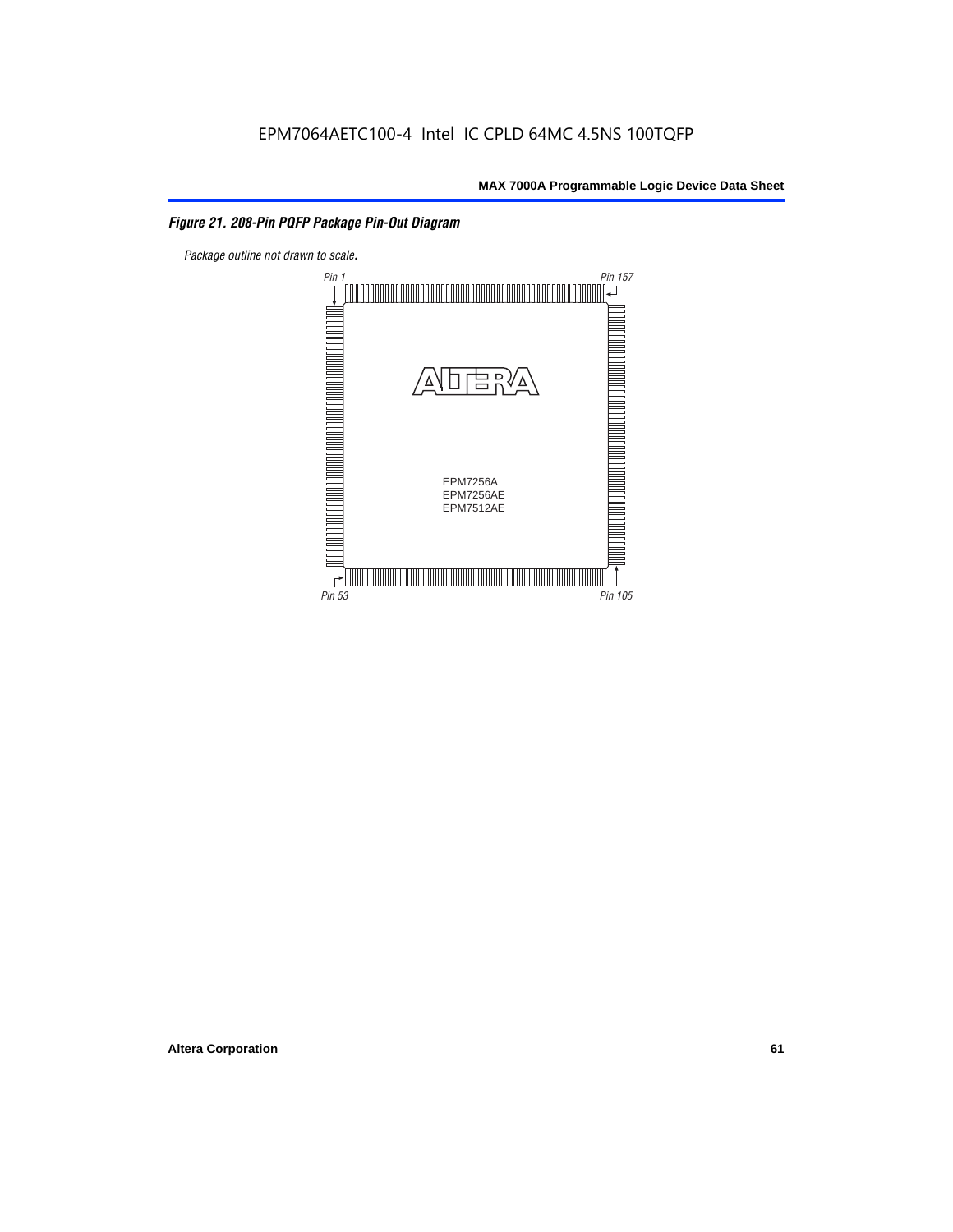*Figure 21. 208-Pin PQFP Package Pin-Out Diagram*

*Package outline not drawn to scale.*

Pin 1

Pin 157

EPM7256A
EPM7256AE
EPM7512AE

Pin 53

Pin 105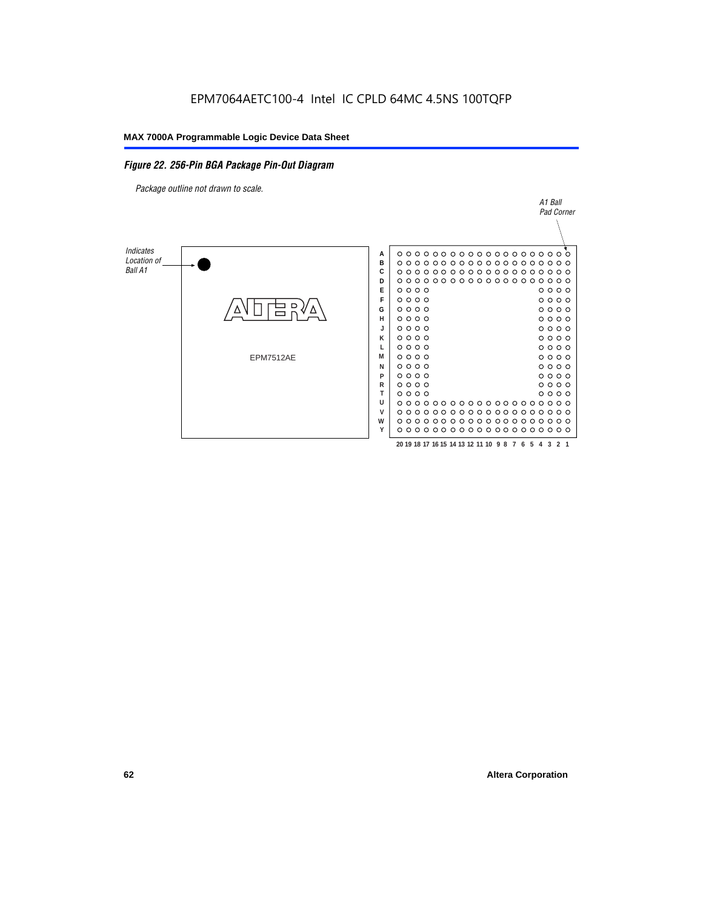EPM7064AETC100-4 Intel IC CPLD 64MC 4.5NS 100TQFP

*Figure 22. 256-Pin BGA Package Pin-Out Diagram*

*Package outline not drawn to scale.*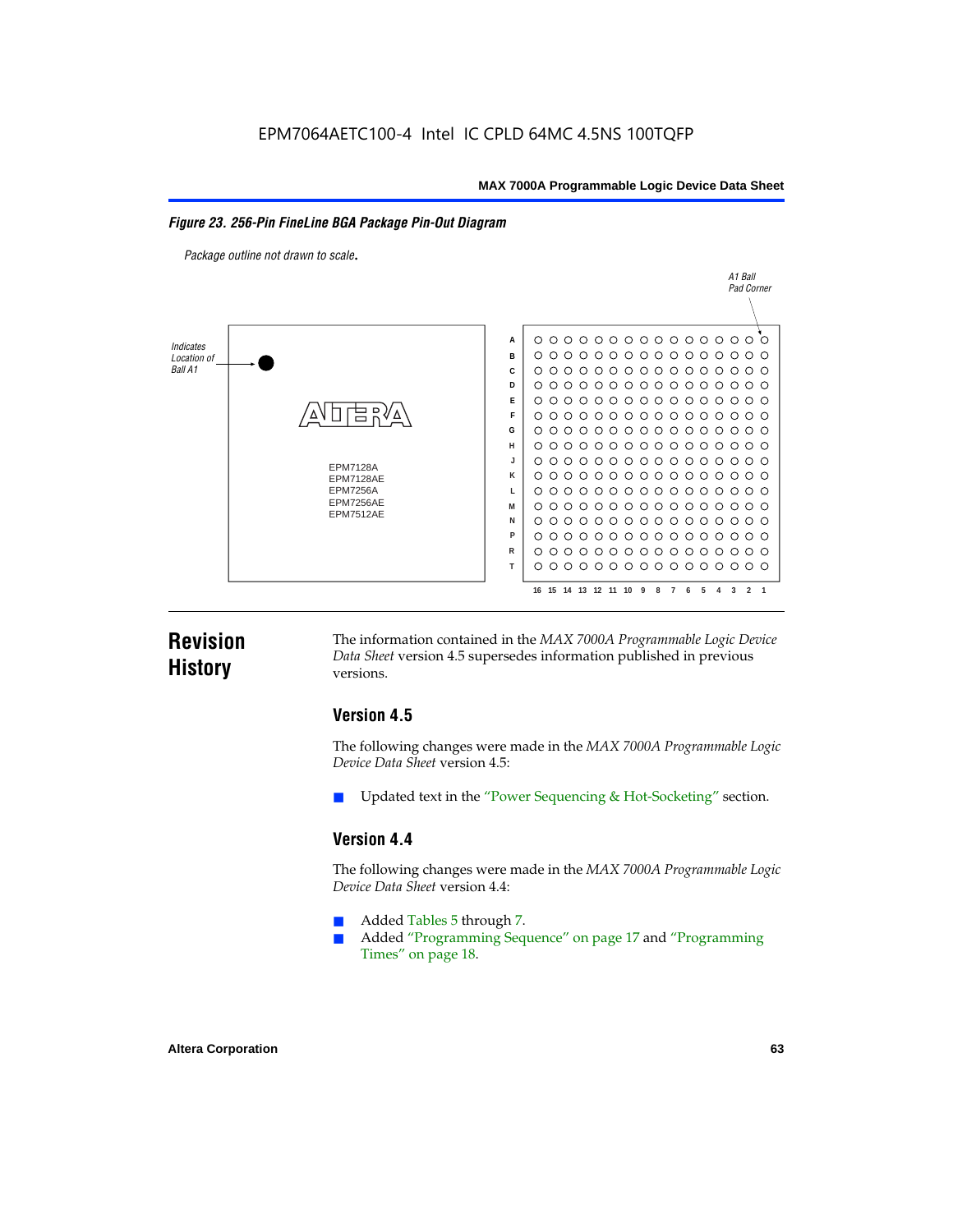EPM7064AETC100-4 Intel IC CPLD 64MC 4.5NS 100TQFP

***Figure 23. 256-Pin FineLine BGA Package Pin-Out Diagram***

*Package outline not drawn to scale.*

Indicates Location of Ball A1

A1 Ball Pad Corner

EPM7128A
EPM7128AE
EPM7256A
EPM7256AE
EPM7512AE

## Revision History

The information contained in the *MAX 7000A Programmable Logic Device Data Sheet* version 4.5 supersedes information published in previous versions.

### Version 4.5

The following changes were made in the *MAX 7000A Programmable Logic Device Data Sheet* version 4.5:

- Updated text in the "Power Sequencing & Hot-Socketing" section.

### Version 4.4

The following changes were made in the *MAX 7000A Programmable Logic Device Data Sheet* version 4.4:

- Added Tables 5 through 7.
- Added "Programming Sequence" on page 17 and "Programming Times" on page 18.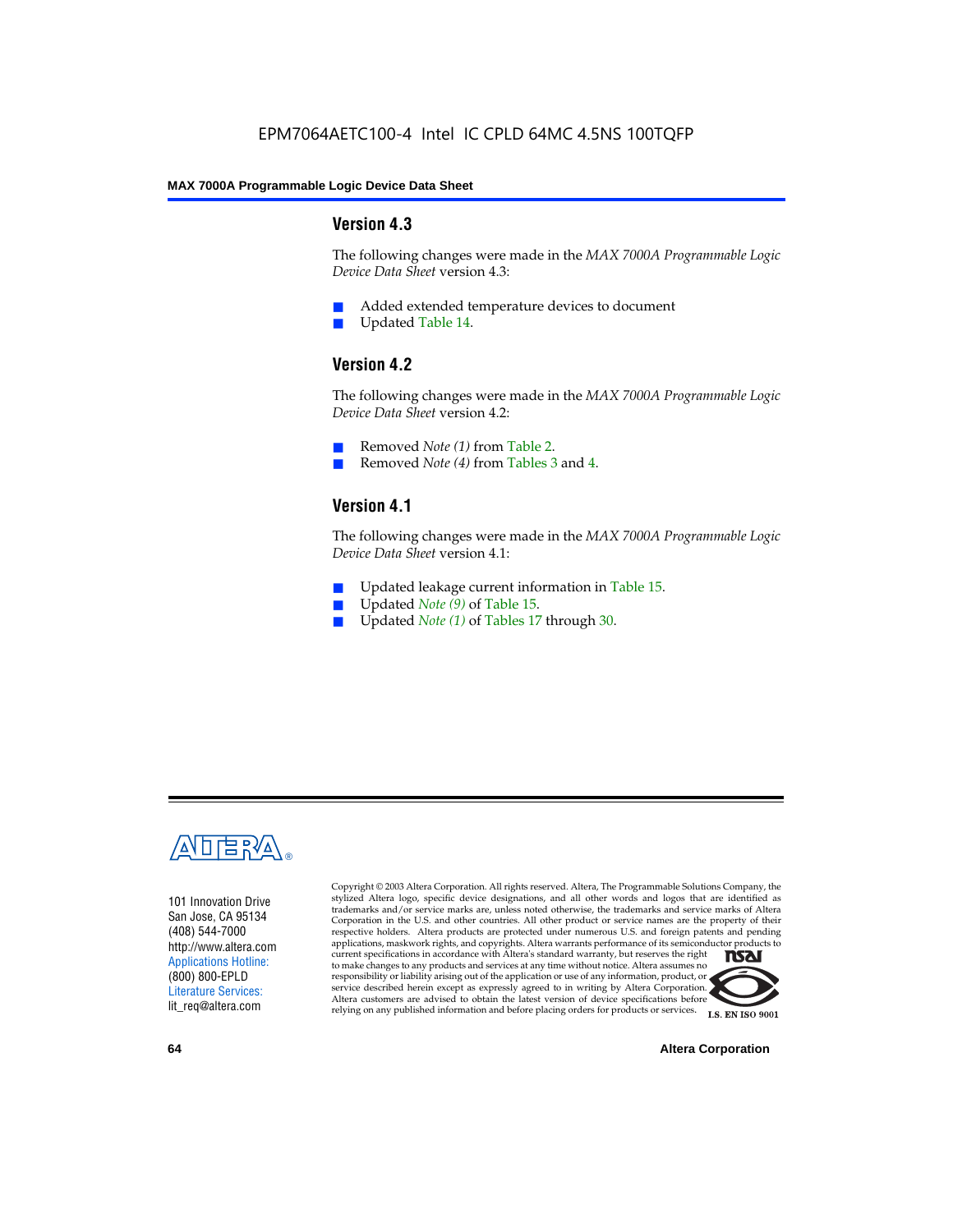## Version 4.3

The following changes were made in the *MAX 7000A Programmable Logic Device Data Sheet* version 4.3:

- Added extended temperature devices to document
- Updated Table 14.

## Version 4.2

The following changes were made in the *MAX 7000A Programmable Logic Device Data Sheet* version 4.2:

- Removed *Note (1)* from Table 2.
- Removed *Note (4)* from Tables 3 and 4.

## Version 4.1

The following changes were made in the *MAX 7000A Programmable Logic Device Data Sheet* version 4.1:

- Updated leakage current information in Table 15.
- Updated *Note (9)* of Table 15.
- Updated *Note (1)* of Tables 17 through 30.

101 Innovation Drive
San Jose, CA 95134
(408) 544-7000
http://www.altera.com
Applications Hotline:
(800) 800-EPLD
Literature Services:
lit_req@altera.com

Copyright © 2003 Altera Corporation. All rights reserved. Altera, The Programmable Solutions Company, the stylized Altera logo, specific device designations, and all other words and logos that are identified as trademarks and/or service marks are, unless noted otherwise, the trademarks and service marks of Altera Corporation in the U.S. and other countries. All other product or service names are the property of their respective holders. Altera products are protected under numerous U.S. and foreign patents and pending applications, maskwork rights, and copyrights. Altera warrants performance of its semiconductor products to current specifications in accordance with Altera's standard warranty, but reserves the right to make changes to any products and services at any time without notice. Altera assumes no responsibility or liability arising out of the application or use of any information, product, or service described herein except as expressly agreed to in writing by Altera Corporation. Altera customers are advised to obtain the latest version of device specifications before relying on any published information and before placing orders for products or services.

I.S. EN ISO 9001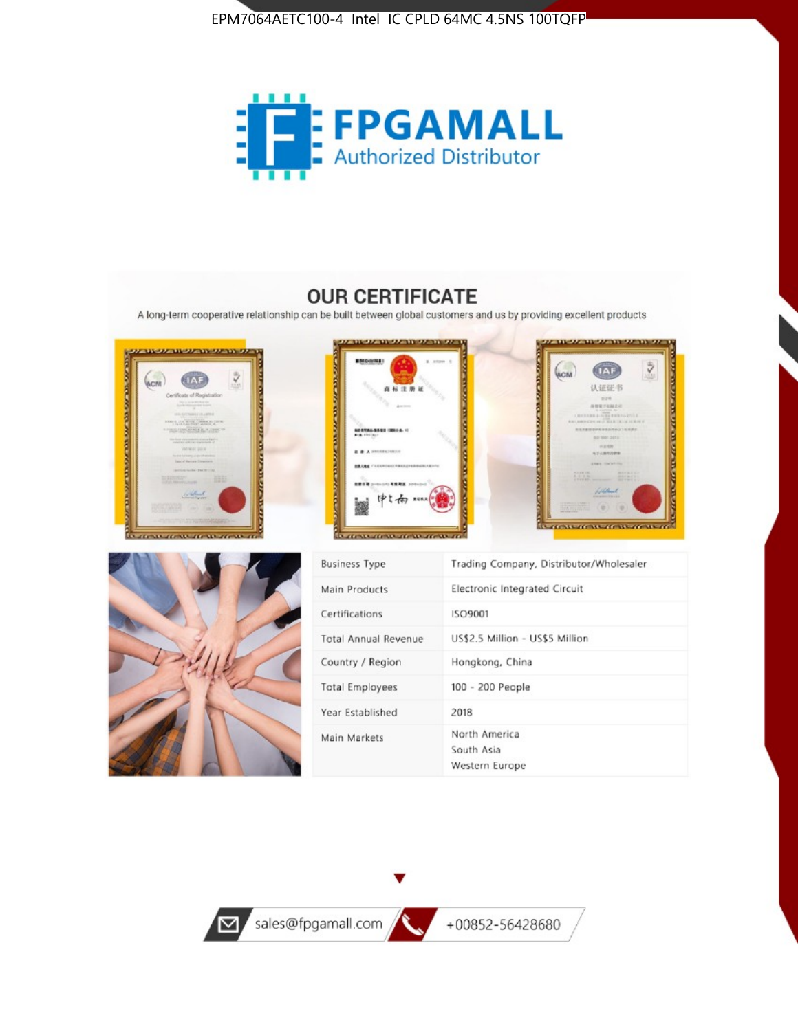# FPGAMALL

Authorized Distributor

## OUR CERTIFICATE

A long-term cooperative relationship can be built between global customers and us by providing excellent products

| | |
|---|---|
| Business Type | Trading Company, Distributor/Wholesaler |
| Main Products | Electronic Integrated Circuit |
| Certifications | ISO9001 |
| Total Annual Revenue | US$2.5 Million - US$5 Million |
| Country / Region | Hongkong, China |
| Total Employees | 100 - 200 People |
| Year Established | 2018 |
| Main Markets | North America<br>South Asia<br>Western Europe |

sales@fpgamall.com

+00852-56428680